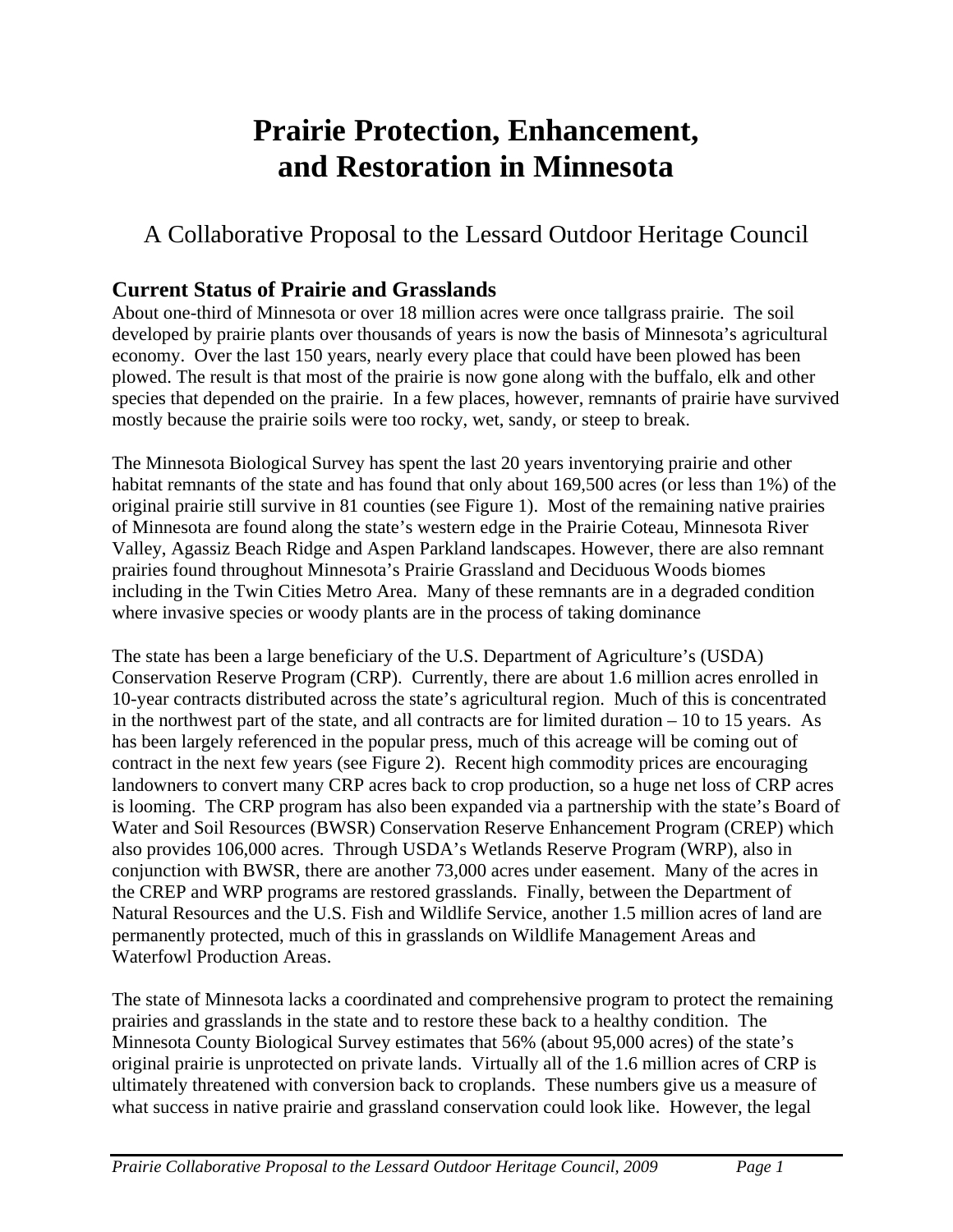# Prairie Protection, Enhancement, and Restoration in Minnesota

A Collaborative Proposal to the Lessard Outdoor Heritage Council

## Current Status of Prairie and Grasslands

About one-third of Minnesota or over 18 million acres were once tallgrass prairie. The soil developed by prairie plants over thousands of years is now the basis of Minnesota's agricultural economy. Over the last 150 years, nearly every place that could have been plowed has been plowed. The result is that most of the prairie is now gone along with the buffalo, elk and other species that depended on the prairie. In a few places, however, remnants of prairie have survived mostly because the prairie soils were too rocky, wet, sandy, or steep to break.

The Minnesota Biological Survey has spent the last 20 years inventorying prairie and other habitat remnants of the state and has found that only about 169,500 acres (or less than 1%) of the original prairie still survive in 81 counties (see Figure 1). Most of the remaining native prairies of Minnesota are found along the state's western edge in the Prairie Coteau, Minnesota River Valley, Agassiz Beach Ridge and Aspen Parkland landscapes. However, there are also remnant prairies found throughout Minnesota's Prairie Grassland and Deciduous Woods biomes including in the Twin Cities Metro Area. Many of these remnants are in a degraded condition where invasive species or woody plants are in the process of taking dominance

The state has been a large beneficiary of the U.S. Department of Agriculture's (USDA) Conservation Reserve Program (CRP). Currently, there are about 1.6 million acres enrolled in 10-year contracts distributed across the state's agricultural region. Much of this is concentrated in the northwest part of the state, and all contracts are for limited duration – 10 to 15 years. As has been largely referenced in the popular press, much of this acreage will be coming out of contract in the next few years (see Figure 2). Recent high commodity prices are encouraging landowners to convert many CRP acres back to crop production, so a huge net loss of CRP acres is looming. The CRP program has also been expanded via a partnership with the state's Board of Water and Soil Resources (BWSR) Conservation Reserve Enhancement Program (CREP) which also provides 106,000 acres. Through USDA's Wetlands Reserve Program (WRP), also in conjunction with BWSR, there are another 73,000 acres under easement. Many of the acres in the CREP and WRP programs are restored grasslands. Finally, between the Department of Natural Resources and the U.S. Fish and Wildlife Service, another 1.5 million acres of land are permanently protected, much of this in grasslands on Wildlife Management Areas and Waterfowl Production Areas.

The state of Minnesota lacks a coordinated and comprehensive program to protect the remaining prairies and grasslands in the state and to restore these back to a healthy condition. The Minnesota County Biological Survey estimates that 56% (about 95,000 acres) of the state's original prairie is unprotected on private lands. Virtually all of the 1.6 million acres of CRP is ultimately threatened with conversion back to croplands. These numbers give us a measure of what success in native prairie and grassland conservation could look like. However, the legal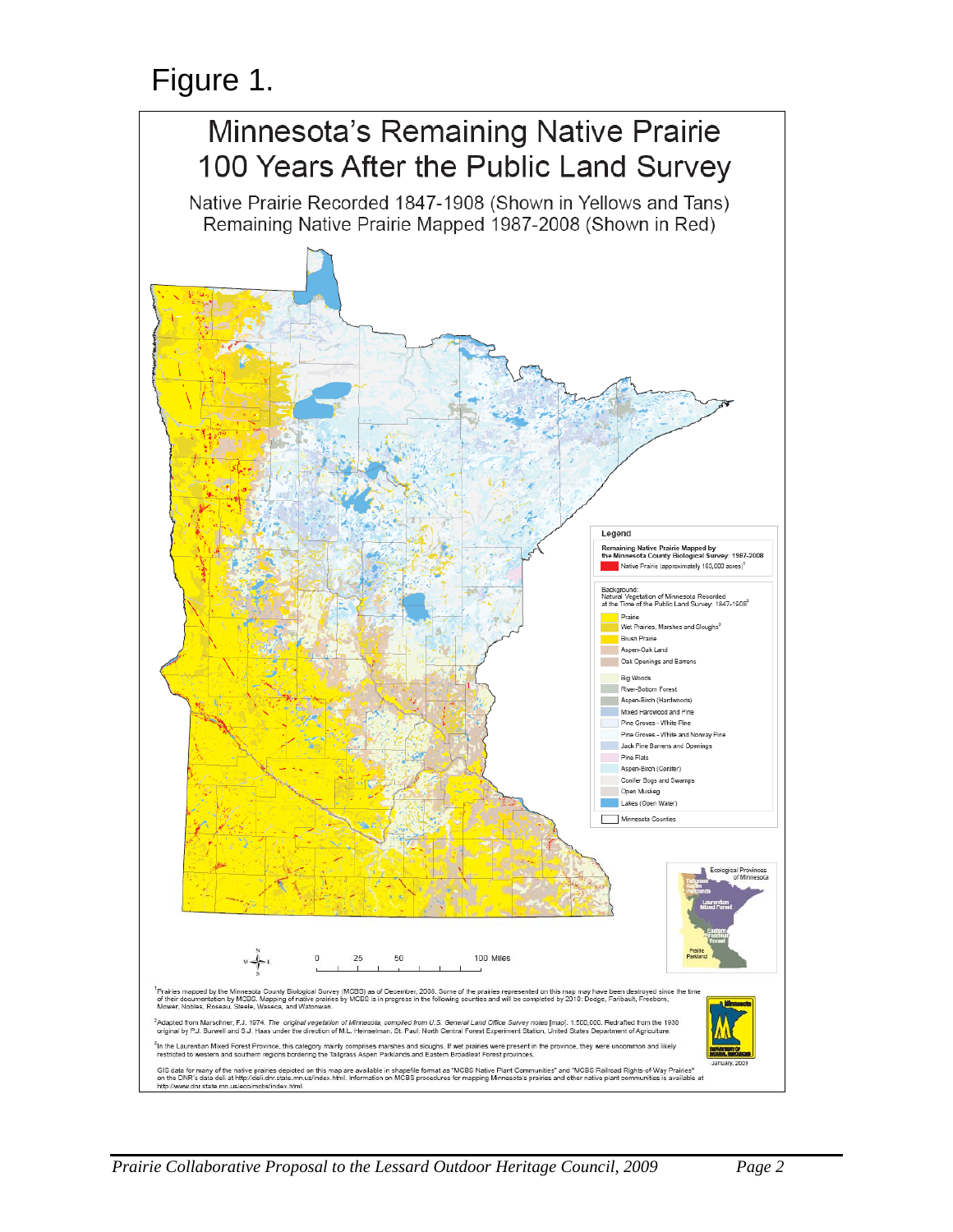Figure 1.

# Minnesota's Remaining Native Prairie 100 Years After the Public Land Survey

Native Prairie Recorded 1847-1908 (Shown in Yellows and Tans)
Remaining Native Prairie Mapped 1987-2008 (Shown in Red)

**Legend**

Remaining Native Prairie Mapped by the Minnesota County Biological Survey: 1987-2008

- Native Prairie (approximately 183,000 acres)[1]

Background:
Natural Vegetation of Minnesota Recorded at the Time of the Public Land Survey: 1847-1908[2]

- Prairie
- Wet Prairies, Marshes and Sloughs[3]
- Brush Prairie
- Aspen-Oak Land
- Oak Openings and Barrens
- Big Woods
- River-Bottom Forest
- Aspen-Birch (Hardwoods)
- Mixed Hardwood and Pine
- Pine Groves - White Pine
- Pine Groves - White and Norway Pine
- Jack Pine Barrens and Openings
- Pine Flats
- Aspen-Birch (Conifer)
- Conifer Bogs and Swamps
- Open Muskeg
- Lakes (Open Water)
- Minnesota Counties

Ecological Provinces of Minnesota: Tallgrass Aspen Parklands, Laurentian Mixed Forest, Eastern Broadleaf Forest, Prairie Parkland

0 25 50 100 Miles

[1]Prairies mapped by the Minnesota County Biological Survey (MCBS) as of December, 2008. Some of the prairies represented on this map may have been destroyed since the time of their documentation by MCBS. Mapping of native prairies by MCBS is in progress in the following counties and will be completed by 2010: Dodge, Faribault, Freeborn, Mower, Nobles, Roseau, Steele, Waseca, and Watonwan.

[2]Adapted from Marschner, F.J. 1974. *The original vegetation of Minnesota, compiled from U.S. General Land Office Survey notes* [map]. 1:500,000. Redrafted from the 1930 original by P.J. Burwell and S.J. Haas under the direction of M.L. Heinselman. St. Paul: North Central Forest Experiment Station, United States Department of Agriculture.

[3]In the Laurentian Mixed Forest Province, this category mainly comprises marshes and sloughs. If wet prairies were present in the province, they were uncommon and likely restricted to western and southern regions bordering the Tallgrass Aspen Parklands and Eastern Broadleaf Forest provinces.

GIS data for many of the native prairies depicted on this map are available in shapefile format as "MCBS Native Plant Communities" and "MCBS Railroad Rights-of-Way Prairies" on the DNR's data deli at http://deli.dnr.state.mn.us/index.html. Information on MCBS procedures for mapping Minnesota's prairies and other native plant communities is available at http://www.dnr.state.mn.us/eco/mcbs/index.html.

Minnesota Department of Natural Resources

January, 2009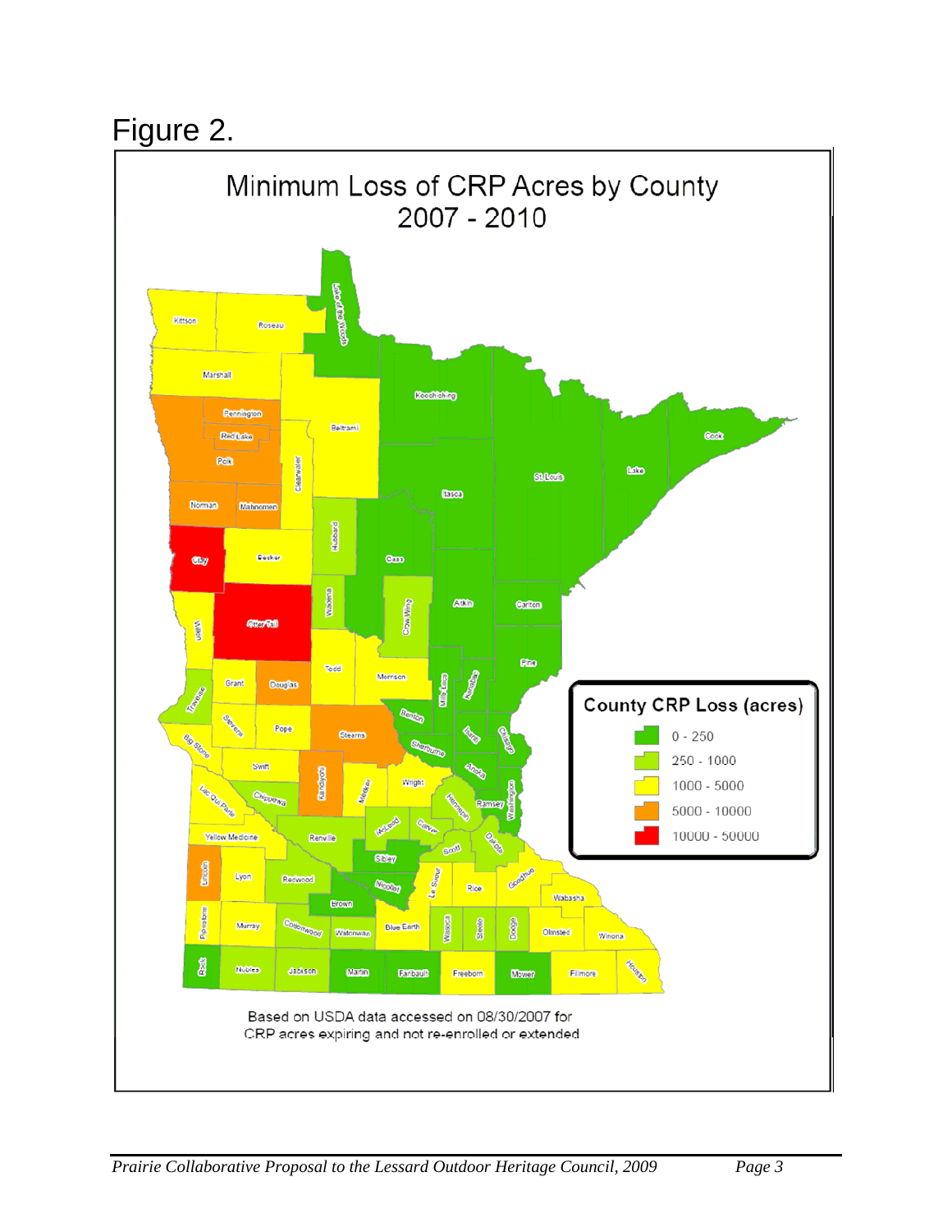Figure 2.

Minimum Loss of CRP Acres by County
2007 - 2010

County CRP Loss (acres)

- 0 - 250
- 250 - 1000
- 1000 - 5000
- 5000 - 10000
- 10000 - 50000

Based on USDA data accessed on 08/30/2007 for CRP acres expiring and not re-enrolled or extended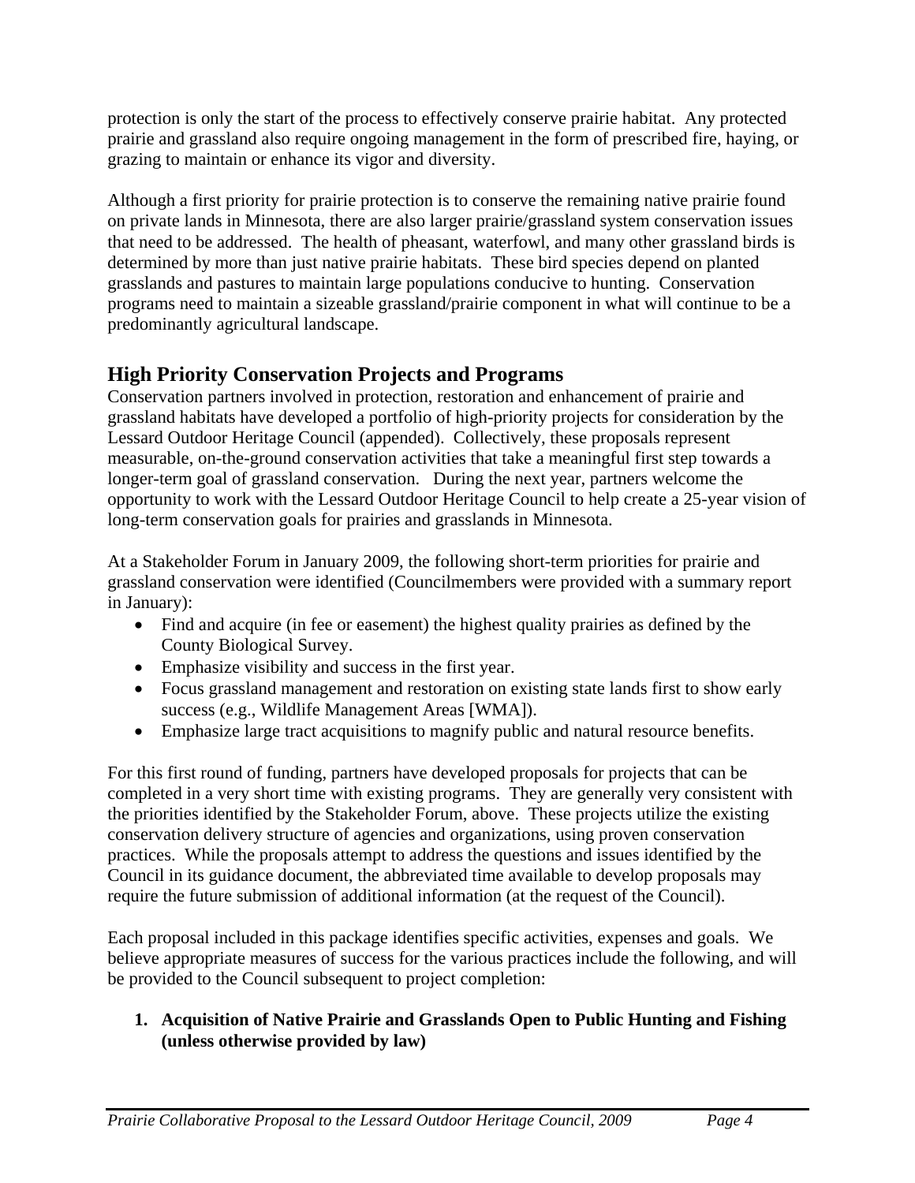protection is only the start of the process to effectively conserve prairie habitat. Any protected prairie and grassland also require ongoing management in the form of prescribed fire, haying, or grazing to maintain or enhance its vigor and diversity.

Although a first priority for prairie protection is to conserve the remaining native prairie found on private lands in Minnesota, there are also larger prairie/grassland system conservation issues that need to be addressed. The health of pheasant, waterfowl, and many other grassland birds is determined by more than just native prairie habitats. These bird species depend on planted grasslands and pastures to maintain large populations conducive to hunting. Conservation programs need to maintain a sizeable grassland/prairie component in what will continue to be a predominantly agricultural landscape.

## High Priority Conservation Projects and Programs

Conservation partners involved in protection, restoration and enhancement of prairie and grassland habitats have developed a portfolio of high-priority projects for consideration by the Lessard Outdoor Heritage Council (appended). Collectively, these proposals represent measurable, on-the-ground conservation activities that take a meaningful first step towards a longer-term goal of grassland conservation. During the next year, partners welcome the opportunity to work with the Lessard Outdoor Heritage Council to help create a 25-year vision of long-term conservation goals for prairies and grasslands in Minnesota.

At a Stakeholder Forum in January 2009, the following short-term priorities for prairie and grassland conservation were identified (Councilmembers were provided with a summary report in January):

- Find and acquire (in fee or easement) the highest quality prairies as defined by the County Biological Survey.
- Emphasize visibility and success in the first year.
- Focus grassland management and restoration on existing state lands first to show early success (e.g., Wildlife Management Areas [WMA]).
- Emphasize large tract acquisitions to magnify public and natural resource benefits.

For this first round of funding, partners have developed proposals for projects that can be completed in a very short time with existing programs. They are generally very consistent with the priorities identified by the Stakeholder Forum, above. These projects utilize the existing conservation delivery structure of agencies and organizations, using proven conservation practices. While the proposals attempt to address the questions and issues identified by the Council in its guidance document, the abbreviated time available to develop proposals may require the future submission of additional information (at the request of the Council).

Each proposal included in this package identifies specific activities, expenses and goals. We believe appropriate measures of success for the various practices include the following, and will be provided to the Council subsequent to project completion:

1. **Acquisition of Native Prairie and Grasslands Open to Public Hunting and Fishing (unless otherwise provided by law)**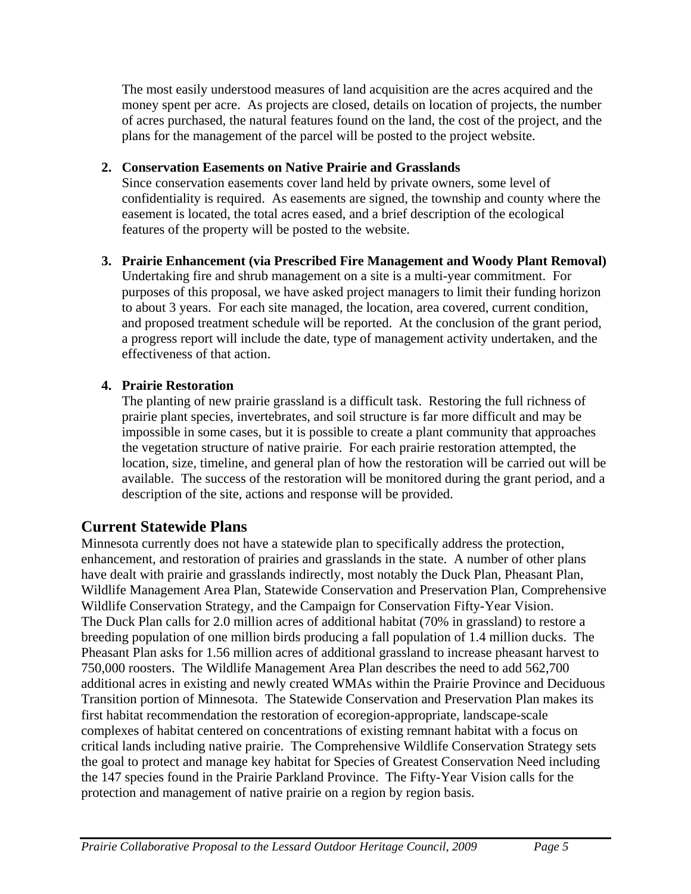The most easily understood measures of land acquisition are the acres acquired and the money spent per acre. As projects are closed, details on location of projects, the number of acres purchased, the natural features found on the land, the cost of the project, and the plans for the management of the parcel will be posted to the project website.

2. **Conservation Easements on Native Prairie and Grasslands**
   Since conservation easements cover land held by private owners, some level of confidentiality is required. As easements are signed, the township and county where the easement is located, the total acres eased, and a brief description of the ecological features of the property will be posted to the website.

3. **Prairie Enhancement (via Prescribed Fire Management and Woody Plant Removal)**
   Undertaking fire and shrub management on a site is a multi-year commitment. For purposes of this proposal, we have asked project managers to limit their funding horizon to about 3 years. For each site managed, the location, area covered, current condition, and proposed treatment schedule will be reported. At the conclusion of the grant period, a progress report will include the date, type of management activity undertaken, and the effectiveness of that action.

4. **Prairie Restoration**
   The planting of new prairie grassland is a difficult task. Restoring the full richness of prairie plant species, invertebrates, and soil structure is far more difficult and may be impossible in some cases, but it is possible to create a plant community that approaches the vegetation structure of native prairie. For each prairie restoration attempted, the location, size, timeline, and general plan of how the restoration will be carried out will be available. The success of the restoration will be monitored during the grant period, and a description of the site, actions and response will be provided.

## Current Statewide Plans

Minnesota currently does not have a statewide plan to specifically address the protection, enhancement, and restoration of prairies and grasslands in the state. A number of other plans have dealt with prairie and grasslands indirectly, most notably the Duck Plan, Pheasant Plan, Wildlife Management Area Plan, Statewide Conservation and Preservation Plan, Comprehensive Wildlife Conservation Strategy, and the Campaign for Conservation Fifty-Year Vision. The Duck Plan calls for 2.0 million acres of additional habitat (70% in grassland) to restore a breeding population of one million birds producing a fall population of 1.4 million ducks. The Pheasant Plan asks for 1.56 million acres of additional grassland to increase pheasant harvest to 750,000 roosters. The Wildlife Management Area Plan describes the need to add 562,700 additional acres in existing and newly created WMAs within the Prairie Province and Deciduous Transition portion of Minnesota. The Statewide Conservation and Preservation Plan makes its first habitat recommendation the restoration of ecoregion-appropriate, landscape-scale complexes of habitat centered on concentrations of existing remnant habitat with a focus on critical lands including native prairie. The Comprehensive Wildlife Conservation Strategy sets the goal to protect and manage key habitat for Species of Greatest Conservation Need including the 147 species found in the Prairie Parkland Province. The Fifty-Year Vision calls for the protection and management of native prairie on a region by region basis.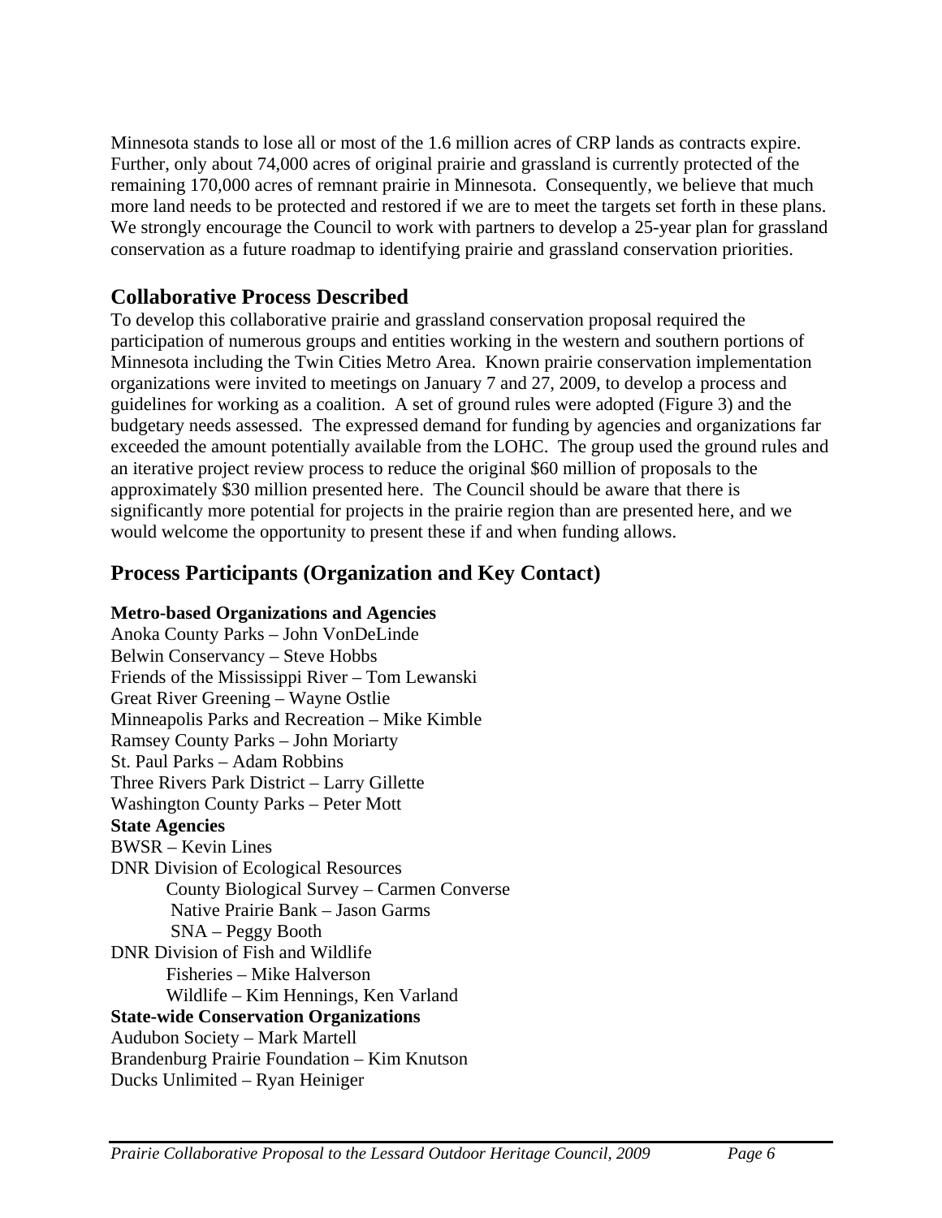Minnesota stands to lose all or most of the 1.6 million acres of CRP lands as contracts expire. Further, only about 74,000 acres of original prairie and grassland is currently protected of the remaining 170,000 acres of remnant prairie in Minnesota. Consequently, we believe that much more land needs to be protected and restored if we are to meet the targets set forth in these plans. We strongly encourage the Council to work with partners to develop a 25-year plan for grassland conservation as a future roadmap to identifying prairie and grassland conservation priorities.

## Collaborative Process Described

To develop this collaborative prairie and grassland conservation proposal required the participation of numerous groups and entities working in the western and southern portions of Minnesota including the Twin Cities Metro Area. Known prairie conservation implementation organizations were invited to meetings on January 7 and 27, 2009, to develop a process and guidelines for working as a coalition. A set of ground rules were adopted (Figure 3) and the budgetary needs assessed. The expressed demand for funding by agencies and organizations far exceeded the amount potentially available from the LOHC. The group used the ground rules and an iterative project review process to reduce the original $60 million of proposals to the approximately $30 million presented here. The Council should be aware that there is significantly more potential for projects in the prairie region than are presented here, and we would welcome the opportunity to present these if and when funding allows.

## Process Participants (Organization and Key Contact)

**Metro-based Organizations and Agencies**

Anoka County Parks – John VonDeLinde
Belwin Conservancy – Steve Hobbs
Friends of the Mississippi River – Tom Lewanski
Great River Greening – Wayne Ostlie
Minneapolis Parks and Recreation – Mike Kimble
Ramsey County Parks – John Moriarty
St. Paul Parks – Adam Robbins
Three Rivers Park District – Larry Gillette
Washington County Parks – Peter Mott

**State Agencies**

BWSR – Kevin Lines
DNR Division of Ecological Resources
- County Biological Survey – Carmen Converse
- Native Prairie Bank – Jason Garms
- SNA – Peggy Booth

DNR Division of Fish and Wildlife
- Fisheries – Mike Halverson
- Wildlife – Kim Hennings, Ken Varland

**State-wide Conservation Organizations**

Audubon Society – Mark Martell
Brandenburg Prairie Foundation – Kim Knutson
Ducks Unlimited – Ryan Heiniger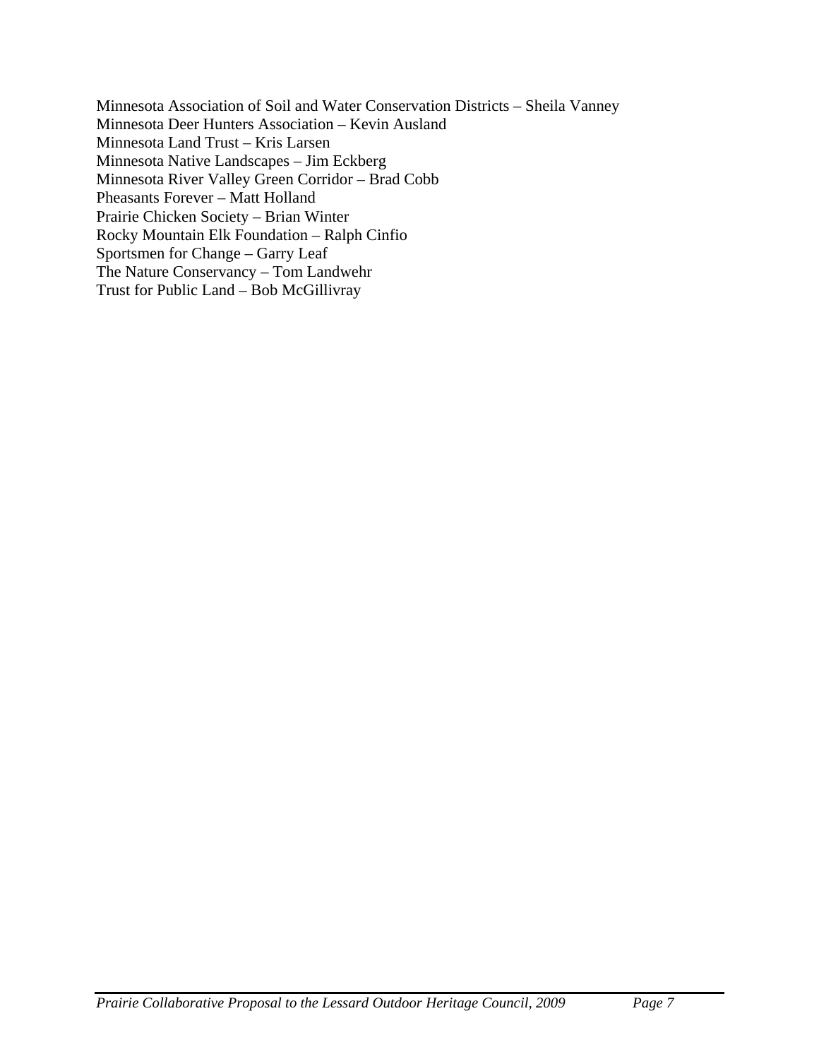Minnesota Association of Soil and Water Conservation Districts – Sheila Vanney
Minnesota Deer Hunters Association – Kevin Ausland
Minnesota Land Trust – Kris Larsen
Minnesota Native Landscapes – Jim Eckberg
Minnesota River Valley Green Corridor – Brad Cobb
Pheasants Forever – Matt Holland
Prairie Chicken Society – Brian Winter
Rocky Mountain Elk Foundation – Ralph Cinfio
Sportsmen for Change – Garry Leaf
The Nature Conservancy – Tom Landwehr
Trust for Public Land – Bob McGillivray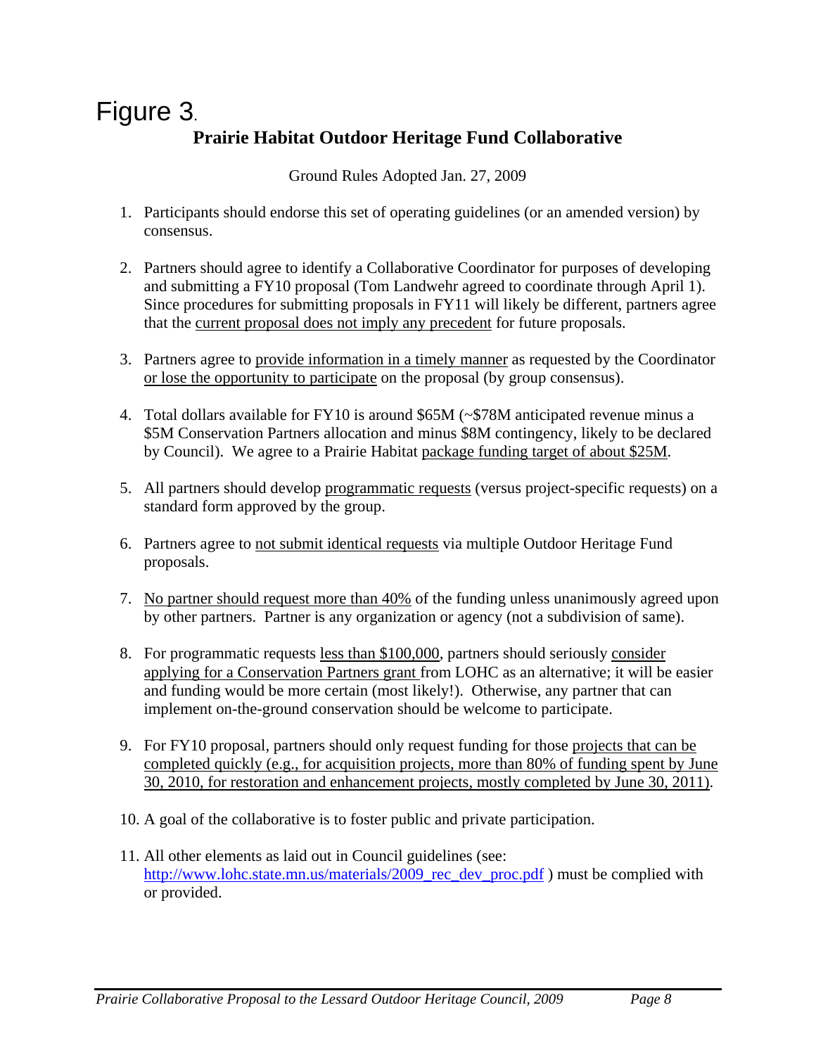Figure 3.

## Prairie Habitat Outdoor Heritage Fund Collaborative

Ground Rules Adopted Jan. 27, 2009

1. Participants should endorse this set of operating guidelines (or an amended version) by consensus.

2. Partners should agree to identify a Collaborative Coordinator for purposes of developing and submitting a FY10 proposal (Tom Landwehr agreed to coordinate through April 1). Since procedures for submitting proposals in FY11 will likely be different, partners agree that the current proposal does not imply any precedent for future proposals.

3. Partners agree to provide information in a timely manner as requested by the Coordinator or lose the opportunity to participate on the proposal (by group consensus).

4. Total dollars available for FY10 is around \$65M (~\$78M anticipated revenue minus a \$5M Conservation Partners allocation and minus \$8M contingency, likely to be declared by Council). We agree to a Prairie Habitat package funding target of about \$25M.

5. All partners should develop programmatic requests (versus project-specific requests) on a standard form approved by the group.

6. Partners agree to not submit identical requests via multiple Outdoor Heritage Fund proposals.

7. No partner should request more than 40% of the funding unless unanimously agreed upon by other partners. Partner is any organization or agency (not a subdivision of same).

8. For programmatic requests less than \$100,000, partners should seriously consider applying for a Conservation Partners grant from LOHC as an alternative; it will be easier and funding would be more certain (most likely!). Otherwise, any partner that can implement on-the-ground conservation should be welcome to participate.

9. For FY10 proposal, partners should only request funding for those projects that can be completed quickly (e.g., for acquisition projects, more than 80% of funding spent by June 30, 2010, for restoration and enhancement projects, mostly completed by June 30, 2011).

10. A goal of the collaborative is to foster public and private participation.

11. All other elements as laid out in Council guidelines (see: http://www.lohc.state.mn.us/materials/2009_rec_dev_proc.pdf ) must be complied with or provided.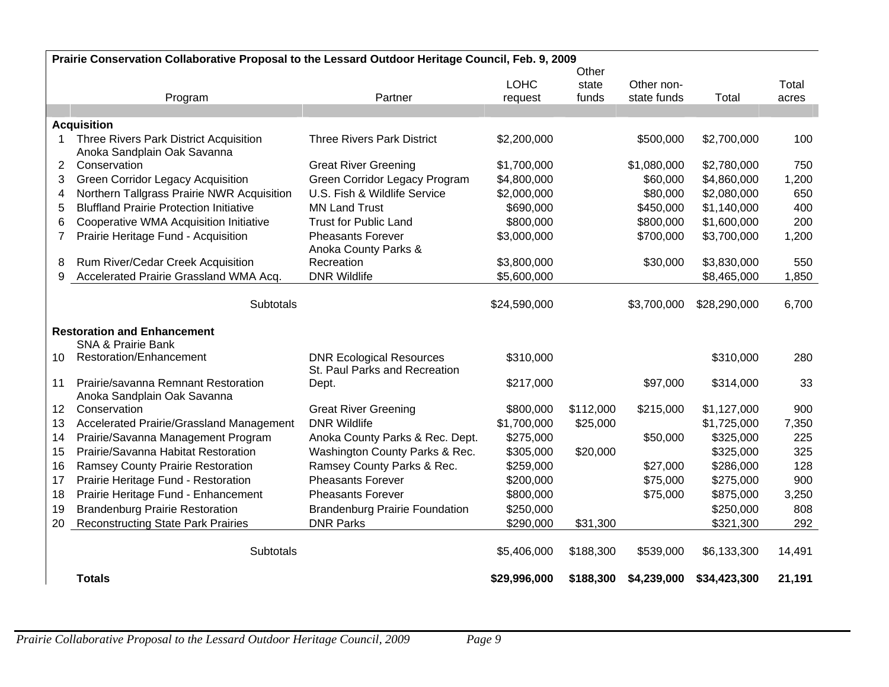**Prairie Conservation Collaborative Proposal to the Lessard Outdoor Heritage Council, Feb. 9, 2009**

| | Program | Partner | LOHC request | Other state funds | Other non-state funds | Total | Total acres |
|---|---|---|---|---|---|---|---|
| | **Acquisition** | | | | | | |
| 1 | Three Rivers Park District Acquisition | Three Rivers Park District | $2,200,000 | | $500,000 | $2,700,000 | 100 |
| 2 | Anoka Sandplain Oak Savanna Conservation | Great River Greening | $1,700,000 | | $1,080,000 | $2,780,000 | 750 |
| 3 | Green Corridor Legacy Acquisition | Green Corridor Legacy Program | $4,800,000 | | $60,000 | $4,860,000 | 1,200 |
| 4 | Northern Tallgrass Prairie NWR Acquisition | U.S. Fish & Wildlife Service | $2,000,000 | | $80,000 | $2,080,000 | 650 |
| 5 | Bluffland Prairie Protection Initiative | MN Land Trust | $690,000 | | $450,000 | $1,140,000 | 400 |
| 6 | Cooperative WMA Acquisition Initiative | Trust for Public Land | $800,000 | | $800,000 | $1,600,000 | 200 |
| 7 | Prairie Heritage Fund - Acquisition | Pheasants Forever | $3,000,000 | | $700,000 | $3,700,000 | 1,200 |
| 8 | Rum River/Cedar Creek Acquisition | Anoka County Parks & Recreation | $3,800,000 | | $30,000 | $3,830,000 | 550 |
| 9 | Accelerated Prairie Grassland WMA Acq. | DNR Wildlife | $5,600,000 | | | $8,465,000 | 1,850 |
| | Subtotals | | $24,590,000 | | $3,700,000 | $28,290,000 | 6,700 |
| | **Restoration and Enhancement** | | | | | | |
| 10 | SNA & Prairie Bank Restoration/Enhancement | DNR Ecological Resources | $310,000 | | | $310,000 | 280 |
| 11 | Prairie/savanna Remnant Restoration | St. Paul Parks and Recreation Dept. | $217,000 | | $97,000 | $314,000 | 33 |
| 12 | Anoka Sandplain Oak Savanna Conservation | Great River Greening | $800,000 | $112,000 | $215,000 | $1,127,000 | 900 |
| 13 | Accelerated Prairie/Grassland Management | DNR Wildlife | $1,700,000 | $25,000 | | $1,725,000 | 7,350 |
| 14 | Prairie/Savanna Management Program | Anoka County Parks & Rec. Dept. | $275,000 | | $50,000 | $325,000 | 225 |
| 15 | Prairie/Savanna Habitat Restoration | Washington County Parks & Rec. | $305,000 | $20,000 | | $325,000 | 325 |
| 16 | Ramsey County Prairie Restoration | Ramsey County Parks & Rec. | $259,000 | | $27,000 | $286,000 | 128 |
| 17 | Prairie Heritage Fund - Restoration | Pheasants Forever | $200,000 | | $75,000 | $275,000 | 900 |
| 18 | Prairie Heritage Fund - Enhancement | Pheasants Forever | $800,000 | | $75,000 | $875,000 | 3,250 |
| 19 | Brandenburg Prairie Restoration | Brandenburg Prairie Foundation | $250,000 | | | $250,000 | 808 |
| 20 | Reconstructing State Park Prairies | DNR Parks | $290,000 | $31,300 | | $321,300 | 292 |
| | Subtotals | | $5,406,000 | $188,300 | $539,000 | $6,133,300 | 14,491 |
| | **Totals** | | **$29,996,000** | **$188,300** | **$4,239,000** | **$34,423,300** | **21,191** |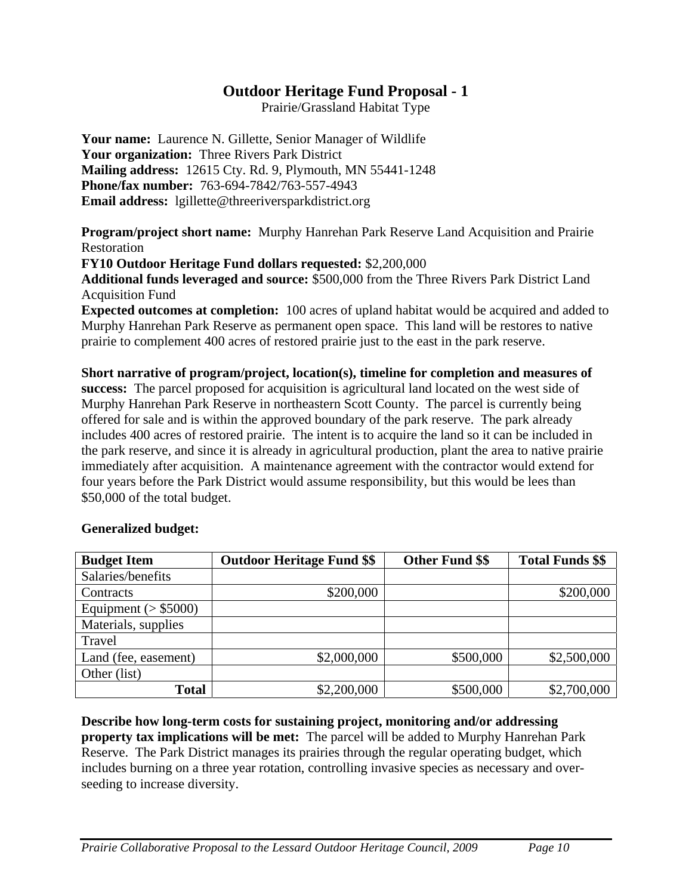# Outdoor Heritage Fund Proposal - 1

Prairie/Grassland Habitat Type

**Your name:** Laurence N. Gillette, Senior Manager of Wildlife
**Your organization:** Three Rivers Park District
**Mailing address:** 12615 Cty. Rd. 9, Plymouth, MN 55441-1248
**Phone/fax number:** 763-694-7842/763-557-4943
**Email address:** lgillette@threeriversparkdistrict.org

**Program/project short name:** Murphy Hanrehan Park Reserve Land Acquisition and Prairie Restoration
**FY10 Outdoor Heritage Fund dollars requested:** $2,200,000
**Additional funds leveraged and source:** $500,000 from the Three Rivers Park District Land Acquisition Fund
**Expected outcomes at completion:** 100 acres of upland habitat would be acquired and added to Murphy Hanrehan Park Reserve as permanent open space. This land will be restores to native prairie to complement 400 acres of restored prairie just to the east in the park reserve.

**Short narrative of program/project, location(s), timeline for completion and measures of success:** The parcel proposed for acquisition is agricultural land located on the west side of Murphy Hanrehan Park Reserve in northeastern Scott County. The parcel is currently being offered for sale and is within the approved boundary of the park reserve. The park already includes 400 acres of restored prairie. The intent is to acquire the land so it can be included in the park reserve, and since it is already in agricultural production, plant the area to native prairie immediately after acquisition. A maintenance agreement with the contractor would extend for four years before the Park District would assume responsibility, but this would be lees than $50,000 of the total budget.

**Generalized budget:**

| Budget Item | Outdoor Heritage Fund $$ | Other Fund $$ | Total Funds $$ |
|---|---|---|---|
| Salaries/benefits | | | |
| Contracts | $200,000 | | $200,000 |
| Equipment (> $5000) | | | |
| Materials, supplies | | | |
| Travel | | | |
| Land (fee, easement) | $2,000,000 | $500,000 | $2,500,000 |
| Other (list) | | | |
| **Total** | $2,200,000 | $500,000 | $2,700,000 |

**Describe how long-term costs for sustaining project, monitoring and/or addressing property tax implications will be met:** The parcel will be added to Murphy Hanrehan Park Reserve. The Park District manages its prairies through the regular operating budget, which includes burning on a three year rotation, controlling invasive species as necessary and over-seeding to increase diversity.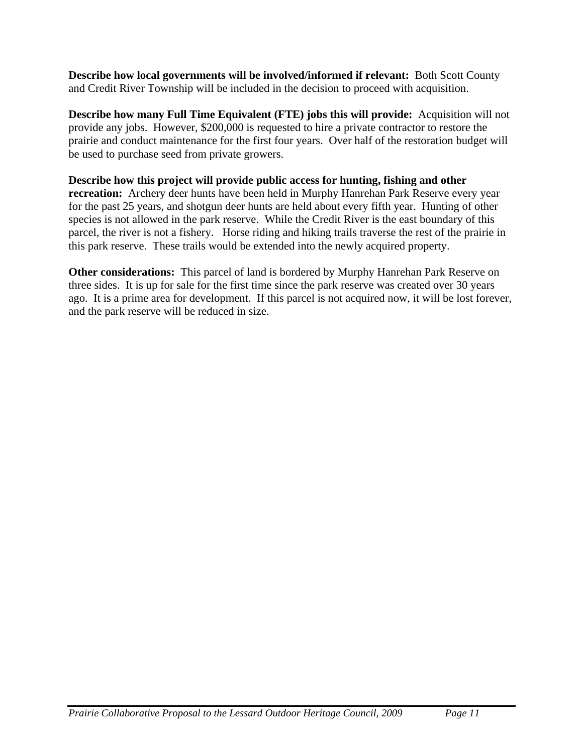**Describe how local governments will be involved/informed if relevant:** Both Scott County and Credit River Township will be included in the decision to proceed with acquisition.

**Describe how many Full Time Equivalent (FTE) jobs this will provide:** Acquisition will not provide any jobs. However, $200,000 is requested to hire a private contractor to restore the prairie and conduct maintenance for the first four years. Over half of the restoration budget will be used to purchase seed from private growers.

**Describe how this project will provide public access for hunting, fishing and other recreation:** Archery deer hunts have been held in Murphy Hanrehan Park Reserve every year for the past 25 years, and shotgun deer hunts are held about every fifth year. Hunting of other species is not allowed in the park reserve. While the Credit River is the east boundary of this parcel, the river is not a fishery. Horse riding and hiking trails traverse the rest of the prairie in this park reserve. These trails would be extended into the newly acquired property.

**Other considerations:** This parcel of land is bordered by Murphy Hanrehan Park Reserve on three sides. It is up for sale for the first time since the park reserve was created over 30 years ago. It is a prime area for development. If this parcel is not acquired now, it will be lost forever, and the park reserve will be reduced in size.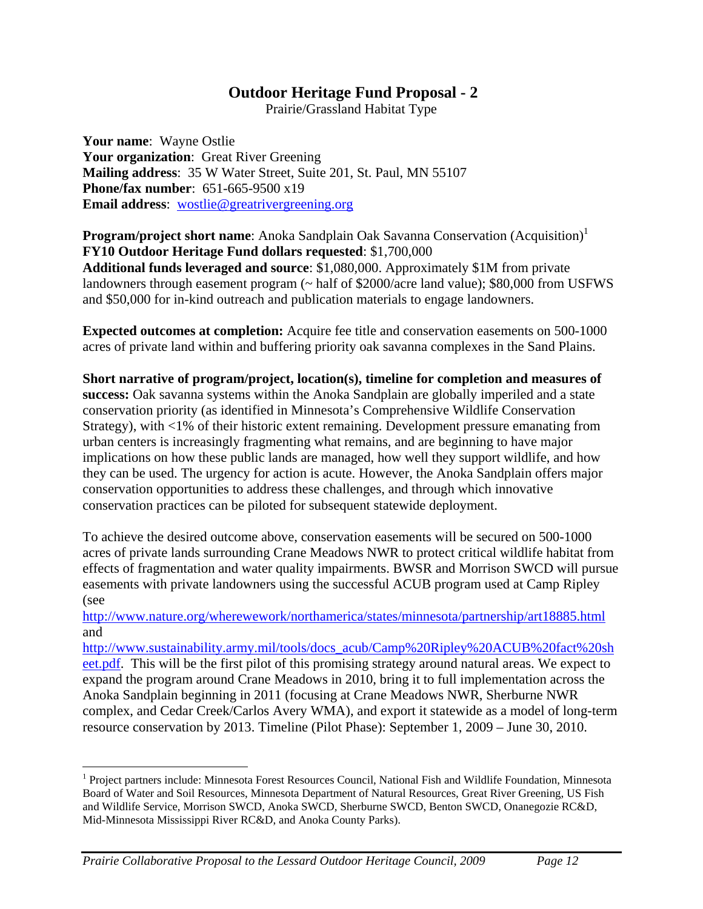# Outdoor Heritage Fund Proposal - 2

Prairie/Grassland Habitat Type

**Your name**: Wayne Ostlie
**Your organization**: Great River Greening
**Mailing address**: 35 W Water Street, Suite 201, St. Paul, MN 55107
**Phone/fax number**: 651-665-9500 x19
**Email address**: wostlie@greatrivergreening.org

**Program/project short name**: Anoka Sandplain Oak Savanna Conservation (Acquisition)[1]
**FY10 Outdoor Heritage Fund dollars requested**: $1,700,000
**Additional funds leveraged and source**: $1,080,000. Approximately $1M from private landowners through easement program (~ half of $2000/acre land value); $80,000 from USFWS and $50,000 for in-kind outreach and publication materials to engage landowners.

**Expected outcomes at completion:** Acquire fee title and conservation easements on 500-1000 acres of private land within and buffering priority oak savanna complexes in the Sand Plains.

**Short narrative of program/project, location(s), timeline for completion and measures of success:** Oak savanna systems within the Anoka Sandplain are globally imperiled and a state conservation priority (as identified in Minnesota's Comprehensive Wildlife Conservation Strategy), with <1% of their historic extent remaining. Development pressure emanating from urban centers is increasingly fragmenting what remains, and are beginning to have major implications on how these public lands are managed, how well they support wildlife, and how they can be used. The urgency for action is acute. However, the Anoka Sandplain offers major conservation opportunities to address these challenges, and through which innovative conservation practices can be piloted for subsequent statewide deployment.

To achieve the desired outcome above, conservation easements will be secured on 500-1000 acres of private lands surrounding Crane Meadows NWR to protect critical wildlife habitat from effects of fragmentation and water quality impairments. BWSR and Morrison SWCD will pursue easements with private landowners using the successful ACUB program used at Camp Ripley (see http://www.nature.org/wherewework/northamerica/states/minnesota/partnership/art18885.html and http://www.sustainability.army.mil/tools/docs_acub/Camp%20Ripley%20ACUB%20fact%20sheet.pdf. This will be the first pilot of this promising strategy around natural areas. We expect to expand the program around Crane Meadows in 2010, bring it to full implementation across the Anoka Sandplain beginning in 2011 (focusing at Crane Meadows NWR, Sherburne NWR complex, and Cedar Creek/Carlos Avery WMA), and export it statewide as a model of long-term resource conservation by 2013. Timeline (Pilot Phase): September 1, 2009 – June 30, 2010.

---

[1] Project partners include: Minnesota Forest Resources Council, National Fish and Wildlife Foundation, Minnesota Board of Water and Soil Resources, Minnesota Department of Natural Resources, Great River Greening, US Fish and Wildlife Service, Morrison SWCD, Anoka SWCD, Sherburne SWCD, Benton SWCD, Onanegozie RC&D, Mid-Minnesota Mississippi River RC&D, and Anoka County Parks).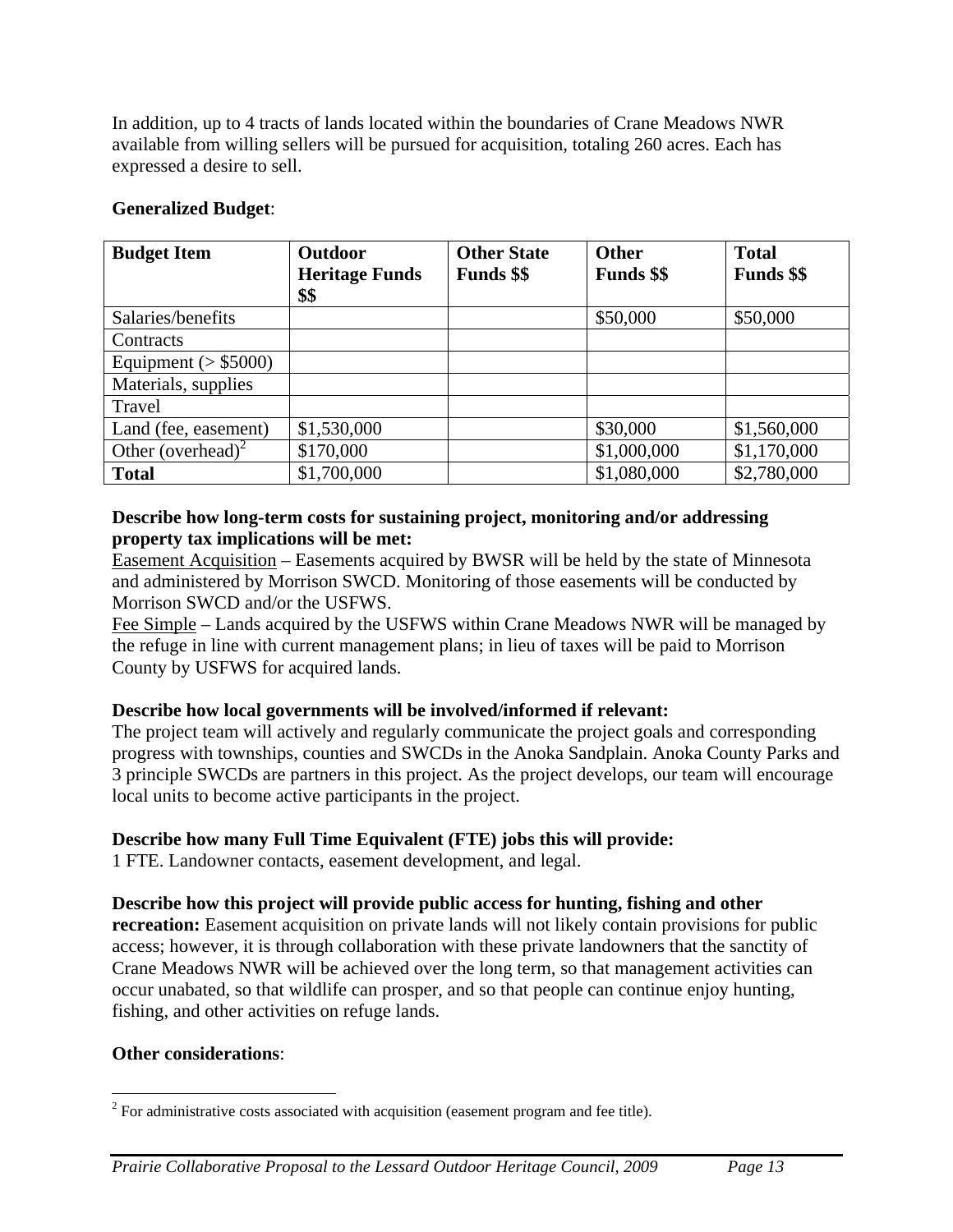In addition, up to 4 tracts of lands located within the boundaries of Crane Meadows NWR available from willing sellers will be pursued for acquisition, totaling 260 acres. Each has expressed a desire to sell.

**Generalized Budget**:

| **Budget Item** | **Outdoor Heritage Funds $$** | **Other State Funds $$** | **Other Funds $$** | **Total Funds $$** |
|---|---|---|---|---|
| Salaries/benefits | | | $50,000 | $50,000 |
| Contracts | | | | |
| Equipment (> $5000) | | | | |
| Materials, supplies | | | | |
| Travel | | | | |
| Land (fee, easement) | $1,530,000 | | $30,000 | $1,560,000 |
| Other (overhead)[2] | $170,000 | | $1,000,000 | $1,170,000 |
| **Total** | $1,700,000 | | $1,080,000 | $2,780,000 |

**Describe how long-term costs for sustaining project, monitoring and/or addressing property tax implications will be met:**

Easement Acquisition – Easements acquired by BWSR will be held by the state of Minnesota and administered by Morrison SWCD. Monitoring of those easements will be conducted by Morrison SWCD and/or the USFWS.

Fee Simple – Lands acquired by the USFWS within Crane Meadows NWR will be managed by the refuge in line with current management plans; in lieu of taxes will be paid to Morrison County by USFWS for acquired lands.

**Describe how local governments will be involved/informed if relevant:**

The project team will actively and regularly communicate the project goals and corresponding progress with townships, counties and SWCDs in the Anoka Sandplain. Anoka County Parks and 3 principle SWCDs are partners in this project. As the project develops, our team will encourage local units to become active participants in the project.

**Describe how many Full Time Equivalent (FTE) jobs this will provide:**

1 FTE. Landowner contacts, easement development, and legal.

**Describe how this project will provide public access for hunting, fishing and other recreation:** Easement acquisition on private lands will not likely contain provisions for public access; however, it is through collaboration with these private landowners that the sanctity of Crane Meadows NWR will be achieved over the long term, so that management activities can occur unabated, so that wildlife can prosper, and so that people can continue enjoy hunting, fishing, and other activities on refuge lands.

**Other considerations**:

[2] For administrative costs associated with acquisition (easement program and fee title).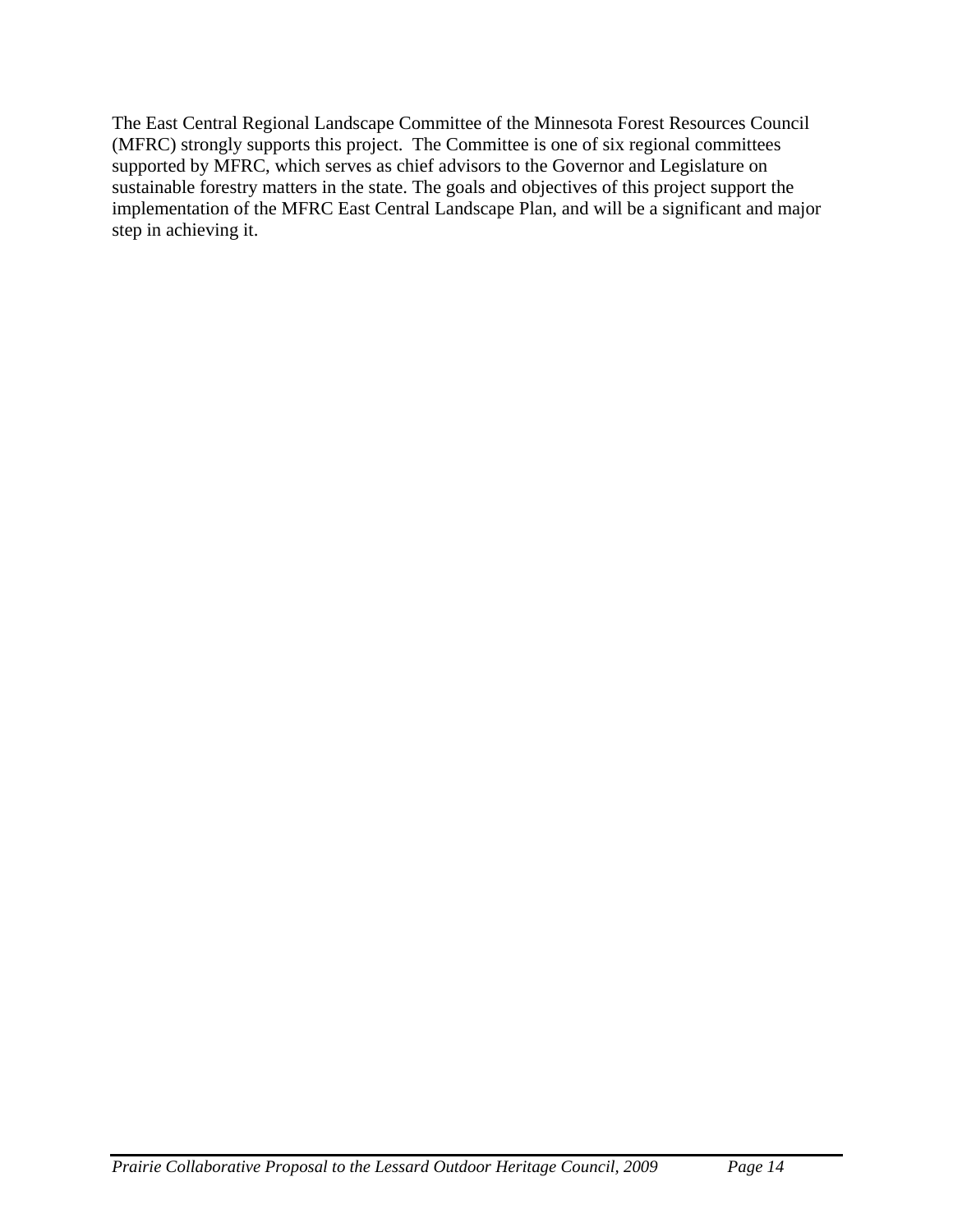The East Central Regional Landscape Committee of the Minnesota Forest Resources Council (MFRC) strongly supports this project. The Committee is one of six regional committees supported by MFRC, which serves as chief advisors to the Governor and Legislature on sustainable forestry matters in the state. The goals and objectives of this project support the implementation of the MFRC East Central Landscape Plan, and will be a significant and major step in achieving it.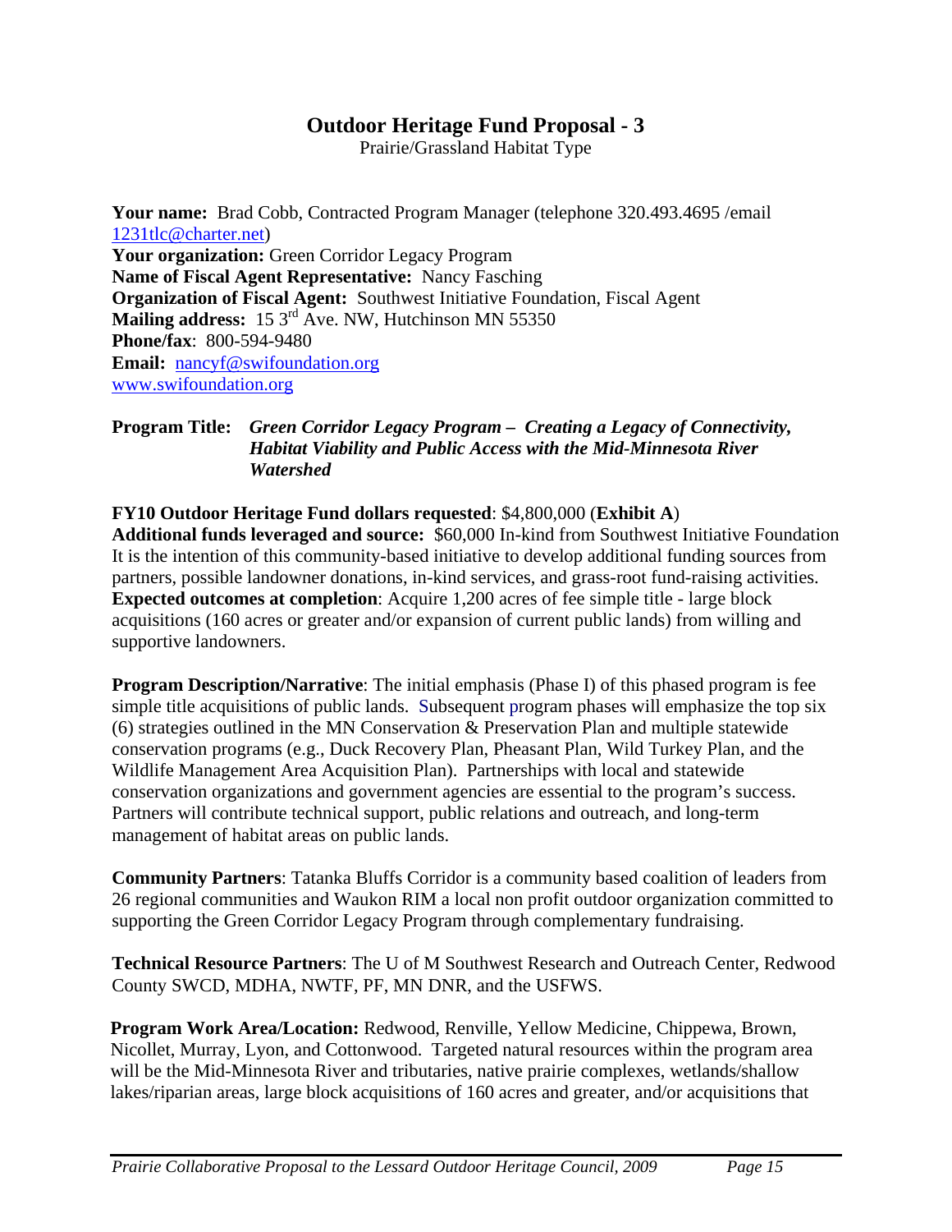# Outdoor Heritage Fund Proposal - 3

Prairie/Grassland Habitat Type

**Your name:** Brad Cobb, Contracted Program Manager (telephone 320.493.4695 /email 1231tlc@charter.net)
**Your organization:** Green Corridor Legacy Program
**Name of Fiscal Agent Representative:** Nancy Fasching
**Organization of Fiscal Agent:** Southwest Initiative Foundation, Fiscal Agent
**Mailing address:** 15 3rd Ave. NW, Hutchinson MN 55350
**Phone/fax**: 800-594-9480
**Email:** nancyf@swifoundation.org
www.swifoundation.org

**Program Title:** ***Green Corridor Legacy Program – Creating a Legacy of Connectivity, Habitat Viability and Public Access with the Mid-Minnesota River Watershed***

**FY10 Outdoor Heritage Fund dollars requested**: $4,800,000 (**Exhibit A**)
**Additional funds leveraged and source:** $60,000 In-kind from Southwest Initiative Foundation It is the intention of this community-based initiative to develop additional funding sources from partners, possible landowner donations, in-kind services, and grass-root fund-raising activities.
**Expected outcomes at completion**: Acquire 1,200 acres of fee simple title - large block acquisitions (160 acres or greater and/or expansion of current public lands) from willing and supportive landowners.

**Program Description/Narrative**: The initial emphasis (Phase I) of this phased program is fee simple title acquisitions of public lands. Subsequent program phases will emphasize the top six (6) strategies outlined in the MN Conservation & Preservation Plan and multiple statewide conservation programs (e.g., Duck Recovery Plan, Pheasant Plan, Wild Turkey Plan, and the Wildlife Management Area Acquisition Plan). Partnerships with local and statewide conservation organizations and government agencies are essential to the program's success. Partners will contribute technical support, public relations and outreach, and long-term management of habitat areas on public lands.

**Community Partners**: Tatanka Bluffs Corridor is a community based coalition of leaders from 26 regional communities and Waukon RIM a local non profit outdoor organization committed to supporting the Green Corridor Legacy Program through complementary fundraising.

**Technical Resource Partners**: The U of M Southwest Research and Outreach Center, Redwood County SWCD, MDHA, NWTF, PF, MN DNR, and the USFWS.

**Program Work Area/Location:** Redwood, Renville, Yellow Medicine, Chippewa, Brown, Nicollet, Murray, Lyon, and Cottonwood. Targeted natural resources within the program area will be the Mid-Minnesota River and tributaries, native prairie complexes, wetlands/shallow lakes/riparian areas, large block acquisitions of 160 acres and greater, and/or acquisitions that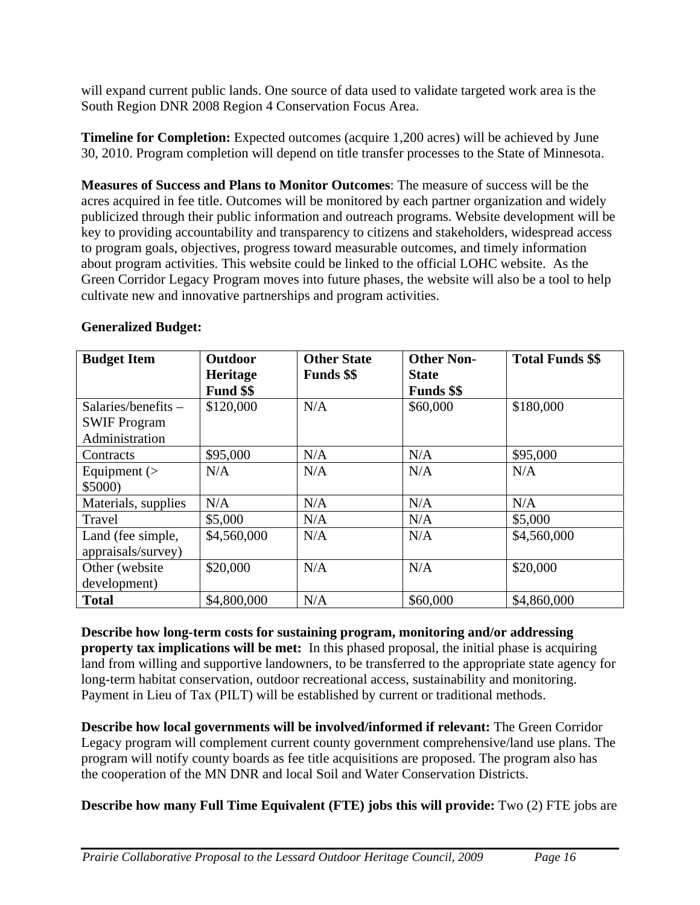will expand current public lands. One source of data used to validate targeted work area is the South Region DNR 2008 Region 4 Conservation Focus Area.

**Timeline for Completion:** Expected outcomes (acquire 1,200 acres) will be achieved by June 30, 2010. Program completion will depend on title transfer processes to the State of Minnesota.

**Measures of Success and Plans to Monitor Outcomes**: The measure of success will be the acres acquired in fee title. Outcomes will be monitored by each partner organization and widely publicized through their public information and outreach programs. Website development will be key to providing accountability and transparency to citizens and stakeholders, widespread access to program goals, objectives, progress toward measurable outcomes, and timely information about program activities. This website could be linked to the official LOHC website. As the Green Corridor Legacy Program moves into future phases, the website will also be a tool to help cultivate new and innovative partnerships and program activities.

**Generalized Budget:**

| **Budget Item** | **Outdoor Heritage Fund $$** | **Other State Funds $$** | **Other Non-State Funds $$** | **Total Funds $$** |
|---|---|---|---|---|
| Salaries/benefits – SWIF Program Administration | $120,000 | N/A | $60,000 | $180,000 |
| Contracts | $95,000 | N/A | N/A | $95,000 |
| Equipment (> $5000) | N/A | N/A | N/A | N/A |
| Materials, supplies | N/A | N/A | N/A | N/A |
| Travel | $5,000 | N/A | N/A | $5,000 |
| Land (fee simple, appraisals/survey) | $4,560,000 | N/A | N/A | $4,560,000 |
| Other (website development) | $20,000 | N/A | N/A | $20,000 |
| **Total** | $4,800,000 | N/A | $60,000 | $4,860,000 |

**Describe how long-term costs for sustaining program, monitoring and/or addressing property tax implications will be met:** In this phased proposal, the initial phase is acquiring land from willing and supportive landowners, to be transferred to the appropriate state agency for long-term habitat conservation, outdoor recreational access, sustainability and monitoring. Payment in Lieu of Tax (PILT) will be established by current or traditional methods.

**Describe how local governments will be involved/informed if relevant:** The Green Corridor Legacy program will complement current county government comprehensive/land use plans. The program will notify county boards as fee title acquisitions are proposed. The program also has the cooperation of the MN DNR and local Soil and Water Conservation Districts.

**Describe how many Full Time Equivalent (FTE) jobs this will provide:** Two (2) FTE jobs are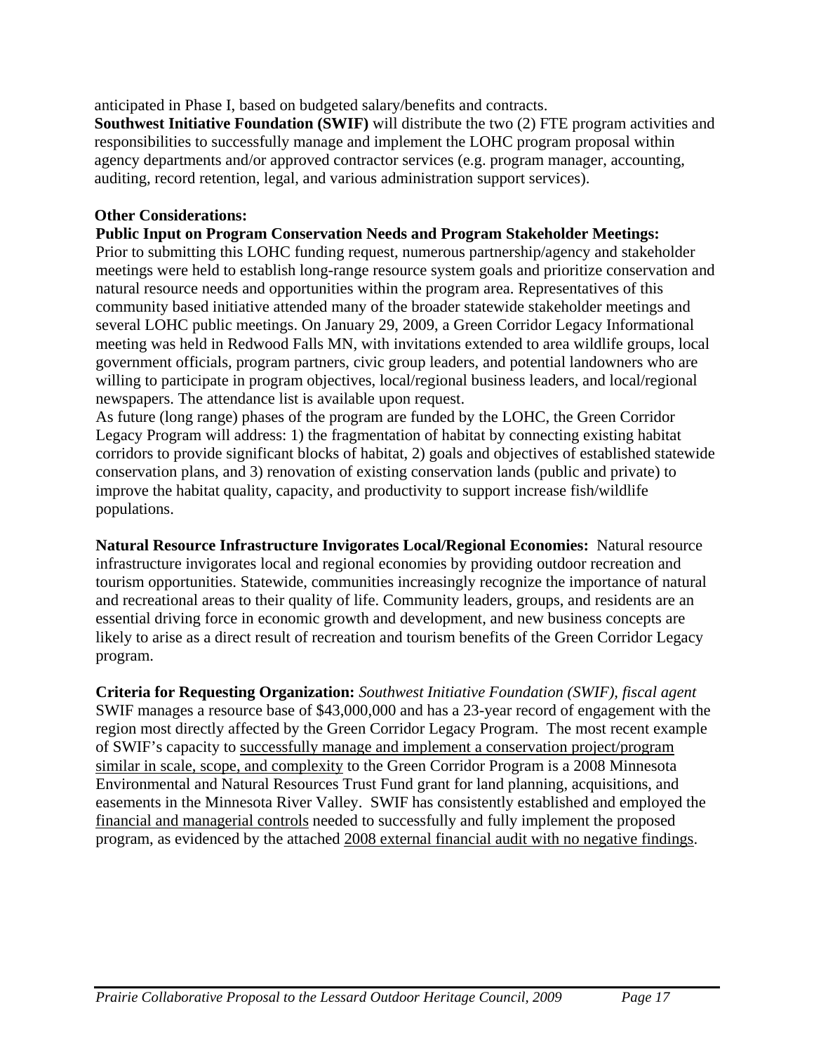anticipated in Phase I, based on budgeted salary/benefits and contracts.

**Southwest Initiative Foundation (SWIF)** will distribute the two (2) FTE program activities and responsibilities to successfully manage and implement the LOHC program proposal within agency departments and/or approved contractor services (e.g. program manager, accounting, auditing, record retention, legal, and various administration support services).

**Other Considerations:**

**Public Input on Program Conservation Needs and Program Stakeholder Meetings:**
Prior to submitting this LOHC funding request, numerous partnership/agency and stakeholder meetings were held to establish long-range resource system goals and prioritize conservation and natural resource needs and opportunities within the program area. Representatives of this community based initiative attended many of the broader statewide stakeholder meetings and several LOHC public meetings. On January 29, 2009, a Green Corridor Legacy Informational meeting was held in Redwood Falls MN, with invitations extended to area wildlife groups, local government officials, program partners, civic group leaders, and potential landowners who are willing to participate in program objectives, local/regional business leaders, and local/regional newspapers. The attendance list is available upon request.

As future (long range) phases of the program are funded by the LOHC, the Green Corridor Legacy Program will address: 1) the fragmentation of habitat by connecting existing habitat corridors to provide significant blocks of habitat, 2) goals and objectives of established statewide conservation plans, and 3) renovation of existing conservation lands (public and private) to improve the habitat quality, capacity, and productivity to support increase fish/wildlife populations.

**Natural Resource Infrastructure Invigorates Local/Regional Economies:** Natural resource infrastructure invigorates local and regional economies by providing outdoor recreation and tourism opportunities. Statewide, communities increasingly recognize the importance of natural and recreational areas to their quality of life. Community leaders, groups, and residents are an essential driving force in economic growth and development, and new business concepts are likely to arise as a direct result of recreation and tourism benefits of the Green Corridor Legacy program.

**Criteria for Requesting Organization:** *Southwest Initiative Foundation (SWIF), fiscal agent*
SWIF manages a resource base of $43,000,000 and has a 23-year record of engagement with the region most directly affected by the Green Corridor Legacy Program. The most recent example of SWIF's capacity to successfully manage and implement a conservation project/program similar in scale, scope, and complexity to the Green Corridor Program is a 2008 Minnesota Environmental and Natural Resources Trust Fund grant for land planning, acquisitions, and easements in the Minnesota River Valley. SWIF has consistently established and employed the financial and managerial controls needed to successfully and fully implement the proposed program, as evidenced by the attached 2008 external financial audit with no negative findings.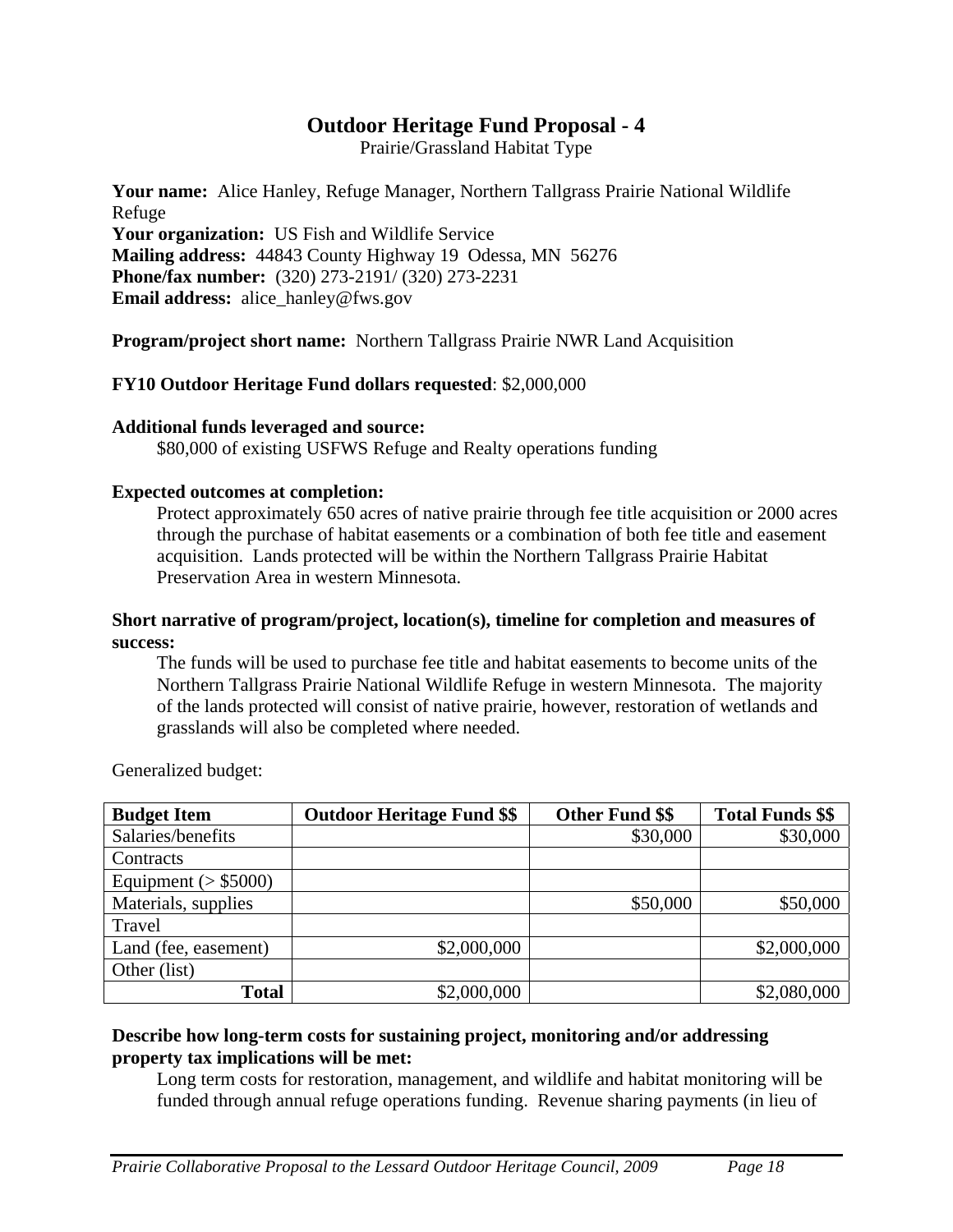# Outdoor Heritage Fund Proposal - 4

Prairie/Grassland Habitat Type

**Your name:** Alice Hanley, Refuge Manager, Northern Tallgrass Prairie National Wildlife Refuge
**Your organization:** US Fish and Wildlife Service
**Mailing address:** 44843 County Highway 19 Odessa, MN 56276
**Phone/fax number:** (320) 273-2191/ (320) 273-2231
**Email address:** alice_hanley@fws.gov

**Program/project short name:** Northern Tallgrass Prairie NWR Land Acquisition

**FY10 Outdoor Heritage Fund dollars requested**: $2,000,000

**Additional funds leveraged and source:**

$80,000 of existing USFWS Refuge and Realty operations funding

**Expected outcomes at completion:**

Protect approximately 650 acres of native prairie through fee title acquisition or 2000 acres through the purchase of habitat easements or a combination of both fee title and easement acquisition. Lands protected will be within the Northern Tallgrass Prairie Habitat Preservation Area in western Minnesota.

**Short narrative of program/project, location(s), timeline for completion and measures of success:**

The funds will be used to purchase fee title and habitat easements to become units of the Northern Tallgrass Prairie National Wildlife Refuge in western Minnesota. The majority of the lands protected will consist of native prairie, however, restoration of wetlands and grasslands will also be completed where needed.

Generalized budget:

| Budget Item | Outdoor Heritage Fund $$ | Other Fund $$ | Total Funds $$ |
|---|---|---|---|
| Salaries/benefits | | $30,000 | $30,000 |
| Contracts | | | |
| Equipment (> $5000) | | | |
| Materials, supplies | | $50,000 | $50,000 |
| Travel | | | |
| Land (fee, easement) | $2,000,000 | | $2,000,000 |
| Other (list) | | | |
| **Total** | $2,000,000 | | $2,080,000 |

**Describe how long-term costs for sustaining project, monitoring and/or addressing property tax implications will be met:**

Long term costs for restoration, management, and wildlife and habitat monitoring will be funded through annual refuge operations funding. Revenue sharing payments (in lieu of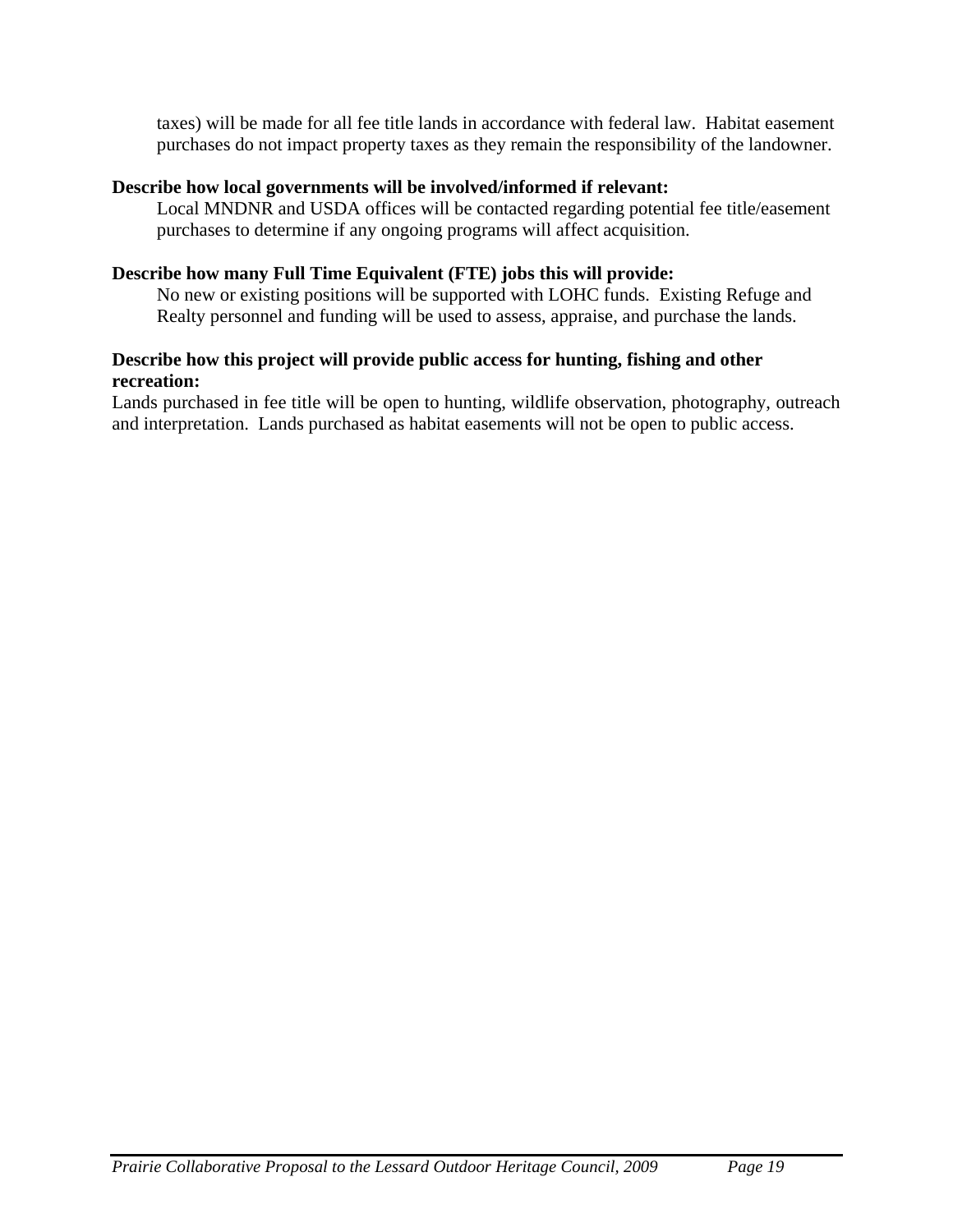taxes) will be made for all fee title lands in accordance with federal law.  Habitat easement purchases do not impact property taxes as they remain the responsibility of the landowner.

**Describe how local governments will be involved/informed if relevant:**

Local MNDNR and USDA offices will be contacted regarding potential fee title/easement purchases to determine if any ongoing programs will affect acquisition.

**Describe how many Full Time Equivalent (FTE) jobs this will provide:**

No new or existing positions will be supported with LOHC funds.  Existing Refuge and Realty personnel and funding will be used to assess, appraise, and purchase the lands.

**Describe how this project will provide public access for hunting, fishing and other recreation:**

Lands purchased in fee title will be open to hunting, wildlife observation, photography, outreach and interpretation.  Lands purchased as habitat easements will not be open to public access.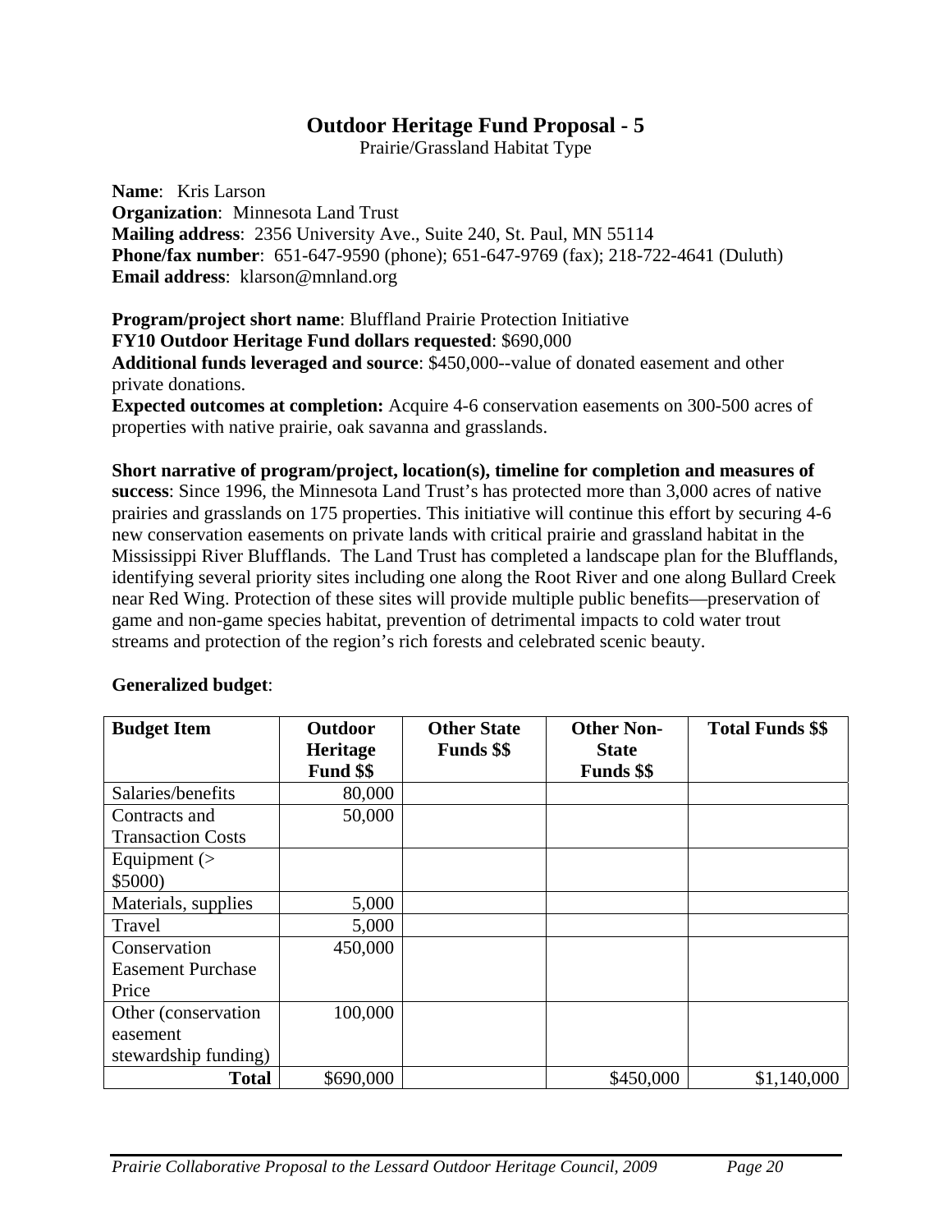# Outdoor Heritage Fund Proposal - 5

Prairie/Grassland Habitat Type

**Name**: Kris Larson
**Organization**: Minnesota Land Trust
**Mailing address**: 2356 University Ave., Suite 240, St. Paul, MN 55114
**Phone/fax number**: 651-647-9590 (phone); 651-647-9769 (fax); 218-722-4641 (Duluth)
**Email address**: klarson@mnland.org

**Program/project short name**: Bluffland Prairie Protection Initiative
**FY10 Outdoor Heritage Fund dollars requested**: $690,000
**Additional funds leveraged and source**: $450,000--value of donated easement and other private donations.
**Expected outcomes at completion:** Acquire 4-6 conservation easements on 300-500 acres of properties with native prairie, oak savanna and grasslands.

**Short narrative of program/project, location(s), timeline for completion and measures of success**: Since 1996, the Minnesota Land Trust's has protected more than 3,000 acres of native prairies and grasslands on 175 properties. This initiative will continue this effort by securing 4-6 new conservation easements on private lands with critical prairie and grassland habitat in the Mississippi River Blufflands. The Land Trust has completed a landscape plan for the Blufflands, identifying several priority sites including one along the Root River and one along Bullard Creek near Red Wing. Protection of these sites will provide multiple public benefits—preservation of game and non-game species habitat, prevention of detrimental impacts to cold water trout streams and protection of the region's rich forests and celebrated scenic beauty.

**Generalized budget**:

| Budget Item | Outdoor Heritage Fund $$ | Other State Funds $$ | Other Non-State Funds $$ | Total Funds $$ |
|---|---|---|---|---|
| Salaries/benefits | 80,000 | | | |
| Contracts and Transaction Costs | 50,000 | | | |
| Equipment (> $5000) | | | | |
| Materials, supplies | 5,000 | | | |
| Travel | 5,000 | | | |
| Conservation Easement Purchase Price | 450,000 | | | |
| Other (conservation easement stewardship funding) | 100,000 | | | |
| **Total** | $690,000 | | $450,000 | $1,140,000 |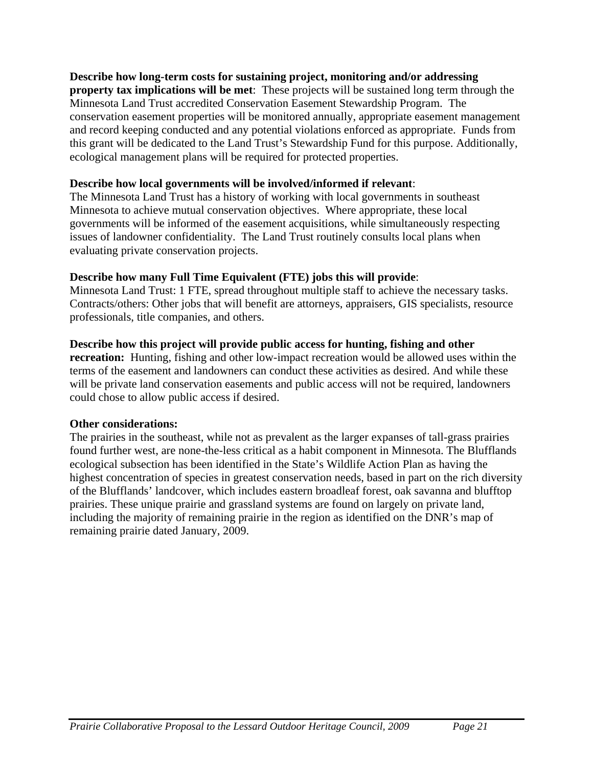**Describe how long-term costs for sustaining project, monitoring and/or addressing property tax implications will be met**: These projects will be sustained long term through the Minnesota Land Trust accredited Conservation Easement Stewardship Program. The conservation easement properties will be monitored annually, appropriate easement management and record keeping conducted and any potential violations enforced as appropriate. Funds from this grant will be dedicated to the Land Trust's Stewardship Fund for this purpose. Additionally, ecological management plans will be required for protected properties.

**Describe how local governments will be involved/informed if relevant**:
The Minnesota Land Trust has a history of working with local governments in southeast Minnesota to achieve mutual conservation objectives. Where appropriate, these local governments will be informed of the easement acquisitions, while simultaneously respecting issues of landowner confidentiality. The Land Trust routinely consults local plans when evaluating private conservation projects.

**Describe how many Full Time Equivalent (FTE) jobs this will provide**:
Minnesota Land Trust: 1 FTE, spread throughout multiple staff to achieve the necessary tasks. Contracts/others: Other jobs that will benefit are attorneys, appraisers, GIS specialists, resource professionals, title companies, and others.

**Describe how this project will provide public access for hunting, fishing and other recreation:** Hunting, fishing and other low-impact recreation would be allowed uses within the terms of the easement and landowners can conduct these activities as desired. And while these will be private land conservation easements and public access will not be required, landowners could chose to allow public access if desired.

**Other considerations:**
The prairies in the southeast, while not as prevalent as the larger expanses of tall-grass prairies found further west, are none-the-less critical as a habit component in Minnesota. The Blufflands ecological subsection has been identified in the State's Wildlife Action Plan as having the highest concentration of species in greatest conservation needs, based in part on the rich diversity of the Blufflands' landcover, which includes eastern broadleaf forest, oak savanna and blufftop prairies. These unique prairie and grassland systems are found on largely on private land, including the majority of remaining prairie in the region as identified on the DNR's map of remaining prairie dated January, 2009.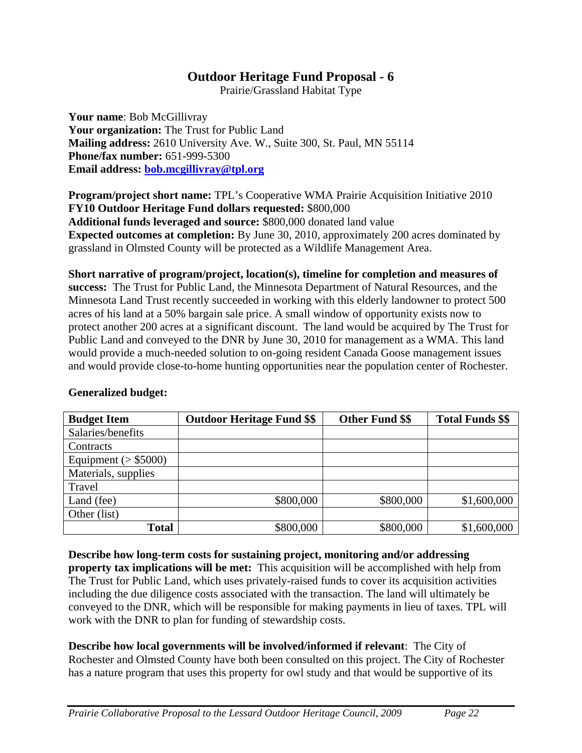# Outdoor Heritage Fund Proposal - 6

Prairie/Grassland Habitat Type

**Your name**: Bob McGillivray
**Your organization:** The Trust for Public Land
**Mailing address:** 2610 University Ave. W., Suite 300, St. Paul, MN 55114
**Phone/fax number:** 651-999-5300
**Email address:** **bob.mcgillivray@tpl.org**

**Program/project short name:** TPL's Cooperative WMA Prairie Acquisition Initiative 2010
**FY10 Outdoor Heritage Fund dollars requested:** $800,000
**Additional funds leveraged and source:** $800,000 donated land value
**Expected outcomes at completion:** By June 30, 2010, approximately 200 acres dominated by grassland in Olmsted County will be protected as a Wildlife Management Area.

**Short narrative of program/project, location(s), timeline for completion and measures of success:** The Trust for Public Land, the Minnesota Department of Natural Resources, and the Minnesota Land Trust recently succeeded in working with this elderly landowner to protect 500 acres of his land at a 50% bargain sale price. A small window of opportunity exists now to protect another 200 acres at a significant discount. The land would be acquired by The Trust for Public Land and conveyed to the DNR by June 30, 2010 for management as a WMA. This land would provide a much-needed solution to on-going resident Canada Goose management issues and would provide close-to-home hunting opportunities near the population center of Rochester.

**Generalized budget:**

| Budget Item | Outdoor Heritage Fund $$ | Other Fund $$ | Total Funds $$ |
|---|---|---|---|
| Salaries/benefits | | | |
| Contracts | | | |
| Equipment (> $5000) | | | |
| Materials, supplies | | | |
| Travel | | | |
| Land (fee) | $800,000 | $800,000 | $1,600,000 |
| Other (list) | | | |
| **Total** | $800,000 | $800,000 | $1,600,000 |

**Describe how long-term costs for sustaining project, monitoring and/or addressing property tax implications will be met:** This acquisition will be accomplished with help from The Trust for Public Land, which uses privately-raised funds to cover its acquisition activities including the due diligence costs associated with the transaction. The land will ultimately be conveyed to the DNR, which will be responsible for making payments in lieu of taxes. TPL will work with the DNR to plan for funding of stewardship costs.

**Describe how local governments will be involved/informed if relevant**: The City of Rochester and Olmsted County have both been consulted on this project. The City of Rochester has a nature program that uses this property for owl study and that would be supportive of its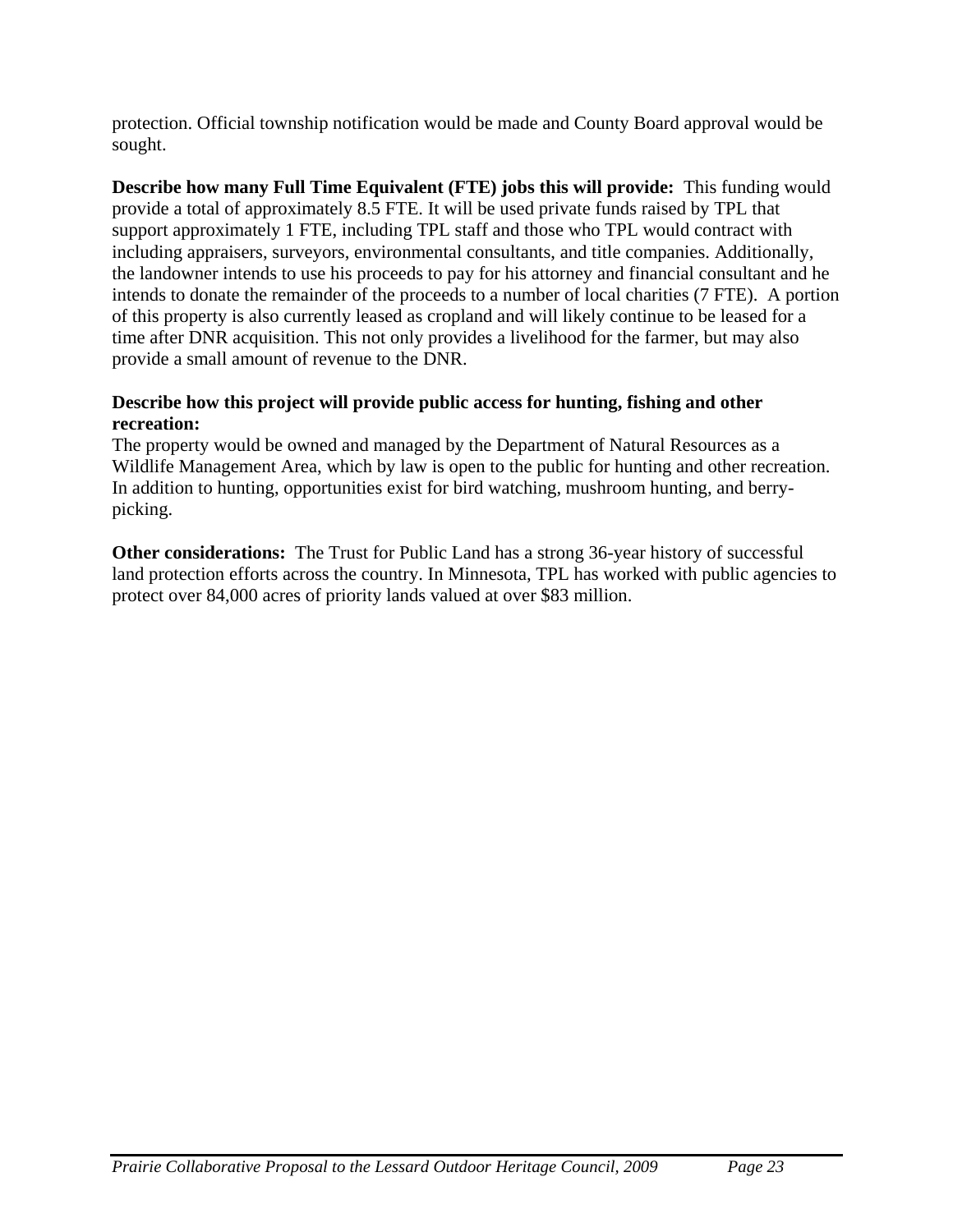protection. Official township notification would be made and County Board approval would be sought.

**Describe how many Full Time Equivalent (FTE) jobs this will provide:** This funding would provide a total of approximately 8.5 FTE. It will be used private funds raised by TPL that support approximately 1 FTE, including TPL staff and those who TPL would contract with including appraisers, surveyors, environmental consultants, and title companies. Additionally, the landowner intends to use his proceeds to pay for his attorney and financial consultant and he intends to donate the remainder of the proceeds to a number of local charities (7 FTE). A portion of this property is also currently leased as cropland and will likely continue to be leased for a time after DNR acquisition. This not only provides a livelihood for the farmer, but may also provide a small amount of revenue to the DNR.

**Describe how this project will provide public access for hunting, fishing and other recreation:**
The property would be owned and managed by the Department of Natural Resources as a Wildlife Management Area, which by law is open to the public for hunting and other recreation. In addition to hunting, opportunities exist for bird watching, mushroom hunting, and berry-picking.

**Other considerations:** The Trust for Public Land has a strong 36-year history of successful land protection efforts across the country. In Minnesota, TPL has worked with public agencies to protect over 84,000 acres of priority lands valued at over $83 million.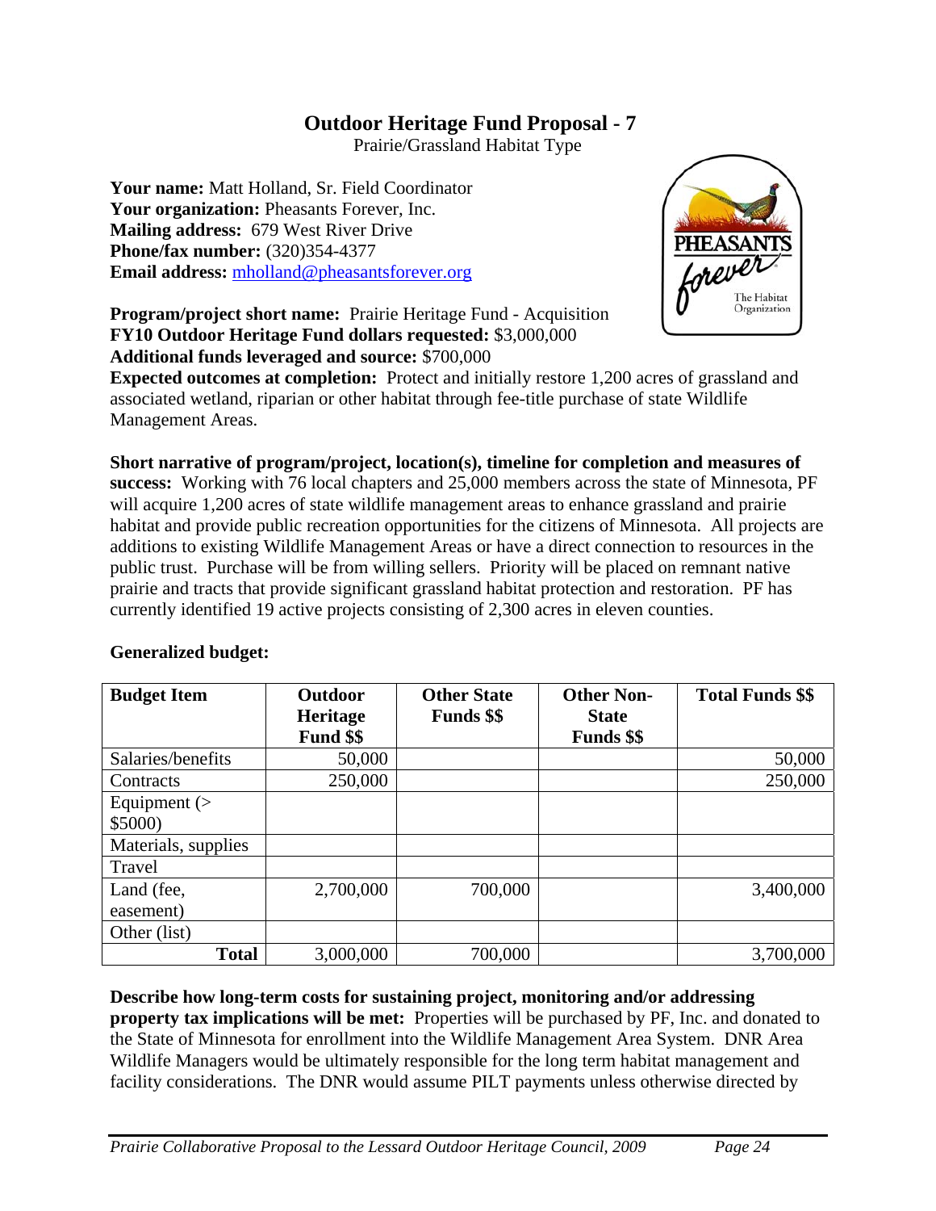## Outdoor Heritage Fund Proposal - 7

Prairie/Grassland Habitat Type

**Your name:** Matt Holland, Sr. Field Coordinator
**Your organization:** Pheasants Forever, Inc.
**Mailing address:** 679 West River Drive
**Phone/fax number:** (320)354-4377
**Email address:** mholland@pheasantsforever.org

**Program/project short name:** Prairie Heritage Fund - Acquisition
**FY10 Outdoor Heritage Fund dollars requested:** $3,000,000
**Additional funds leveraged and source:** $700,000
**Expected outcomes at completion:** Protect and initially restore 1,200 acres of grassland and associated wetland, riparian or other habitat through fee-title purchase of state Wildlife Management Areas.

**Short narrative of program/project, location(s), timeline for completion and measures of success:** Working with 76 local chapters and 25,000 members across the state of Minnesota, PF will acquire 1,200 acres of state wildlife management areas to enhance grassland and prairie habitat and provide public recreation opportunities for the citizens of Minnesota. All projects are additions to existing Wildlife Management Areas or have a direct connection to resources in the public trust. Purchase will be from willing sellers. Priority will be placed on remnant native prairie and tracts that provide significant grassland habitat protection and restoration. PF has currently identified 19 active projects consisting of 2,300 acres in eleven counties.

**Generalized budget:**

| Budget Item | Outdoor Heritage Fund $$ | Other State Funds $$ | Other Non-State Funds $$ | Total Funds $$ |
|---|---|---|---|---|
| Salaries/benefits | 50,000 | | | 50,000 |
| Contracts | 250,000 | | | 250,000 |
| Equipment (> $5000) | | | | |
| Materials, supplies | | | | |
| Travel | | | | |
| Land (fee, easement) | 2,700,000 | 700,000 | | 3,400,000 |
| Other (list) | | | | |
| **Total** | 3,000,000 | 700,000 | | 3,700,000 |

**Describe how long-term costs for sustaining project, monitoring and/or addressing property tax implications will be met:** Properties will be purchased by PF, Inc. and donated to the State of Minnesota for enrollment into the Wildlife Management Area System. DNR Area Wildlife Managers would be ultimately responsible for the long term habitat management and facility considerations. The DNR would assume PILT payments unless otherwise directed by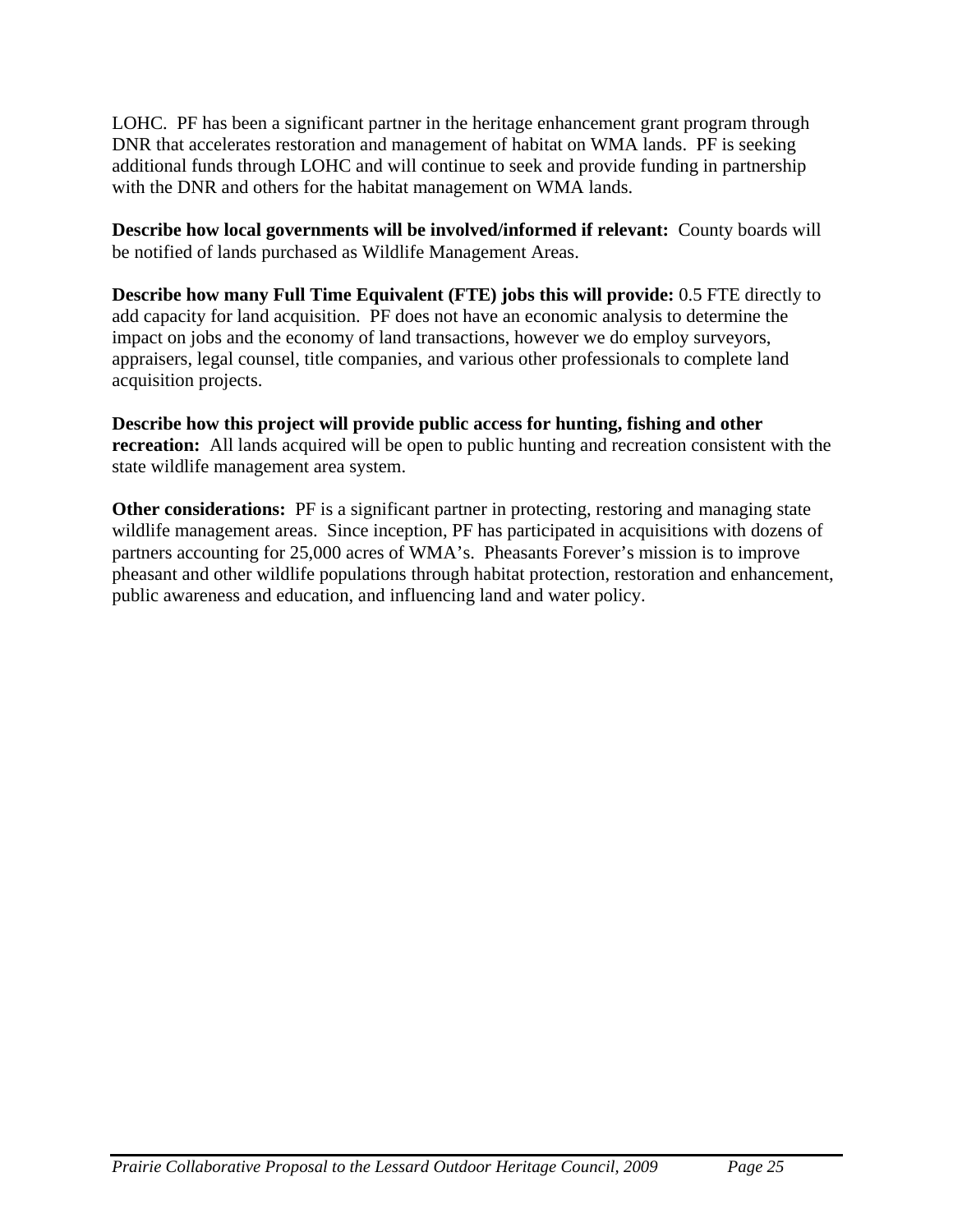LOHC.  PF has been a significant partner in the heritage enhancement grant program through DNR that accelerates restoration and management of habitat on WMA lands.  PF is seeking additional funds through LOHC and will continue to seek and provide funding in partnership with the DNR and others for the habitat management on WMA lands.

**Describe how local governments will be involved/informed if relevant:**  County boards will be notified of lands purchased as Wildlife Management Areas.

**Describe how many Full Time Equivalent (FTE) jobs this will provide:** 0.5 FTE directly to add capacity for land acquisition.  PF does not have an economic analysis to determine the impact on jobs and the economy of land transactions, however we do employ surveyors, appraisers, legal counsel, title companies, and various other professionals to complete land acquisition projects.

**Describe how this project will provide public access for hunting, fishing and other recreation:**  All lands acquired will be open to public hunting and recreation consistent with the state wildlife management area system.

**Other considerations:**  PF is a significant partner in protecting, restoring and managing state wildlife management areas.  Since inception, PF has participated in acquisitions with dozens of partners accounting for 25,000 acres of WMA's.  Pheasants Forever's mission is to improve pheasant and other wildlife populations through habitat protection, restoration and enhancement, public awareness and education, and influencing land and water policy.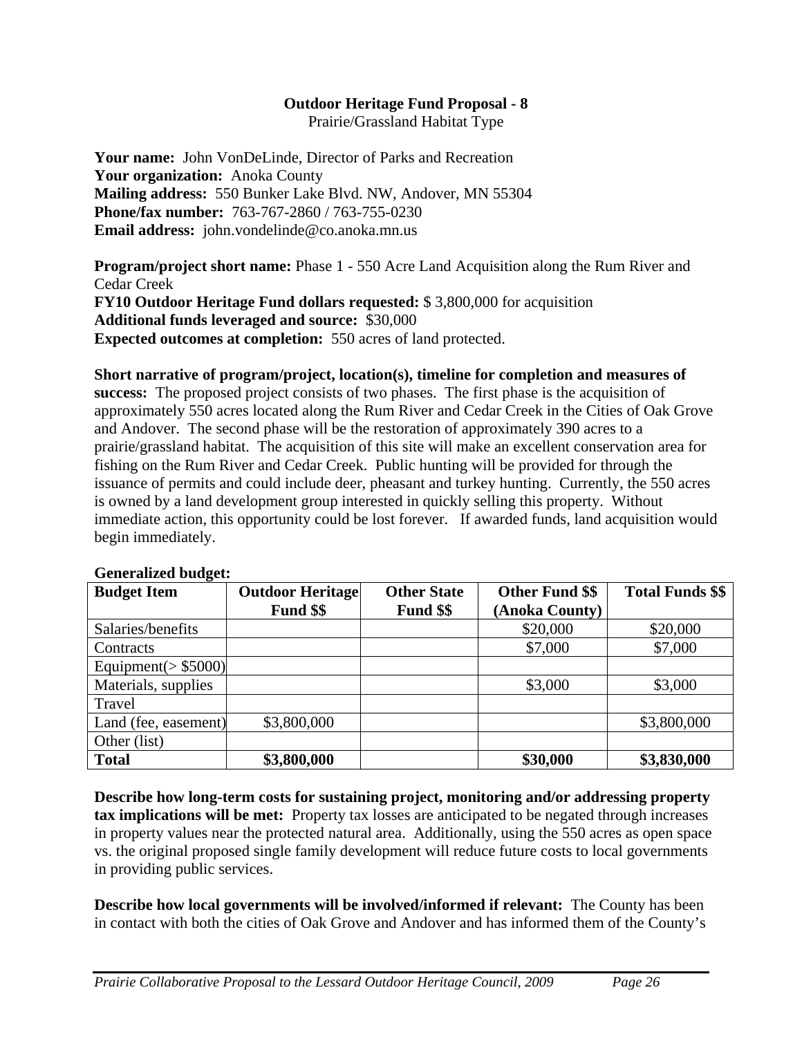**Outdoor Heritage Fund Proposal - 8**
Prairie/Grassland Habitat Type

**Your name:** John VonDeLinde, Director of Parks and Recreation
**Your organization:** Anoka County
**Mailing address:** 550 Bunker Lake Blvd. NW, Andover, MN 55304
**Phone/fax number:** 763-767-2860 / 763-755-0230
**Email address:** john.vondelinde@co.anoka.mn.us

**Program/project short name:** Phase 1 - 550 Acre Land Acquisition along the Rum River and Cedar Creek
**FY10 Outdoor Heritage Fund dollars requested:** $ 3,800,000 for acquisition
**Additional funds leveraged and source:** $30,000
**Expected outcomes at completion:** 550 acres of land protected.

**Short narrative of program/project, location(s), timeline for completion and measures of success:** The proposed project consists of two phases. The first phase is the acquisition of approximately 550 acres located along the Rum River and Cedar Creek in the Cities of Oak Grove and Andover. The second phase will be the restoration of approximately 390 acres to a prairie/grassland habitat. The acquisition of this site will make an excellent conservation area for fishing on the Rum River and Cedar Creek. Public hunting will be provided for through the issuance of permits and could include deer, pheasant and turkey hunting. Currently, the 550 acres is owned by a land development group interested in quickly selling this property. Without immediate action, this opportunity could be lost forever. If awarded funds, land acquisition would begin immediately.

**Generalized budget:**

| Budget Item | Outdoor Heritage Fund $$ | Other State Fund $$ | Other Fund $$ (Anoka County) | Total Funds $$ |
|---|---|---|---|---|
| Salaries/benefits | | | $20,000 | $20,000 |
| Contracts | | | $7,000 | $7,000 |
| Equipment(> $5000) | | | | |
| Materials, supplies | | | $3,000 | $3,000 |
| Travel | | | | |
| Land (fee, easement) | $3,800,000 | | | $3,800,000 |
| Other (list) | | | | |
| **Total** | **$3,800,000** | | **$30,000** | **$3,830,000** |

**Describe how long-term costs for sustaining project, monitoring and/or addressing property tax implications will be met:** Property tax losses are anticipated to be negated through increases in property values near the protected natural area. Additionally, using the 550 acres as open space vs. the original proposed single family development will reduce future costs to local governments in providing public services.

**Describe how local governments will be involved/informed if relevant:** The County has been in contact with both the cities of Oak Grove and Andover and has informed them of the County's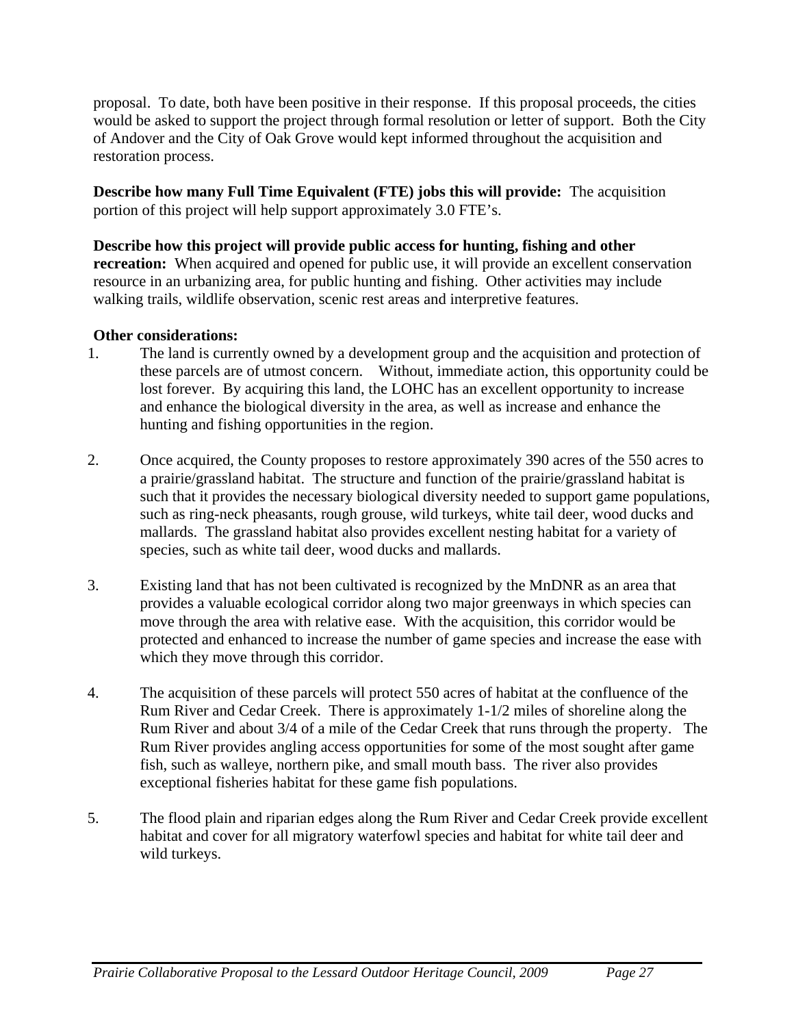proposal.  To date, both have been positive in their response.  If this proposal proceeds, the cities would be asked to support the project through formal resolution or letter of support.  Both the City of Andover and the City of Oak Grove would kept informed throughout the acquisition and restoration process.

**Describe how many Full Time Equivalent (FTE) jobs this will provide:** The acquisition portion of this project will help support approximately 3.0 FTE's.

**Describe how this project will provide public access for hunting, fishing and other recreation:** When acquired and opened for public use, it will provide an excellent conservation resource in an urbanizing area, for public hunting and fishing.  Other activities may include walking trails, wildlife observation, scenic rest areas and interpretive features.

**Other considerations:**

1. The land is currently owned by a development group and the acquisition and protection of these parcels are of utmost concern.   Without, immediate action, this opportunity could be lost forever.  By acquiring this land, the LOHC has an excellent opportunity to increase and enhance the biological diversity in the area, as well as increase and enhance the hunting and fishing opportunities in the region.

2. Once acquired, the County proposes to restore approximately 390 acres of the 550 acres to a prairie/grassland habitat.  The structure and function of the prairie/grassland habitat is such that it provides the necessary biological diversity needed to support game populations, such as ring-neck pheasants, rough grouse, wild turkeys, white tail deer, wood ducks and mallards.  The grassland habitat also provides excellent nesting habitat for a variety of species, such as white tail deer, wood ducks and mallards.

3. Existing land that has not been cultivated is recognized by the MnDNR as an area that provides a valuable ecological corridor along two major greenways in which species can move through the area with relative ease.  With the acquisition, this corridor would be protected and enhanced to increase the number of game species and increase the ease with which they move through this corridor.

4. The acquisition of these parcels will protect 550 acres of habitat at the confluence of the Rum River and Cedar Creek.  There is approximately 1-1/2 miles of shoreline along the Rum River and about 3/4 of a mile of the Cedar Creek that runs through the property.   The Rum River provides angling access opportunities for some of the most sought after game fish, such as walleye, northern pike, and small mouth bass.  The river also provides exceptional fisheries habitat for these game fish populations.

5. The flood plain and riparian edges along the Rum River and Cedar Creek provide excellent habitat and cover for all migratory waterfowl species and habitat for white tail deer and wild turkeys.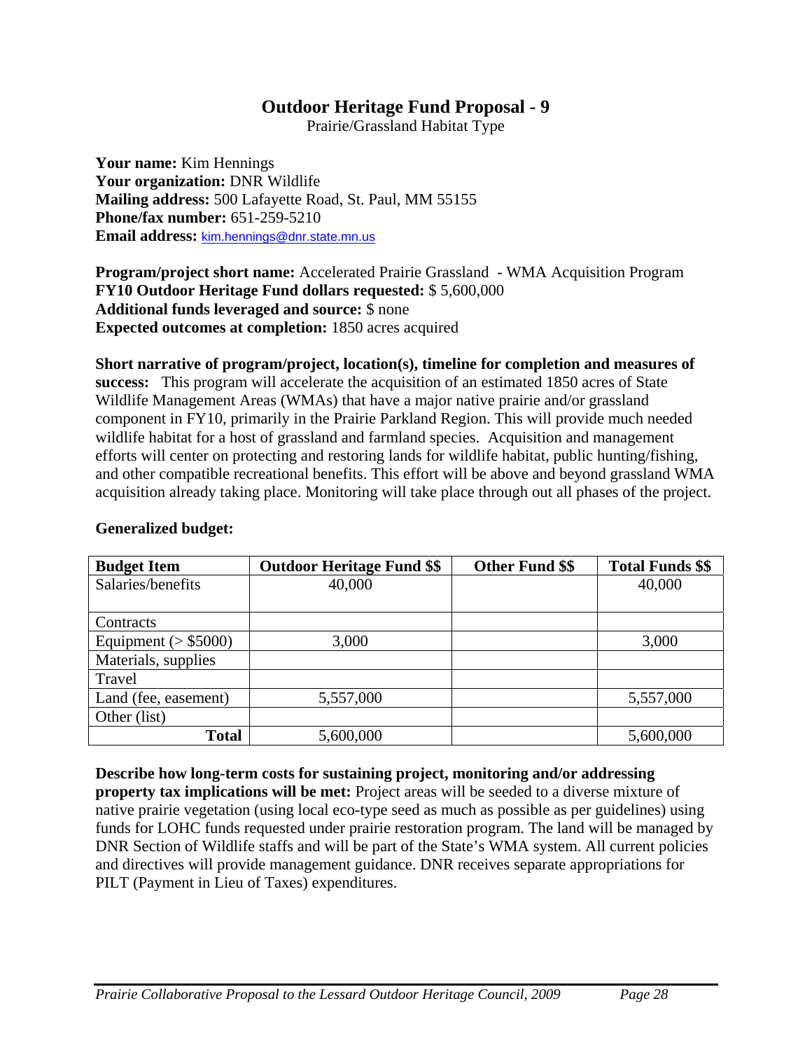# Outdoor Heritage Fund Proposal - 9

Prairie/Grassland Habitat Type

**Your name:** Kim Hennings
**Your organization:** DNR Wildlife
**Mailing address:** 500 Lafayette Road, St. Paul, MM 55155
**Phone/fax number:** 651-259-5210
**Email address:** kim.hennings@dnr.state.mn.us

**Program/project short name:** Accelerated Prairie Grassland - WMA Acquisition Program
**FY10 Outdoor Heritage Fund dollars requested:** $ 5,600,000
**Additional funds leveraged and source:** $ none
**Expected outcomes at completion:** 1850 acres acquired

**Short narrative of program/project, location(s), timeline for completion and measures of success:** This program will accelerate the acquisition of an estimated 1850 acres of State Wildlife Management Areas (WMAs) that have a major native prairie and/or grassland component in FY10, primarily in the Prairie Parkland Region. This will provide much needed wildlife habitat for a host of grassland and farmland species. Acquisition and management efforts will center on protecting and restoring lands for wildlife habitat, public hunting/fishing, and other compatible recreational benefits. This effort will be above and beyond grassland WMA acquisition already taking place. Monitoring will take place through out all phases of the project.

**Generalized budget:**

| Budget Item | Outdoor Heritage Fund $$ | Other Fund $$ | Total Funds $$ |
|---|---|---|---|
| Salaries/benefits | 40,000 | | 40,000 |
| Contracts | | | |
| Equipment (> $5000) | 3,000 | | 3,000 |
| Materials, supplies | | | |
| Travel | | | |
| Land (fee, easement) | 5,557,000 | | 5,557,000 |
| Other (list) | | | |
| **Total** | 5,600,000 | | 5,600,000 |

**Describe how long-term costs for sustaining project, monitoring and/or addressing property tax implications will be met:** Project areas will be seeded to a diverse mixture of native prairie vegetation (using local eco-type seed as much as possible as per guidelines) using funds for LOHC funds requested under prairie restoration program. The land will be managed by DNR Section of Wildlife staffs and will be part of the State's WMA system. All current policies and directives will provide management guidance. DNR receives separate appropriations for PILT (Payment in Lieu of Taxes) expenditures.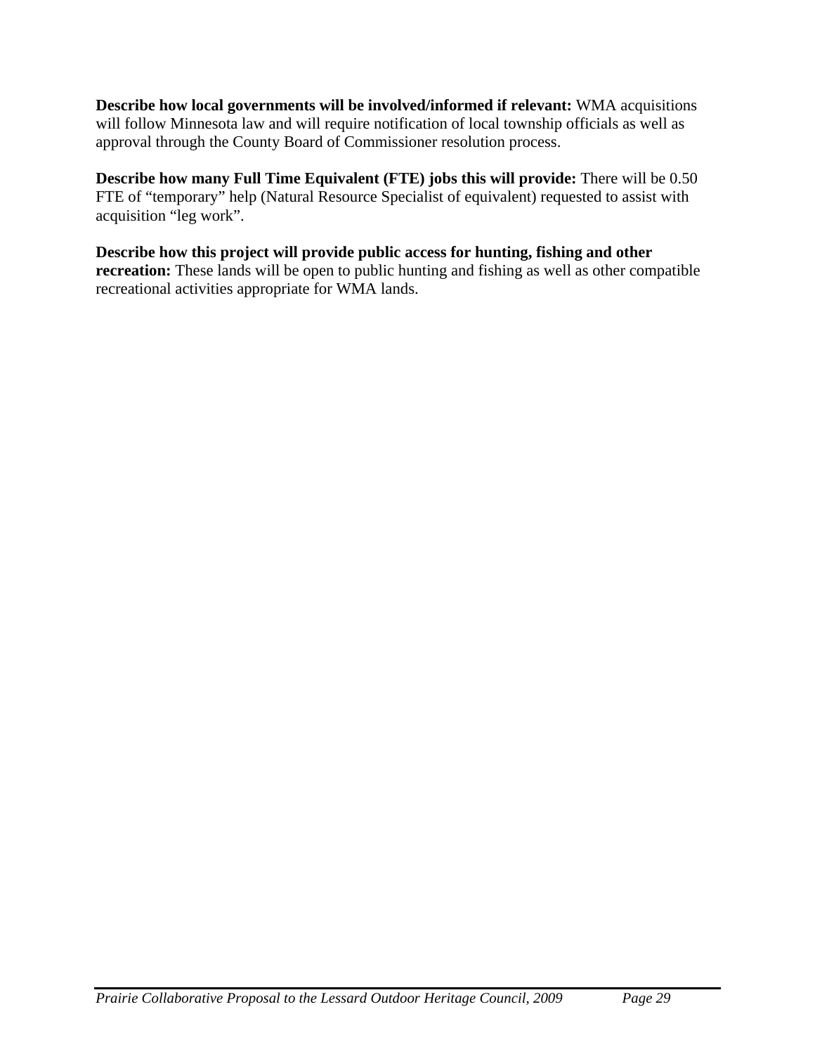**Describe how local governments will be involved/informed if relevant:** WMA acquisitions will follow Minnesota law and will require notification of local township officials as well as approval through the County Board of Commissioner resolution process.

**Describe how many Full Time Equivalent (FTE) jobs this will provide:** There will be 0.50 FTE of "temporary" help (Natural Resource Specialist of equivalent) requested to assist with acquisition "leg work".

**Describe how this project will provide public access for hunting, fishing and other recreation:** These lands will be open to public hunting and fishing as well as other compatible recreational activities appropriate for WMA lands.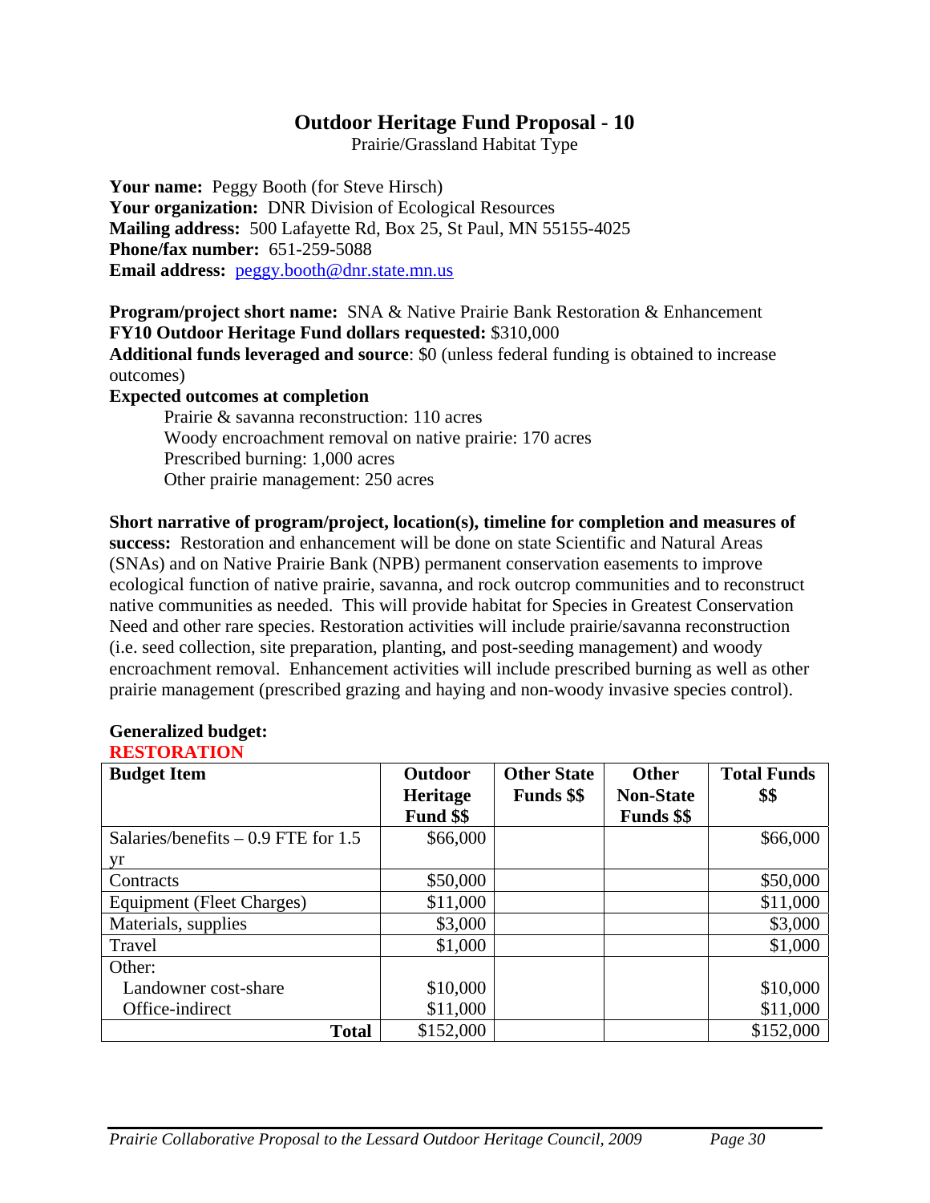# Outdoor Heritage Fund Proposal - 10

Prairie/Grassland Habitat Type

**Your name:** Peggy Booth (for Steve Hirsch)
**Your organization:** DNR Division of Ecological Resources
**Mailing address:** 500 Lafayette Rd, Box 25, St Paul, MN 55155-4025
**Phone/fax number:** 651-259-5088
**Email address:** peggy.booth@dnr.state.mn.us

**Program/project short name:** SNA & Native Prairie Bank Restoration & Enhancement
**FY10 Outdoor Heritage Fund dollars requested:** $310,000
**Additional funds leveraged and source**: $0 (unless federal funding is obtained to increase outcomes)
**Expected outcomes at completion**

Prairie & savanna reconstruction: 110 acres
Woody encroachment removal on native prairie: 170 acres
Prescribed burning: 1,000 acres
Other prairie management: 250 acres

**Short narrative of program/project, location(s), timeline for completion and measures of success:** Restoration and enhancement will be done on state Scientific and Natural Areas (SNAs) and on Native Prairie Bank (NPB) permanent conservation easements to improve ecological function of native prairie, savanna, and rock outcrop communities and to reconstruct native communities as needed. This will provide habitat for Species in Greatest Conservation Need and other rare species. Restoration activities will include prairie/savanna reconstruction (i.e. seed collection, site preparation, planting, and post-seeding management) and woody encroachment removal. Enhancement activities will include prescribed burning as well as other prairie management (prescribed grazing and haying and non-woody invasive species control).

**Generalized budget:**
**RESTORATION**

| Budget Item | Outdoor Heritage Fund $$ | Other State Funds $$ | Other Non-State Funds $$ | Total Funds $$ |
|---|---|---|---|---|
| Salaries/benefits – 0.9 FTE for 1.5 yr | $66,000 | | | $66,000 |
| Contracts | $50,000 | | | $50,000 |
| Equipment (Fleet Charges) | $11,000 | | | $11,000 |
| Materials, supplies | $3,000 | | | $3,000 |
| Travel | $1,000 | | | $1,000 |
| Other: | | | | |
| Landowner cost-share | $10,000 | | | $10,000 |
| Office-indirect | $11,000 | | | $11,000 |
| **Total** | $152,000 | | | $152,000 |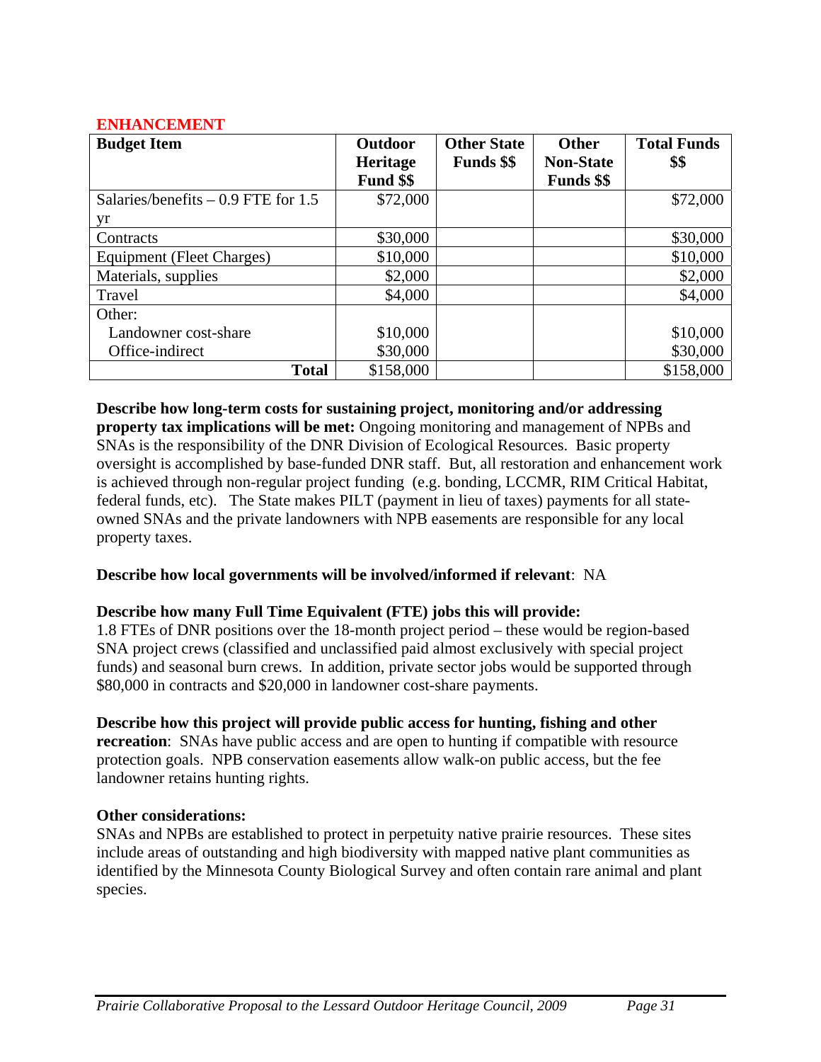### ENHANCEMENT

| Budget Item | Outdoor Heritage Fund $$ | Other State Funds $$ | Other Non-State Funds $$ | Total Funds $$ |
|---|---|---|---|---|
| Salaries/benefits – 0.9 FTE for 1.5 yr | $72,000 | | | $72,000 |
| Contracts | $30,000 | | | $30,000 |
| Equipment (Fleet Charges) | $10,000 | | | $10,000 |
| Materials, supplies | $2,000 | | | $2,000 |
| Travel | $4,000 | | | $4,000 |
| Other: | | | | |
| Landowner cost-share | $10,000 | | | $10,000 |
| Office-indirect | $30,000 | | | $30,000 |
| **Total** | $158,000 | | | $158,000 |

**Describe how long-term costs for sustaining project, monitoring and/or addressing property tax implications will be met:** Ongoing monitoring and management of NPBs and SNAs is the responsibility of the DNR Division of Ecological Resources. Basic property oversight is accomplished by base-funded DNR staff. But, all restoration and enhancement work is achieved through non-regular project funding (e.g. bonding, LCCMR, RIM Critical Habitat, federal funds, etc). The State makes PILT (payment in lieu of taxes) payments for all state-owned SNAs and the private landowners with NPB easements are responsible for any local property taxes.

**Describe how local governments will be involved/informed if relevant**: NA

**Describe how many Full Time Equivalent (FTE) jobs this will provide:**
1.8 FTEs of DNR positions over the 18-month project period – these would be region-based SNA project crews (classified and unclassified paid almost exclusively with special project funds) and seasonal burn crews. In addition, private sector jobs would be supported through $80,000 in contracts and $20,000 in landowner cost-share payments.

**Describe how this project will provide public access for hunting, fishing and other recreation**: SNAs have public access and are open to hunting if compatible with resource protection goals. NPB conservation easements allow walk-on public access, but the fee landowner retains hunting rights.

**Other considerations:**
SNAs and NPBs are established to protect in perpetuity native prairie resources. These sites include areas of outstanding and high biodiversity with mapped native plant communities as identified by the Minnesota County Biological Survey and often contain rare animal and plant species.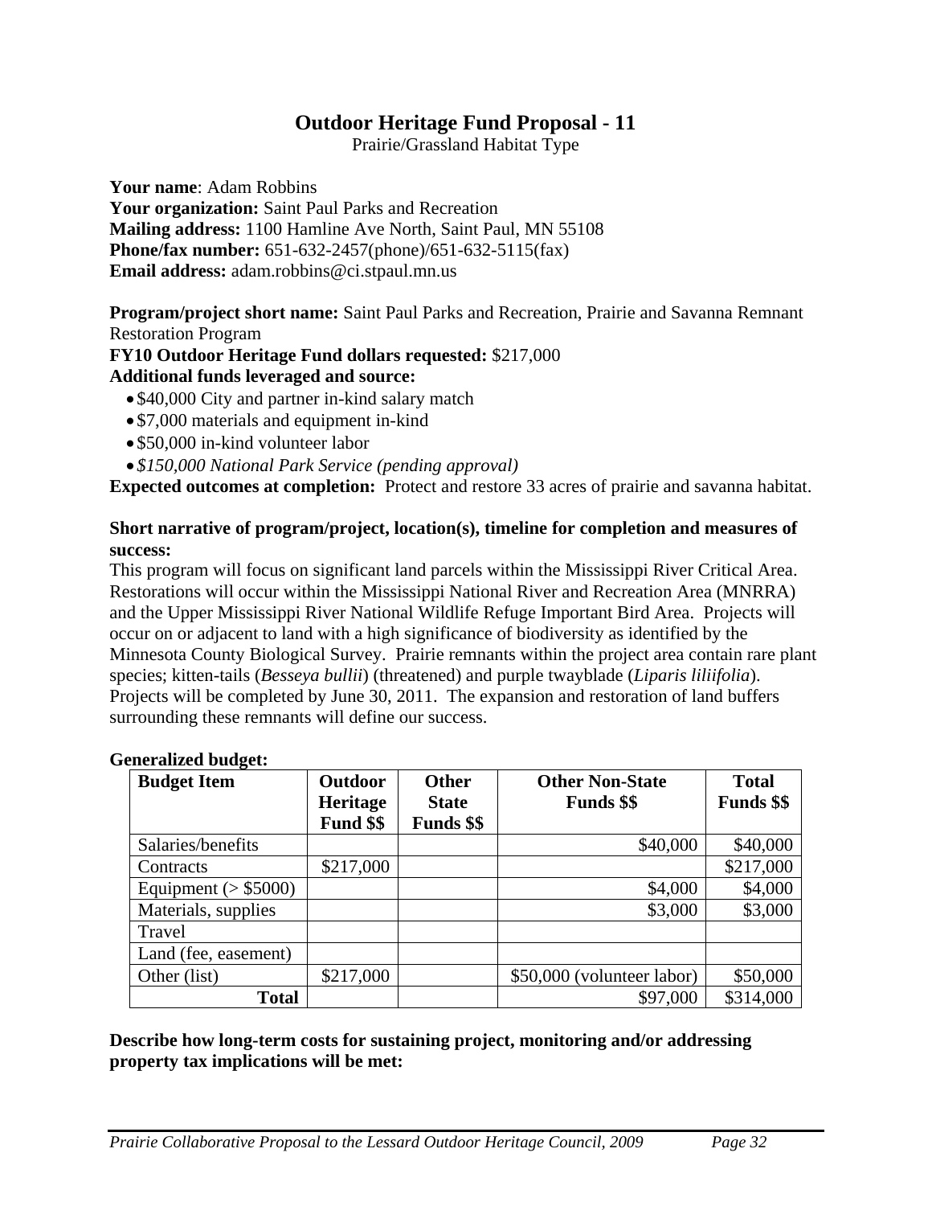# Outdoor Heritage Fund Proposal - 11

Prairie/Grassland Habitat Type

**Your name**: Adam Robbins
**Your organization:** Saint Paul Parks and Recreation
**Mailing address:** 1100 Hamline Ave North, Saint Paul, MN 55108
**Phone/fax number:** 651-632-2457(phone)/651-632-5115(fax)
**Email address:** adam.robbins@ci.stpaul.mn.us

**Program/project short name:** Saint Paul Parks and Recreation, Prairie and Savanna Remnant Restoration Program
**FY10 Outdoor Heritage Fund dollars requested:** $217,000
**Additional funds leveraged and source:**

- $40,000 City and partner in-kind salary match
- $7,000 materials and equipment in-kind
- $50,000 in-kind volunteer labor
- *$150,000 National Park Service (pending approval)*

**Expected outcomes at completion:** Protect and restore 33 acres of prairie and savanna habitat.

**Short narrative of program/project, location(s), timeline for completion and measures of success:**

This program will focus on significant land parcels within the Mississippi River Critical Area. Restorations will occur within the Mississippi National River and Recreation Area (MNRRA) and the Upper Mississippi River National Wildlife Refuge Important Bird Area. Projects will occur on or adjacent to land with a high significance of biodiversity as identified by the Minnesota County Biological Survey. Prairie remnants within the project area contain rare plant species; kitten-tails (*Besseya bullii*) (threatened) and purple twayblade (*Liparis liliifolia*). Projects will be completed by June 30, 2011. The expansion and restoration of land buffers surrounding these remnants will define our success.

**Generalized budget:**

| Budget Item | Outdoor Heritage Fund $$ | Other State Funds $$ | Other Non-State Funds $$ | Total Funds $$ |
|---|---|---|---|---|
| Salaries/benefits | | | $40,000 | $40,000 |
| Contracts | $217,000 | | | $217,000 |
| Equipment (> $5000) | | | $4,000 | $4,000 |
| Materials, supplies | | | $3,000 | $3,000 |
| Travel | | | | |
| Land (fee, easement) | | | | |
| Other (list) | $217,000 | | $50,000 (volunteer labor) | $50,000 |
| **Total** | | | $97,000 | $314,000 |

**Describe how long-term costs for sustaining project, monitoring and/or addressing property tax implications will be met:**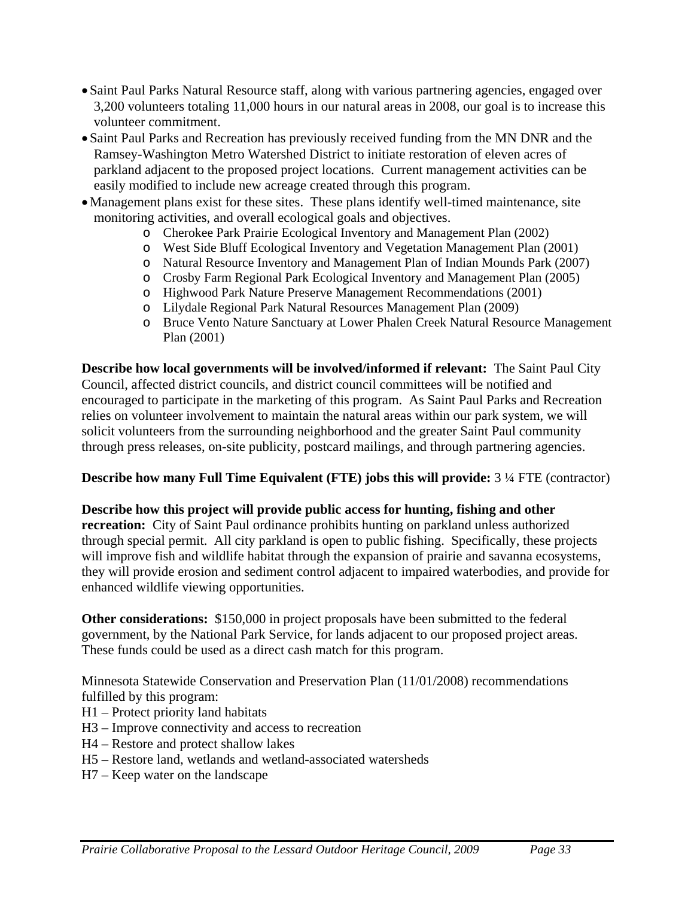- Saint Paul Parks Natural Resource staff, along with various partnering agencies, engaged over 3,200 volunteers totaling 11,000 hours in our natural areas in 2008, our goal is to increase this volunteer commitment.
- Saint Paul Parks and Recreation has previously received funding from the MN DNR and the Ramsey-Washington Metro Watershed District to initiate restoration of eleven acres of parkland adjacent to the proposed project locations. Current management activities can be easily modified to include new acreage created through this program.
- Management plans exist for these sites. These plans identify well-timed maintenance, site monitoring activities, and overall ecological goals and objectives.
    - Cherokee Park Prairie Ecological Inventory and Management Plan (2002)
    - West Side Bluff Ecological Inventory and Vegetation Management Plan (2001)
    - Natural Resource Inventory and Management Plan of Indian Mounds Park (2007)
    - Crosby Farm Regional Park Ecological Inventory and Management Plan (2005)
    - Highwood Park Nature Preserve Management Recommendations (2001)
    - Lilydale Regional Park Natural Resources Management Plan (2009)
    - Bruce Vento Nature Sanctuary at Lower Phalen Creek Natural Resource Management Plan (2001)

**Describe how local governments will be involved/informed if relevant:** The Saint Paul City Council, affected district councils, and district council committees will be notified and encouraged to participate in the marketing of this program. As Saint Paul Parks and Recreation relies on volunteer involvement to maintain the natural areas within our park system, we will solicit volunteers from the surrounding neighborhood and the greater Saint Paul community through press releases, on-site publicity, postcard mailings, and through partnering agencies.

**Describe how many Full Time Equivalent (FTE) jobs this will provide:** 3 ¼ FTE (contractor)

**Describe how this project will provide public access for hunting, fishing and other recreation:** City of Saint Paul ordinance prohibits hunting on parkland unless authorized through special permit. All city parkland is open to public fishing. Specifically, these projects will improve fish and wildlife habitat through the expansion of prairie and savanna ecosystems, they will provide erosion and sediment control adjacent to impaired waterbodies, and provide for enhanced wildlife viewing opportunities.

**Other considerations:** $150,000 in project proposals have been submitted to the federal government, by the National Park Service, for lands adjacent to our proposed project areas. These funds could be used as a direct cash match for this program.

Minnesota Statewide Conservation and Preservation Plan (11/01/2008) recommendations fulfilled by this program:

H1 – Protect priority land habitats  
H3 – Improve connectivity and access to recreation  
H4 – Restore and protect shallow lakes  
H5 – Restore land, wetlands and wetland-associated watersheds  
H7 – Keep water on the landscape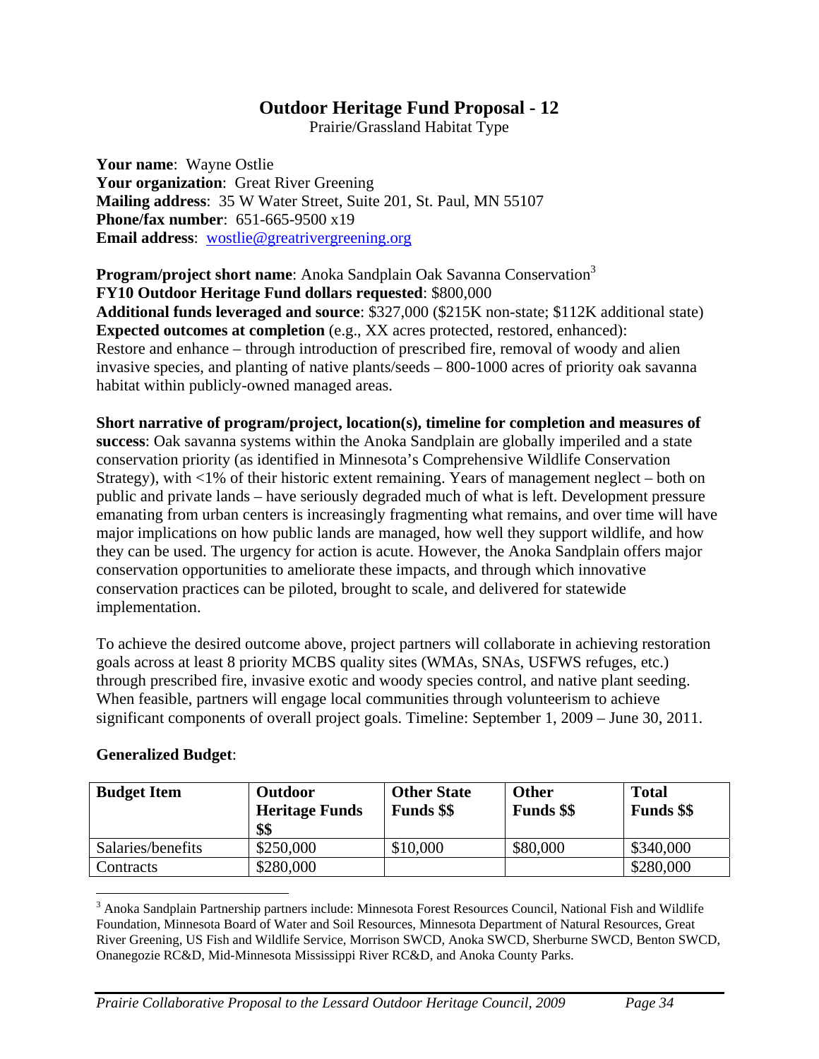# Outdoor Heritage Fund Proposal - 12

Prairie/Grassland Habitat Type

**Your name**: Wayne Ostlie
**Your organization**: Great River Greening
**Mailing address**: 35 W Water Street, Suite 201, St. Paul, MN 55107
**Phone/fax number**: 651-665-9500 x19
**Email address**: wostlie@greatrivergreening.org

**Program/project short name**: Anoka Sandplain Oak Savanna Conservation[3]
**FY10 Outdoor Heritage Fund dollars requested**: $800,000
**Additional funds leveraged and source**: $327,000 ($215K non-state; $112K additional state)
**Expected outcomes at completion** (e.g., XX acres protected, restored, enhanced):
Restore and enhance – through introduction of prescribed fire, removal of woody and alien invasive species, and planting of native plants/seeds – 800-1000 acres of priority oak savanna habitat within publicly-owned managed areas.

**Short narrative of program/project, location(s), timeline for completion and measures of success**: Oak savanna systems within the Anoka Sandplain are globally imperiled and a state conservation priority (as identified in Minnesota's Comprehensive Wildlife Conservation Strategy), with <1% of their historic extent remaining. Years of management neglect – both on public and private lands – have seriously degraded much of what is left. Development pressure emanating from urban centers is increasingly fragmenting what remains, and over time will have major implications on how public lands are managed, how well they support wildlife, and how they can be used. The urgency for action is acute. However, the Anoka Sandplain offers major conservation opportunities to ameliorate these impacts, and through which innovative conservation practices can be piloted, brought to scale, and delivered for statewide implementation.

To achieve the desired outcome above, project partners will collaborate in achieving restoration goals across at least 8 priority MCBS quality sites (WMAs, SNAs, USFWS refuges, etc.) through prescribed fire, invasive exotic and woody species control, and native plant seeding. When feasible, partners will engage local communities through volunteerism to achieve significant components of overall project goals. Timeline: September 1, 2009 – June 30, 2011.

**Generalized Budget**:

| Budget Item | Outdoor Heritage Funds $$ | Other State Funds $$ | Other Funds $$ | Total Funds $$ |
|---|---|---|---|---|
| Salaries/benefits | $250,000 | $10,000 | $80,000 | $340,000 |
| Contracts | $280,000 | | | $280,000 |

[3] Anoka Sandplain Partnership partners include: Minnesota Forest Resources Council, National Fish and Wildlife Foundation, Minnesota Board of Water and Soil Resources, Minnesota Department of Natural Resources, Great River Greening, US Fish and Wildlife Service, Morrison SWCD, Anoka SWCD, Sherburne SWCD, Benton SWCD, Onanegozie RC&D, Mid-Minnesota Mississippi River RC&D, and Anoka County Parks.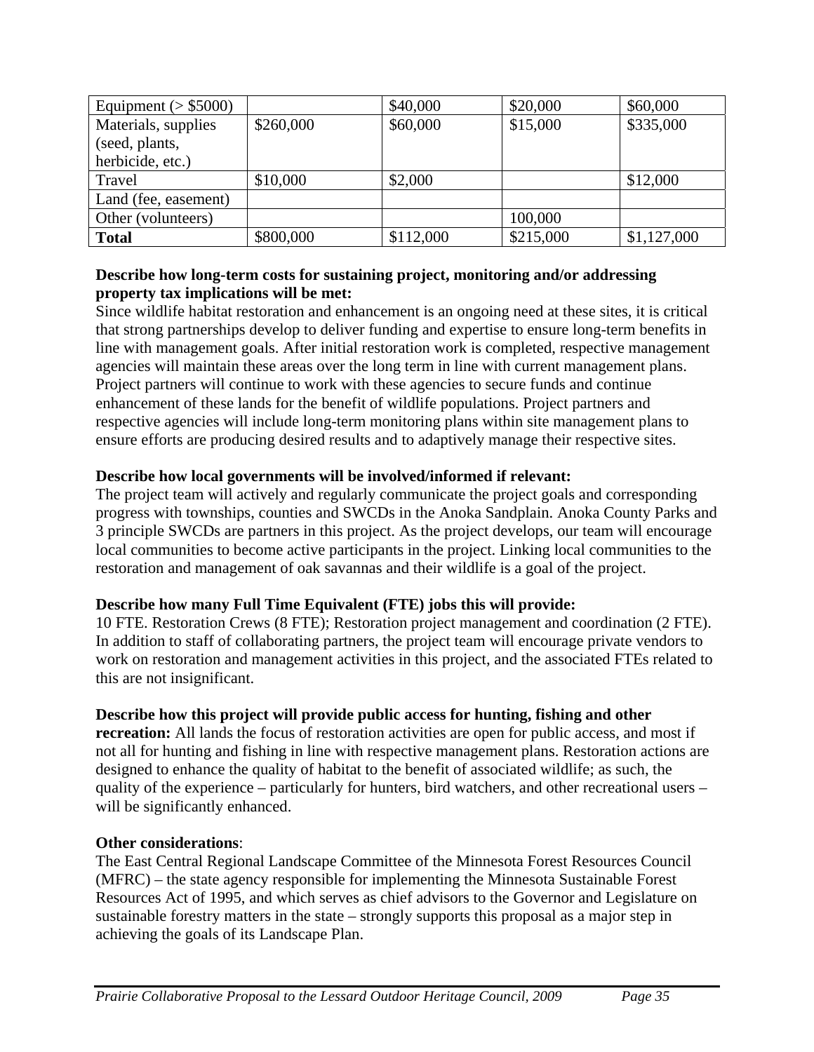| Equipment (> $5000) | | $40,000 | $20,000 | $60,000 |
|---|---|---|---|---|
| Materials, supplies (seed, plants, herbicide, etc.) | $260,000 | $60,000 | $15,000 | $335,000 |
| Travel | $10,000 | $2,000 | | $12,000 |
| Land (fee, easement) | | | | |
| Other (volunteers) | | | 100,000 | |
| **Total** | $800,000 | $112,000 | $215,000 | $1,127,000 |

**Describe how long-term costs for sustaining project, monitoring and/or addressing property tax implications will be met:**
Since wildlife habitat restoration and enhancement is an ongoing need at these sites, it is critical that strong partnerships develop to deliver funding and expertise to ensure long-term benefits in line with management goals. After initial restoration work is completed, respective management agencies will maintain these areas over the long term in line with current management plans. Project partners will continue to work with these agencies to secure funds and continue enhancement of these lands for the benefit of wildlife populations. Project partners and respective agencies will include long-term monitoring plans within site management plans to ensure efforts are producing desired results and to adaptively manage their respective sites.

**Describe how local governments will be involved/informed if relevant:**
The project team will actively and regularly communicate the project goals and corresponding progress with townships, counties and SWCDs in the Anoka Sandplain. Anoka County Parks and 3 principle SWCDs are partners in this project. As the project develops, our team will encourage local communities to become active participants in the project. Linking local communities to the restoration and management of oak savannas and their wildlife is a goal of the project.

**Describe how many Full Time Equivalent (FTE) jobs this will provide:**
10 FTE. Restoration Crews (8 FTE); Restoration project management and coordination (2 FTE). In addition to staff of collaborating partners, the project team will encourage private vendors to work on restoration and management activities in this project, and the associated FTEs related to this are not insignificant.

**Describe how this project will provide public access for hunting, fishing and other recreation:** All lands the focus of restoration activities are open for public access, and most if not all for hunting and fishing in line with respective management plans. Restoration actions are designed to enhance the quality of habitat to the benefit of associated wildlife; as such, the quality of the experience – particularly for hunters, bird watchers, and other recreational users – will be significantly enhanced.

**Other considerations**:
The East Central Regional Landscape Committee of the Minnesota Forest Resources Council (MFRC) – the state agency responsible for implementing the Minnesota Sustainable Forest Resources Act of 1995, and which serves as chief advisors to the Governor and Legislature on sustainable forestry matters in the state – strongly supports this proposal as a major step in achieving the goals of its Landscape Plan.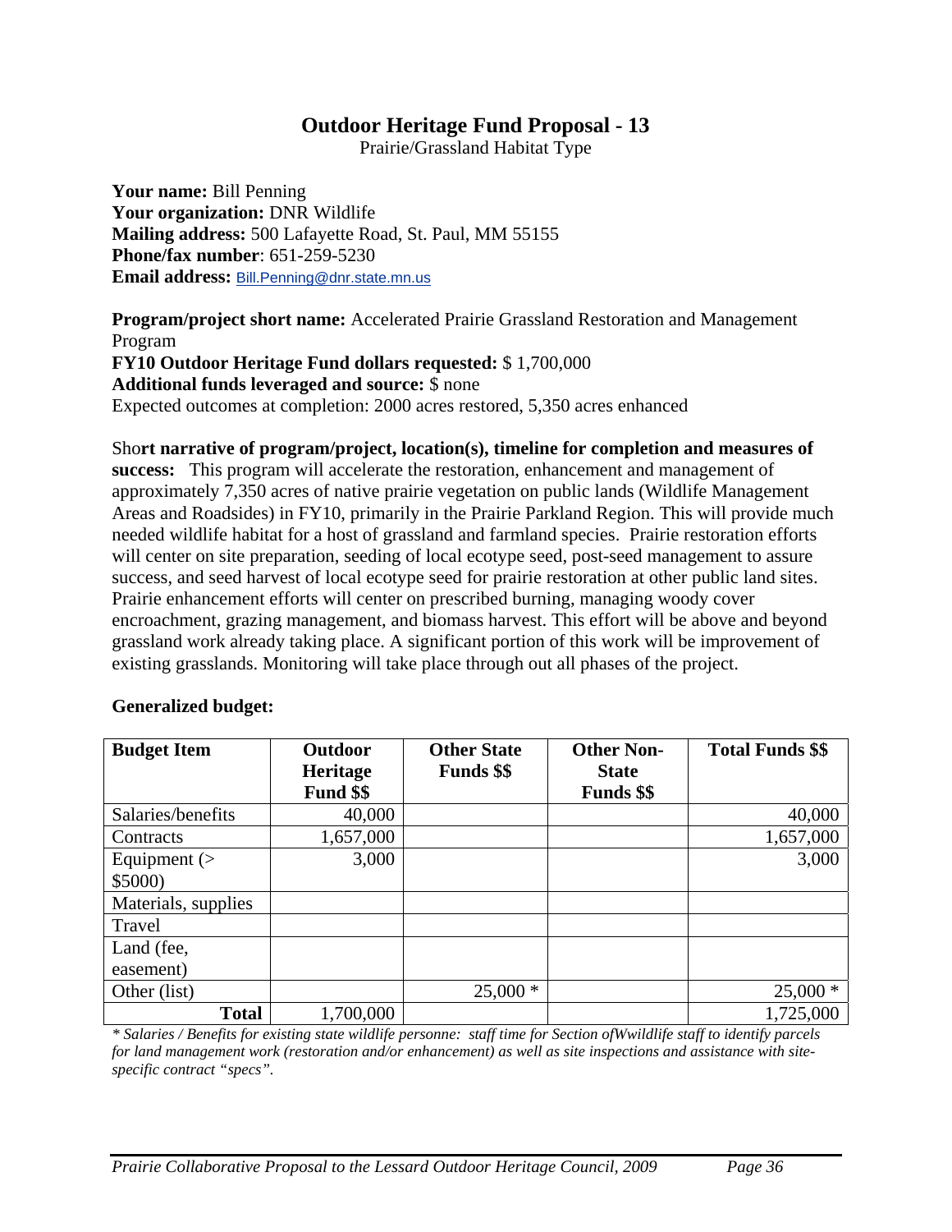# Outdoor Heritage Fund Proposal - 13

Prairie/Grassland Habitat Type

**Your name:** Bill Penning
**Your organization:** DNR Wildlife
**Mailing address:** 500 Lafayette Road, St. Paul, MM 55155
**Phone/fax number**: 651-259-5230
**Email address:** Bill.Penning@dnr.state.mn.us

**Program/project short name:** Accelerated Prairie Grassland Restoration and Management Program
**FY10 Outdoor Heritage Fund dollars requested:** $ 1,700,000
**Additional funds leveraged and source:** $ none
Expected outcomes at completion: 2000 acres restored, 5,350 acres enhanced

Sho**rt narrative of program/project, location(s), timeline for completion and measures of success:** This program will accelerate the restoration, enhancement and management of approximately 7,350 acres of native prairie vegetation on public lands (Wildlife Management Areas and Roadsides) in FY10, primarily in the Prairie Parkland Region. This will provide much needed wildlife habitat for a host of grassland and farmland species. Prairie restoration efforts will center on site preparation, seeding of local ecotype seed, post-seed management to assure success, and seed harvest of local ecotype seed for prairie restoration at other public land sites. Prairie enhancement efforts will center on prescribed burning, managing woody cover encroachment, grazing management, and biomass harvest. This effort will be above and beyond grassland work already taking place. A significant portion of this work will be improvement of existing grasslands. Monitoring will take place through out all phases of the project.

**Generalized budget:**

| Budget Item | Outdoor Heritage Fund $$ | Other State Funds $$ | Other Non-State Funds $$ | Total Funds $$ |
|---|---|---|---|---|
| Salaries/benefits | 40,000 | | | 40,000 |
| Contracts | 1,657,000 | | | 1,657,000 |
| Equipment (> $5000) | 3,000 | | | 3,000 |
| Materials, supplies | | | | |
| Travel | | | | |
| Land (fee, easement) | | | | |
| Other (list) | | 25,000 * | | 25,000 * |
| **Total** | 1,700,000 | | | 1,725,000 |

*\* Salaries / Benefits for existing state wildlife personne: staff time for Section ofWwildlife staff to identify parcels for land management work (restoration and/or enhancement) as well as site inspections and assistance with site-specific contract "specs".*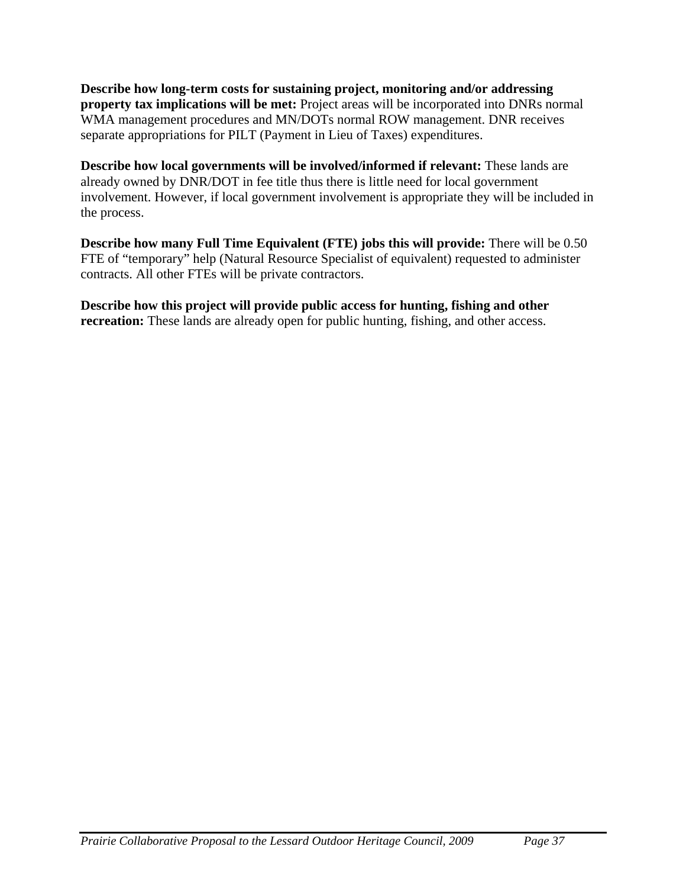**Describe how long-term costs for sustaining project, monitoring and/or addressing property tax implications will be met:** Project areas will be incorporated into DNRs normal WMA management procedures and MN/DOTs normal ROW management. DNR receives separate appropriations for PILT (Payment in Lieu of Taxes) expenditures.

**Describe how local governments will be involved/informed if relevant:** These lands are already owned by DNR/DOT in fee title thus there is little need for local government involvement. However, if local government involvement is appropriate they will be included in the process.

**Describe how many Full Time Equivalent (FTE) jobs this will provide:** There will be 0.50 FTE of "temporary" help (Natural Resource Specialist of equivalent) requested to administer contracts. All other FTEs will be private contractors.

**Describe how this project will provide public access for hunting, fishing and other recreation:** These lands are already open for public hunting, fishing, and other access.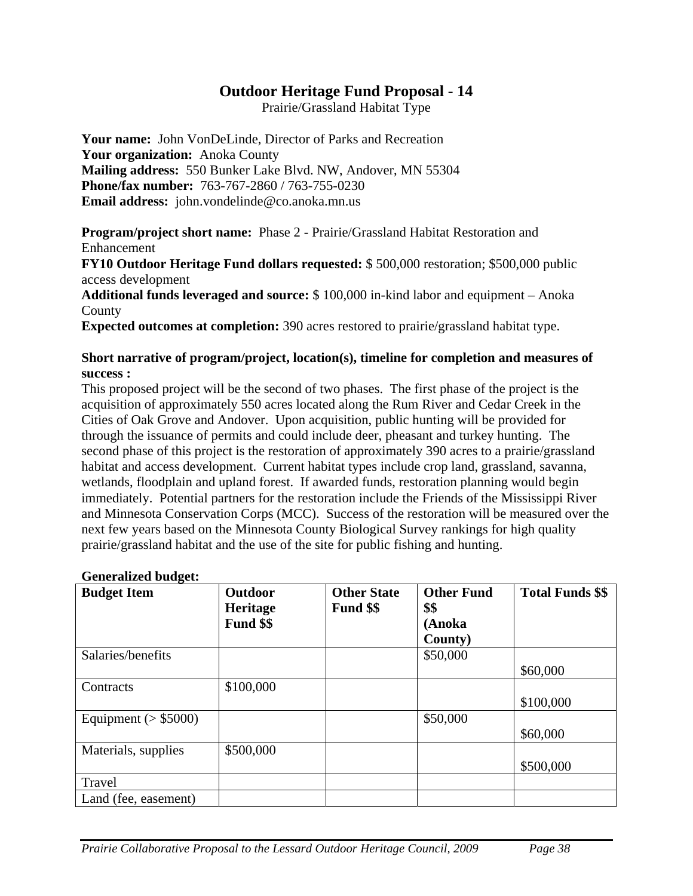# Outdoor Heritage Fund Proposal - 14

Prairie/Grassland Habitat Type

**Your name:** John VonDeLinde, Director of Parks and Recreation
**Your organization:** Anoka County
**Mailing address:** 550 Bunker Lake Blvd. NW, Andover, MN 55304
**Phone/fax number:** 763-767-2860 / 763-755-0230
**Email address:** john.vondelinde@co.anoka.mn.us

**Program/project short name:** Phase 2 - Prairie/Grassland Habitat Restoration and Enhancement
**FY10 Outdoor Heritage Fund dollars requested:** $ 500,000 restoration; $500,000 public access development
**Additional funds leveraged and source:** $ 100,000 in-kind labor and equipment – Anoka County
**Expected outcomes at completion:** 390 acres restored to prairie/grassland habitat type.

**Short narrative of program/project, location(s), timeline for completion and measures of success :**
This proposed project will be the second of two phases. The first phase of the project is the acquisition of approximately 550 acres located along the Rum River and Cedar Creek in the Cities of Oak Grove and Andover. Upon acquisition, public hunting will be provided for through the issuance of permits and could include deer, pheasant and turkey hunting. The second phase of this project is the restoration of approximately 390 acres to a prairie/grassland habitat and access development. Current habitat types include crop land, grassland, savanna, wetlands, floodplain and upland forest. If awarded funds, restoration planning would begin immediately. Potential partners for the restoration include the Friends of the Mississippi River and Minnesota Conservation Corps (MCC). Success of the restoration will be measured over the next few years based on the Minnesota County Biological Survey rankings for high quality prairie/grassland habitat and the use of the site for public fishing and hunting.

**Generalized budget:**

| Budget Item | Outdoor Heritage Fund $$ | Other State Fund $$ | Other Fund $$ (Anoka County) | Total Funds $$ |
|---|---|---|---|---|
| Salaries/benefits | | | $50,000 | $60,000 |
| Contracts | $100,000 | | | $100,000 |
| Equipment (> $5000) | | | $50,000 | $60,000 |
| Materials, supplies | $500,000 | | | $500,000 |
| Travel | | | | |
| Land (fee, easement) | | | | |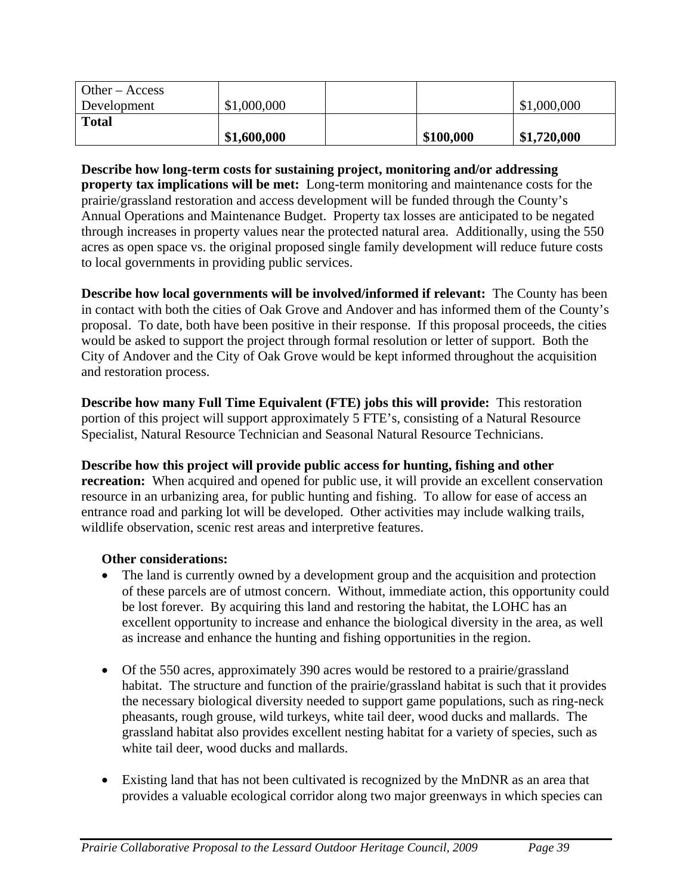| Other – Access Development | $1,000,000 | | | $1,000,000 |
|---|---|---|---|---|
| **Total** | **$1,600,000** | | **$100,000** | **$1,720,000** |

**Describe how long-term costs for sustaining project, monitoring and/or addressing property tax implications will be met:** Long-term monitoring and maintenance costs for the prairie/grassland restoration and access development will be funded through the County's Annual Operations and Maintenance Budget. Property tax losses are anticipated to be negated through increases in property values near the protected natural area. Additionally, using the 550 acres as open space vs. the original proposed single family development will reduce future costs to local governments in providing public services.

**Describe how local governments will be involved/informed if relevant:** The County has been in contact with both the cities of Oak Grove and Andover and has informed them of the County's proposal. To date, both have been positive in their response. If this proposal proceeds, the cities would be asked to support the project through formal resolution or letter of support. Both the City of Andover and the City of Oak Grove would be kept informed throughout the acquisition and restoration process.

**Describe how many Full Time Equivalent (FTE) jobs this will provide:** This restoration portion of this project will support approximately 5 FTE's, consisting of a Natural Resource Specialist, Natural Resource Technician and Seasonal Natural Resource Technicians.

**Describe how this project will provide public access for hunting, fishing and other recreation:** When acquired and opened for public use, it will provide an excellent conservation resource in an urbanizing area, for public hunting and fishing. To allow for ease of access an entrance road and parking lot will be developed. Other activities may include walking trails, wildlife observation, scenic rest areas and interpretive features.

**Other considerations:**

- The land is currently owned by a development group and the acquisition and protection of these parcels are of utmost concern. Without, immediate action, this opportunity could be lost forever. By acquiring this land and restoring the habitat, the LOHC has an excellent opportunity to increase and enhance the biological diversity in the area, as well as increase and enhance the hunting and fishing opportunities in the region.

- Of the 550 acres, approximately 390 acres would be restored to a prairie/grassland habitat. The structure and function of the prairie/grassland habitat is such that it provides the necessary biological diversity needed to support game populations, such as ring-neck pheasants, rough grouse, wild turkeys, white tail deer, wood ducks and mallards. The grassland habitat also provides excellent nesting habitat for a variety of species, such as white tail deer, wood ducks and mallards.

- Existing land that has not been cultivated is recognized by the MnDNR as an area that provides a valuable ecological corridor along two major greenways in which species can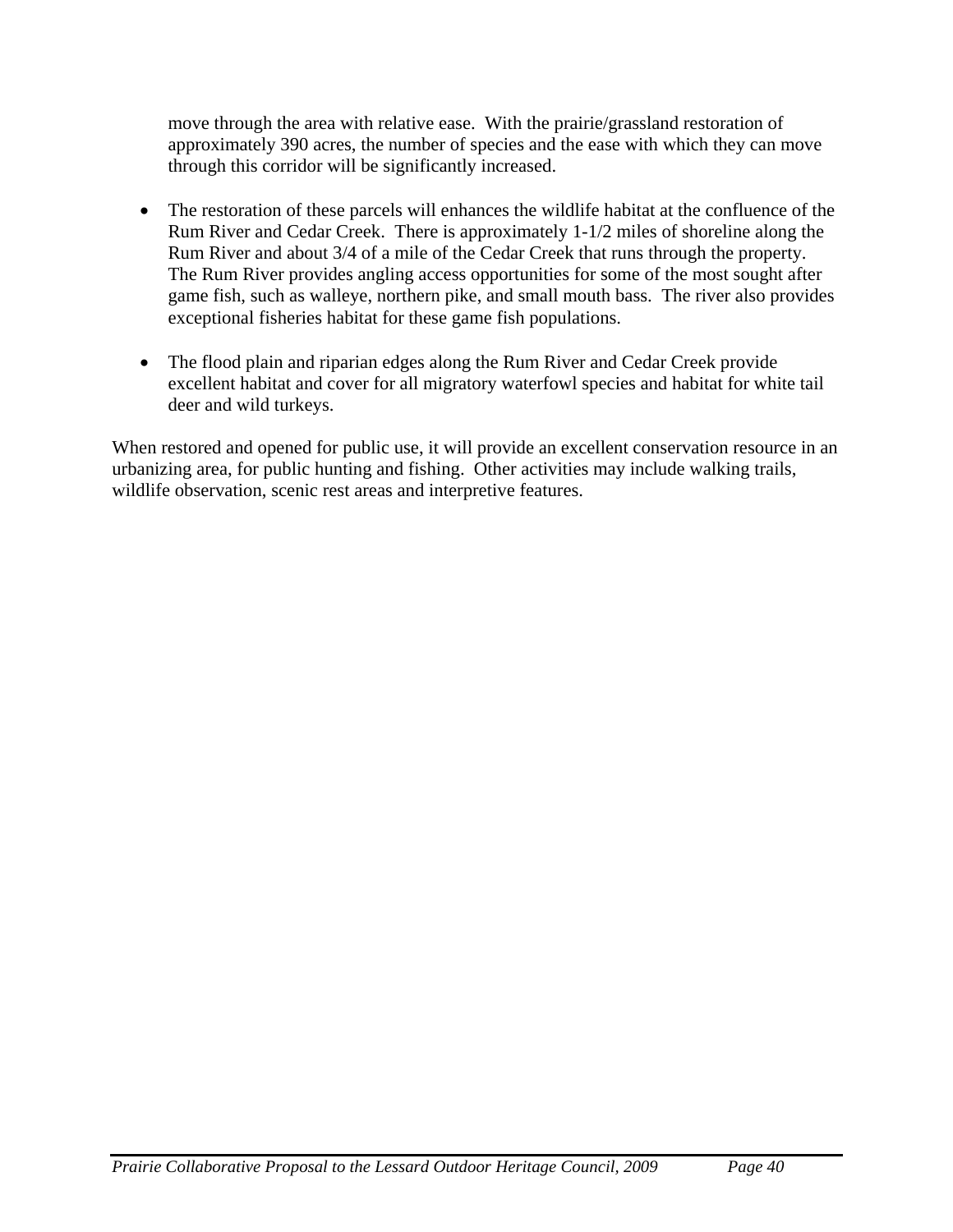move through the area with relative ease. With the prairie/grassland restoration of approximately 390 acres, the number of species and the ease with which they can move through this corridor will be significantly increased.

- The restoration of these parcels will enhances the wildlife habitat at the confluence of the Rum River and Cedar Creek. There is approximately 1-1/2 miles of shoreline along the Rum River and about 3/4 of a mile of the Cedar Creek that runs through the property. The Rum River provides angling access opportunities for some of the most sought after game fish, such as walleye, northern pike, and small mouth bass. The river also provides exceptional fisheries habitat for these game fish populations.

- The flood plain and riparian edges along the Rum River and Cedar Creek provide excellent habitat and cover for all migratory waterfowl species and habitat for white tail deer and wild turkeys.

When restored and opened for public use, it will provide an excellent conservation resource in an urbanizing area, for public hunting and fishing. Other activities may include walking trails, wildlife observation, scenic rest areas and interpretive features.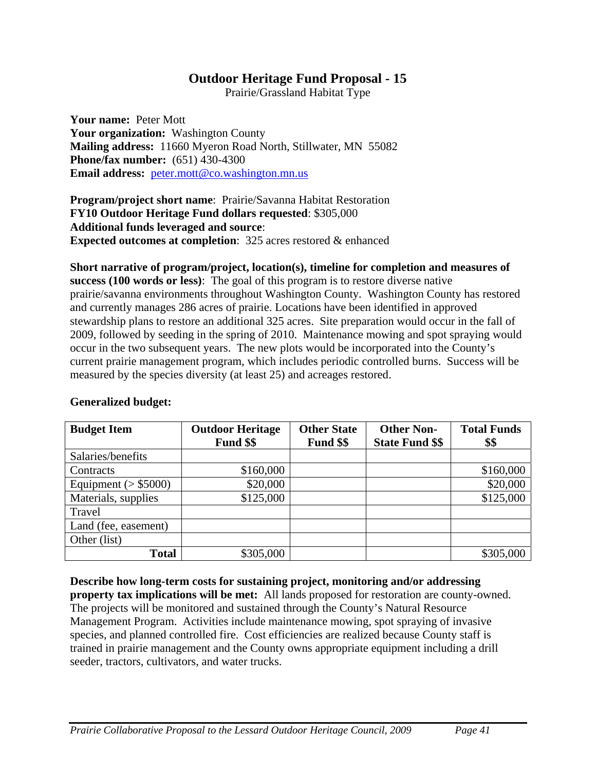# Outdoor Heritage Fund Proposal - 15

Prairie/Grassland Habitat Type

**Your name:** Peter Mott
**Your organization:** Washington County
**Mailing address:** 11660 Myeron Road North, Stillwater, MN 55082
**Phone/fax number:** (651) 430-4300
**Email address:** peter.mott@co.washington.mn.us

**Program/project short name**: Prairie/Savanna Habitat Restoration
**FY10 Outdoor Heritage Fund dollars requested**: $305,000
**Additional funds leveraged and source**:
**Expected outcomes at completion**: 325 acres restored & enhanced

**Short narrative of program/project, location(s), timeline for completion and measures of success (100 words or less)**: The goal of this program is to restore diverse native prairie/savanna environments throughout Washington County. Washington County has restored and currently manages 286 acres of prairie. Locations have been identified in approved stewardship plans to restore an additional 325 acres. Site preparation would occur in the fall of 2009, followed by seeding in the spring of 2010. Maintenance mowing and spot spraying would occur in the two subsequent years. The new plots would be incorporated into the County's current prairie management program, which includes periodic controlled burns. Success will be measured by the species diversity (at least 25) and acreages restored.

**Generalized budget:**

| Budget Item | Outdoor Heritage Fund $$ | Other State Fund $$ | Other Non-State Fund $$ | Total Funds $$ |
|---|---|---|---|---|
| Salaries/benefits | | | | |
| Contracts | $160,000 | | | $160,000 |
| Equipment (> $5000) | $20,000 | | | $20,000 |
| Materials, supplies | $125,000 | | | $125,000 |
| Travel | | | | |
| Land (fee, easement) | | | | |
| Other (list) | | | | |
| **Total** | $305,000 | | | $305,000 |

**Describe how long-term costs for sustaining project, monitoring and/or addressing property tax implications will be met:** All lands proposed for restoration are county-owned. The projects will be monitored and sustained through the County's Natural Resource Management Program. Activities include maintenance mowing, spot spraying of invasive species, and planned controlled fire. Cost efficiencies are realized because County staff is trained in prairie management and the County owns appropriate equipment including a drill seeder, tractors, cultivators, and water trucks.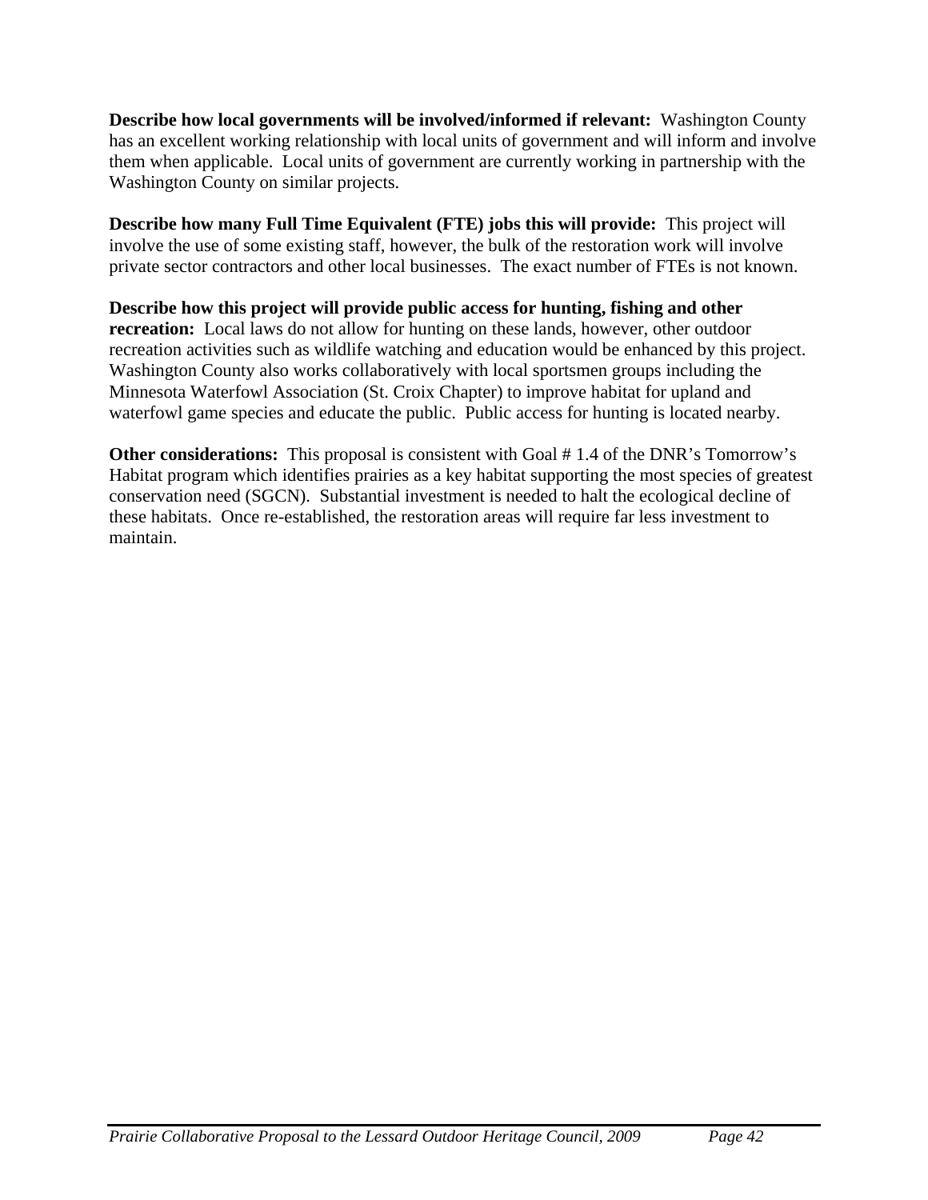**Describe how local governments will be involved/informed if relevant:** Washington County has an excellent working relationship with local units of government and will inform and involve them when applicable. Local units of government are currently working in partnership with the Washington County on similar projects.

**Describe how many Full Time Equivalent (FTE) jobs this will provide:** This project will involve the use of some existing staff, however, the bulk of the restoration work will involve private sector contractors and other local businesses. The exact number of FTEs is not known.

**Describe how this project will provide public access for hunting, fishing and other recreation:** Local laws do not allow for hunting on these lands, however, other outdoor recreation activities such as wildlife watching and education would be enhanced by this project. Washington County also works collaboratively with local sportsmen groups including the Minnesota Waterfowl Association (St. Croix Chapter) to improve habitat for upland and waterfowl game species and educate the public. Public access for hunting is located nearby.

**Other considerations:** This proposal is consistent with Goal # 1.4 of the DNR's Tomorrow's Habitat program which identifies prairies as a key habitat supporting the most species of greatest conservation need (SGCN). Substantial investment is needed to halt the ecological decline of these habitats. Once re-established, the restoration areas will require far less investment to maintain.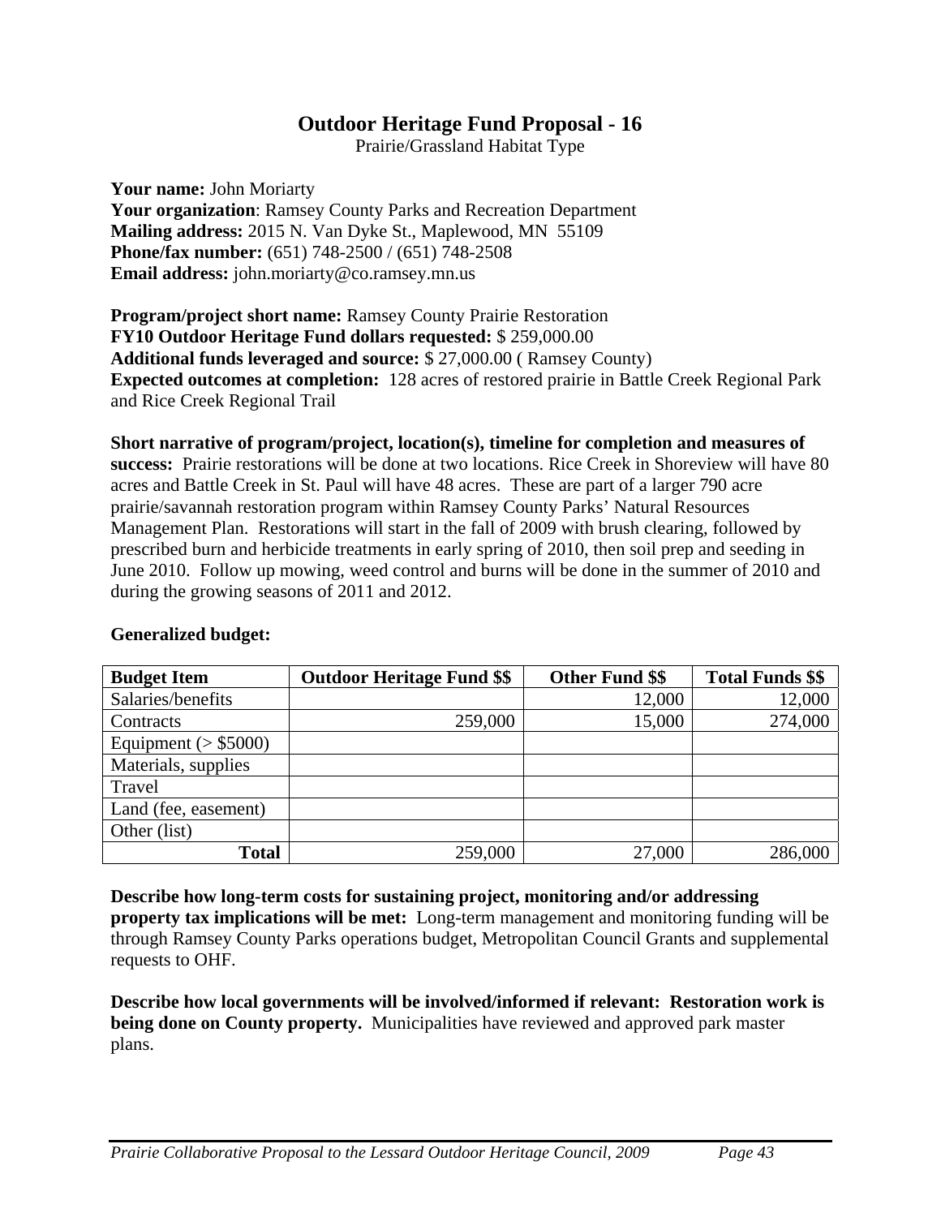# Outdoor Heritage Fund Proposal - 16

Prairie/Grassland Habitat Type

**Your name:** John Moriarty
**Your organization**: Ramsey County Parks and Recreation Department
**Mailing address:** 2015 N. Van Dyke St., Maplewood, MN 55109
**Phone/fax number:** (651) 748-2500 / (651) 748-2508
**Email address:** john.moriarty@co.ramsey.mn.us

**Program/project short name:** Ramsey County Prairie Restoration
**FY10 Outdoor Heritage Fund dollars requested:** $ 259,000.00
**Additional funds leveraged and source:** $ 27,000.00 ( Ramsey County)
**Expected outcomes at completion:** 128 acres of restored prairie in Battle Creek Regional Park and Rice Creek Regional Trail

**Short narrative of program/project, location(s), timeline for completion and measures of success:** Prairie restorations will be done at two locations. Rice Creek in Shoreview will have 80 acres and Battle Creek in St. Paul will have 48 acres. These are part of a larger 790 acre prairie/savannah restoration program within Ramsey County Parks' Natural Resources Management Plan. Restorations will start in the fall of 2009 with brush clearing, followed by prescribed burn and herbicide treatments in early spring of 2010, then soil prep and seeding in June 2010. Follow up mowing, weed control and burns will be done in the summer of 2010 and during the growing seasons of 2011 and 2012.

**Generalized budget:**

| Budget Item | Outdoor Heritage Fund $$ | Other Fund $$ | Total Funds $$ |
|---|---|---|---|
| Salaries/benefits | | 12,000 | 12,000 |
| Contracts | 259,000 | 15,000 | 274,000 |
| Equipment (> $5000) | | | |
| Materials, supplies | | | |
| Travel | | | |
| Land (fee, easement) | | | |
| Other (list) | | | |
| **Total** | 259,000 | 27,000 | 286,000 |

**Describe how long-term costs for sustaining project, monitoring and/or addressing property tax implications will be met:** Long-term management and monitoring funding will be through Ramsey County Parks operations budget, Metropolitan Council Grants and supplemental requests to OHF.

**Describe how local governments will be involved/informed if relevant: Restoration work is being done on County property.** Municipalities have reviewed and approved park master plans.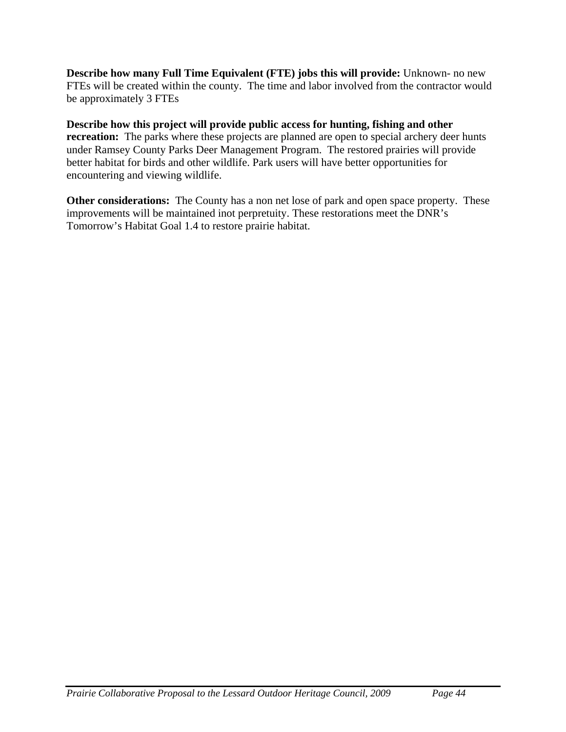**Describe how many Full Time Equivalent (FTE) jobs this will provide:** Unknown- no new FTEs will be created within the county. The time and labor involved from the contractor would be approximately 3 FTEs

**Describe how this project will provide public access for hunting, fishing and other recreation:** The parks where these projects are planned are open to special archery deer hunts under Ramsey County Parks Deer Management Program. The restored prairies will provide better habitat for birds and other wildlife. Park users will have better opportunities for encountering and viewing wildlife.

**Other considerations:** The County has a non net lose of park and open space property. These improvements will be maintained inot perpretuity. These restorations meet the DNR's Tomorrow's Habitat Goal 1.4 to restore prairie habitat.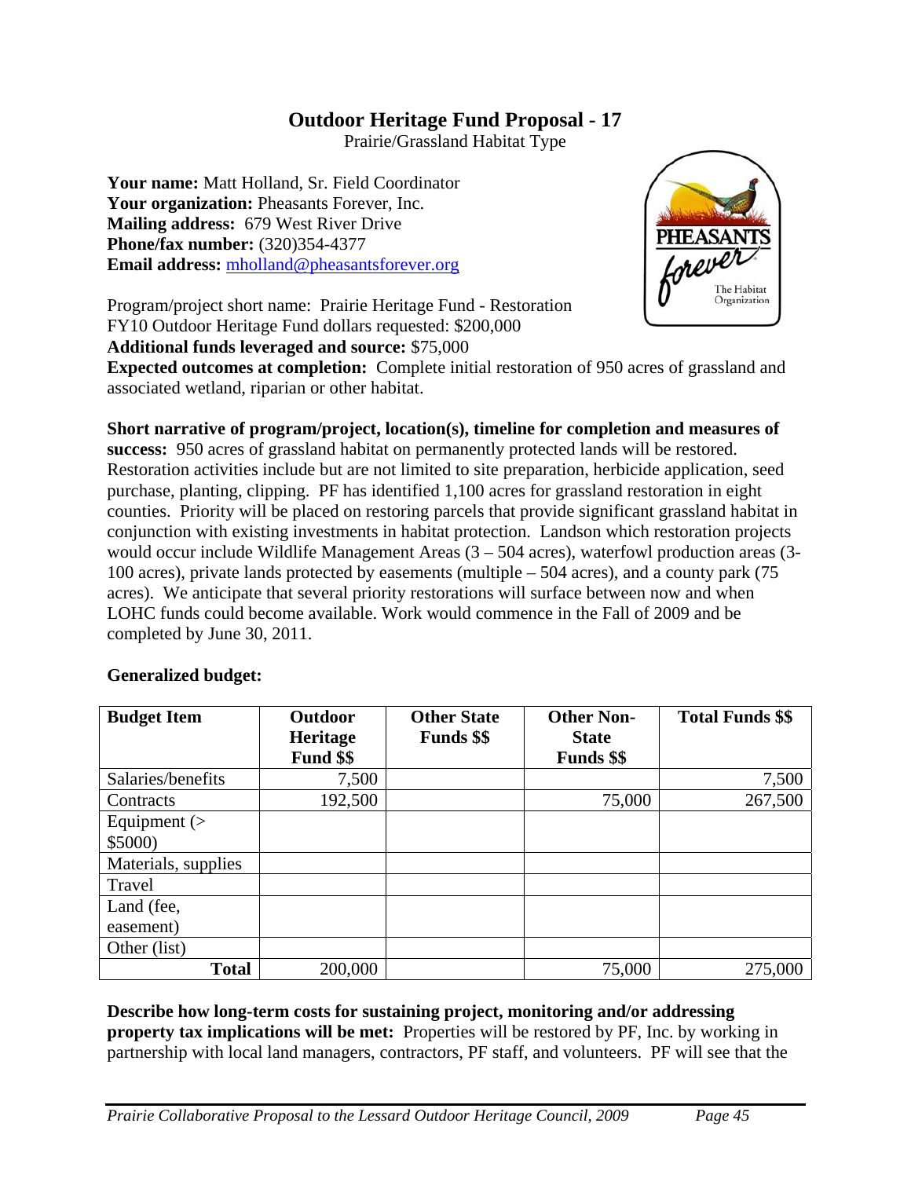# Outdoor Heritage Fund Proposal - 17

Prairie/Grassland Habitat Type

**Your name:** Matt Holland, Sr. Field Coordinator
**Your organization:** Pheasants Forever, Inc.
**Mailing address:** 679 West River Drive
**Phone/fax number:** (320)354-4377
**Email address:** mholland@pheasantsforever.org

Program/project short name: Prairie Heritage Fund - Restoration
FY10 Outdoor Heritage Fund dollars requested: $200,000
**Additional funds leveraged and source:** $75,000
**Expected outcomes at completion:** Complete initial restoration of 950 acres of grassland and associated wetland, riparian or other habitat.

**Short narrative of program/project, location(s), timeline for completion and measures of success:** 950 acres of grassland habitat on permanently protected lands will be restored. Restoration activities include but are not limited to site preparation, herbicide application, seed purchase, planting, clipping. PF has identified 1,100 acres for grassland restoration in eight counties. Priority will be placed on restoring parcels that provide significant grassland habitat in conjunction with existing investments in habitat protection. Landson which restoration projects would occur include Wildlife Management Areas (3 – 504 acres), waterfowl production areas (3-100 acres), private lands protected by easements (multiple – 504 acres), and a county park (75 acres). We anticipate that several priority restorations will surface between now and when LOHC funds could become available. Work would commence in the Fall of 2009 and be completed by June 30, 2011.

**Generalized budget:**

| Budget Item | Outdoor Heritage Fund $$ | Other State Funds $$ | Other Non-State Funds $$ | Total Funds $$ |
|---|---|---|---|---|
| Salaries/benefits | 7,500 | | | 7,500 |
| Contracts | 192,500 | | 75,000 | 267,500 |
| Equipment (> $5000) | | | | |
| Materials, supplies | | | | |
| Travel | | | | |
| Land (fee, easement) | | | | |
| Other (list) | | | | |
| **Total** | 200,000 | | 75,000 | 275,000 |

**Describe how long-term costs for sustaining project, monitoring and/or addressing property tax implications will be met:** Properties will be restored by PF, Inc. by working in partnership with local land managers, contractors, PF staff, and volunteers. PF will see that the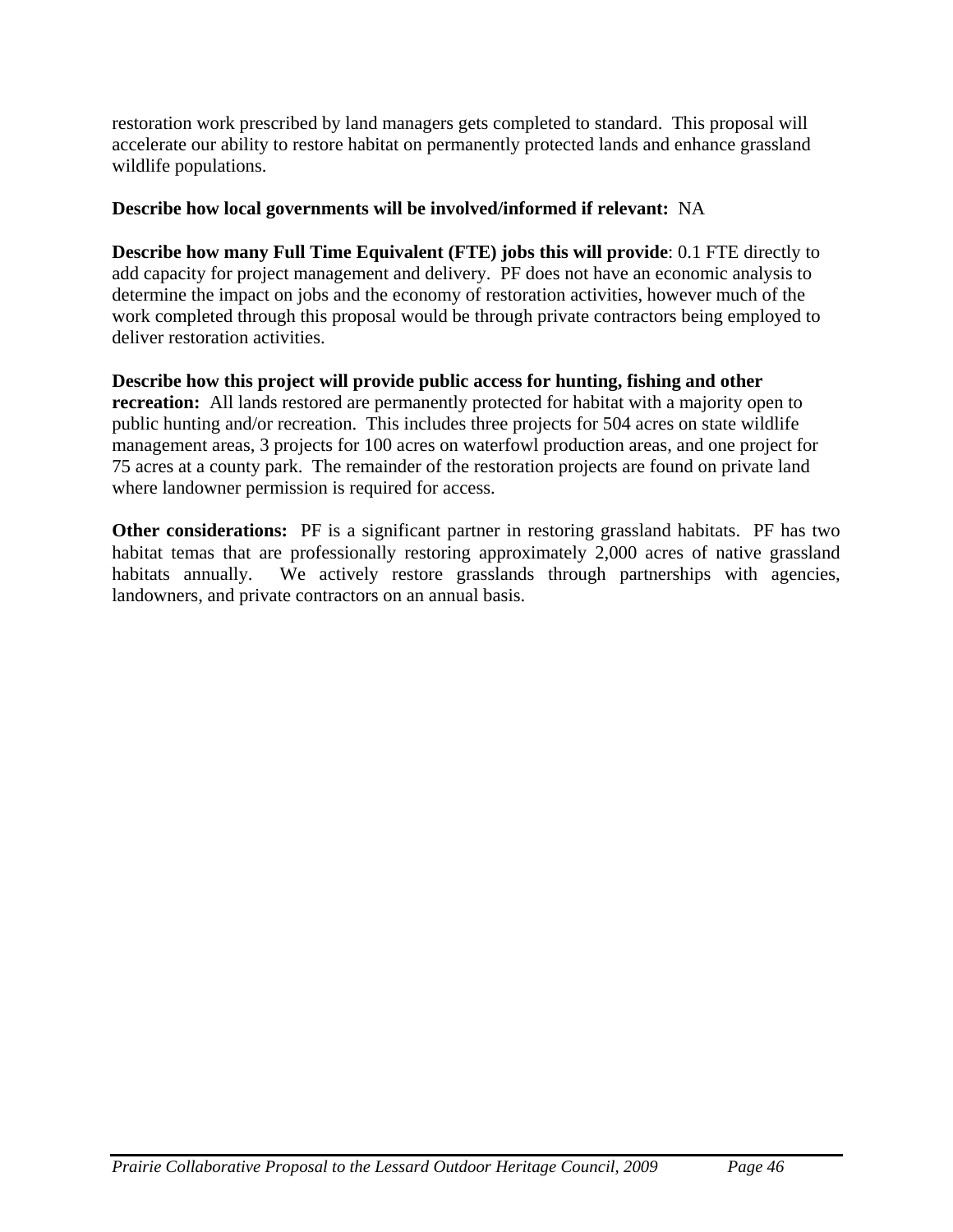restoration work prescribed by land managers gets completed to standard. This proposal will accelerate our ability to restore habitat on permanently protected lands and enhance grassland wildlife populations.

**Describe how local governments will be involved/informed if relevant:** NA

**Describe how many Full Time Equivalent (FTE) jobs this will provide**: 0.1 FTE directly to add capacity for project management and delivery. PF does not have an economic analysis to determine the impact on jobs and the economy of restoration activities, however much of the work completed through this proposal would be through private contractors being employed to deliver restoration activities.

**Describe how this project will provide public access for hunting, fishing and other recreation:** All lands restored are permanently protected for habitat with a majority open to public hunting and/or recreation. This includes three projects for 504 acres on state wildlife management areas, 3 projects for 100 acres on waterfowl production areas, and one project for 75 acres at a county park. The remainder of the restoration projects are found on private land where landowner permission is required for access.

**Other considerations:** PF is a significant partner in restoring grassland habitats. PF has two habitat temas that are professionally restoring approximately 2,000 acres of native grassland habitats annually. We actively restore grasslands through partnerships with agencies, landowners, and private contractors on an annual basis.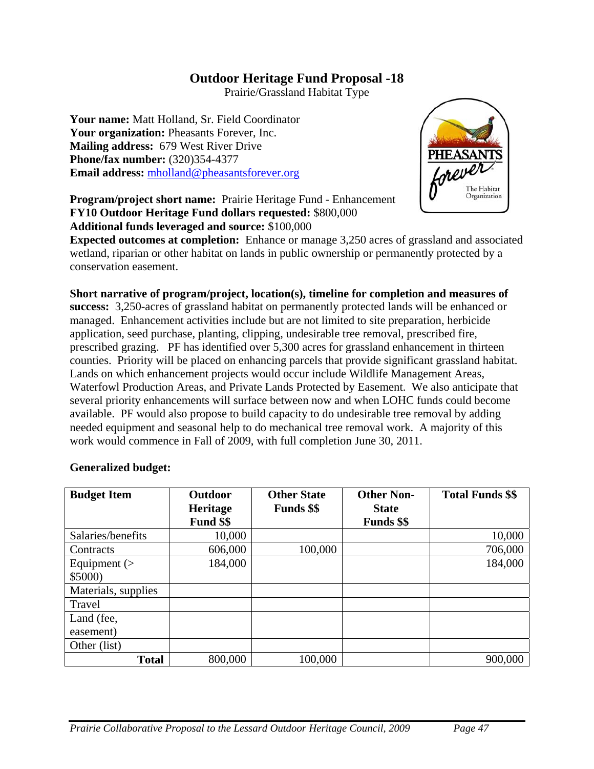# Outdoor Heritage Fund Proposal -18

Prairie/Grassland Habitat Type

**Your name:** Matt Holland, Sr. Field Coordinator
**Your organization:** Pheasants Forever, Inc.
**Mailing address:** 679 West River Drive
**Phone/fax number:** (320)354-4377
**Email address:** mholland@pheasantsforever.org

**Program/project short name:** Prairie Heritage Fund - Enhancement
**FY10 Outdoor Heritage Fund dollars requested:** $800,000
**Additional funds leveraged and source:** $100,000
**Expected outcomes at completion:** Enhance or manage 3,250 acres of grassland and associated wetland, riparian or other habitat on lands in public ownership or permanently protected by a conservation easement.

**Short narrative of program/project, location(s), timeline for completion and measures of success:** 3,250-acres of grassland habitat on permanently protected lands will be enhanced or managed. Enhancement activities include but are not limited to site preparation, herbicide application, seed purchase, planting, clipping, undesirable tree removal, prescribed fire, prescribed grazing. PF has identified over 5,300 acres for grassland enhancement in thirteen counties. Priority will be placed on enhancing parcels that provide significant grassland habitat. Lands on which enhancement projects would occur include Wildlife Management Areas, Waterfowl Production Areas, and Private Lands Protected by Easement. We also anticipate that several priority enhancements will surface between now and when LOHC funds could become available. PF would also propose to build capacity to do undesirable tree removal by adding needed equipment and seasonal help to do mechanical tree removal work. A majority of this work would commence in Fall of 2009, with full completion June 30, 2011.

**Generalized budget:**

| Budget Item | Outdoor Heritage Fund $$ | Other State Funds $$ | Other Non-State Funds $$ | Total Funds $$ |
|---|---|---|---|---|
| Salaries/benefits | 10,000 | | | 10,000 |
| Contracts | 606,000 | 100,000 | | 706,000 |
| Equipment (> $5000) | 184,000 | | | 184,000 |
| Materials, supplies | | | | |
| Travel | | | | |
| Land (fee, easement) | | | | |
| Other (list) | | | | |
| **Total** | 800,000 | 100,000 | | 900,000 |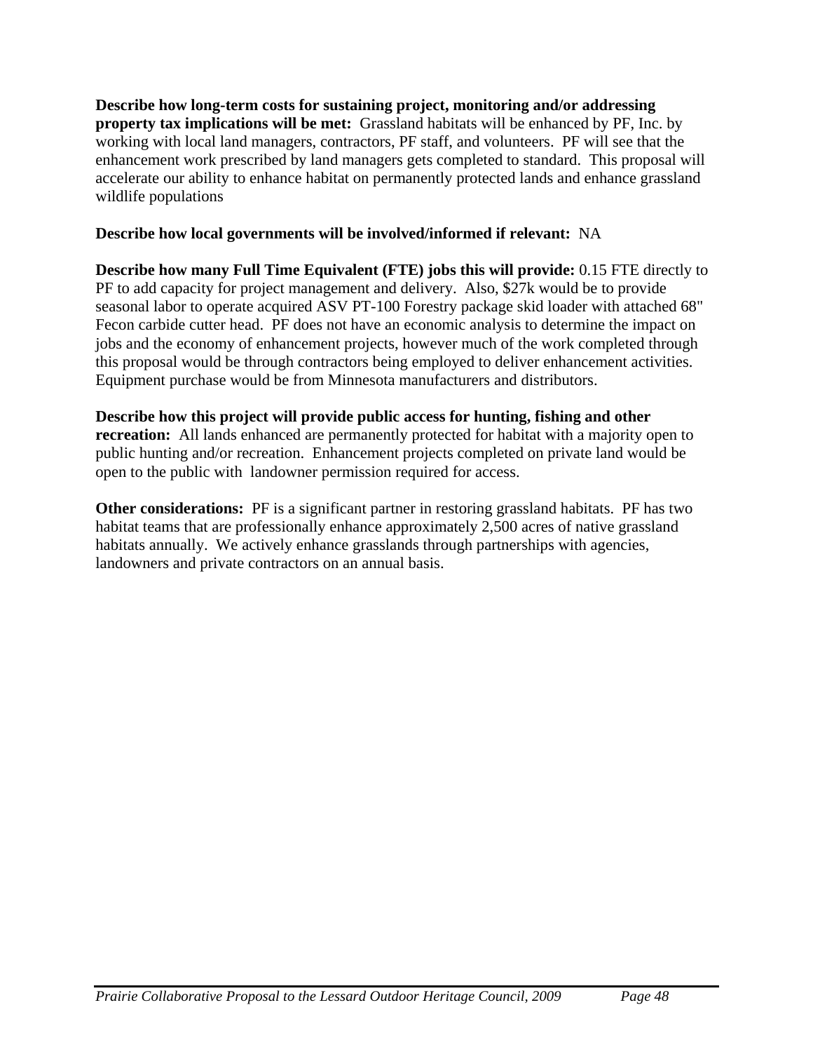**Describe how long-term costs for sustaining project, monitoring and/or addressing property tax implications will be met:** Grassland habitats will be enhanced by PF, Inc. by working with local land managers, contractors, PF staff, and volunteers. PF will see that the enhancement work prescribed by land managers gets completed to standard. This proposal will accelerate our ability to enhance habitat on permanently protected lands and enhance grassland wildlife populations

**Describe how local governments will be involved/informed if relevant:** NA

**Describe how many Full Time Equivalent (FTE) jobs this will provide:** 0.15 FTE directly to PF to add capacity for project management and delivery. Also, $27k would be to provide seasonal labor to operate acquired ASV PT-100 Forestry package skid loader with attached 68" Fecon carbide cutter head. PF does not have an economic analysis to determine the impact on jobs and the economy of enhancement projects, however much of the work completed through this proposal would be through contractors being employed to deliver enhancement activities. Equipment purchase would be from Minnesota manufacturers and distributors.

**Describe how this project will provide public access for hunting, fishing and other recreation:** All lands enhanced are permanently protected for habitat with a majority open to public hunting and/or recreation. Enhancement projects completed on private land would be open to the public with landowner permission required for access.

**Other considerations:** PF is a significant partner in restoring grassland habitats. PF has two habitat teams that are professionally enhance approximately 2,500 acres of native grassland habitats annually. We actively enhance grasslands through partnerships with agencies, landowners and private contractors on an annual basis.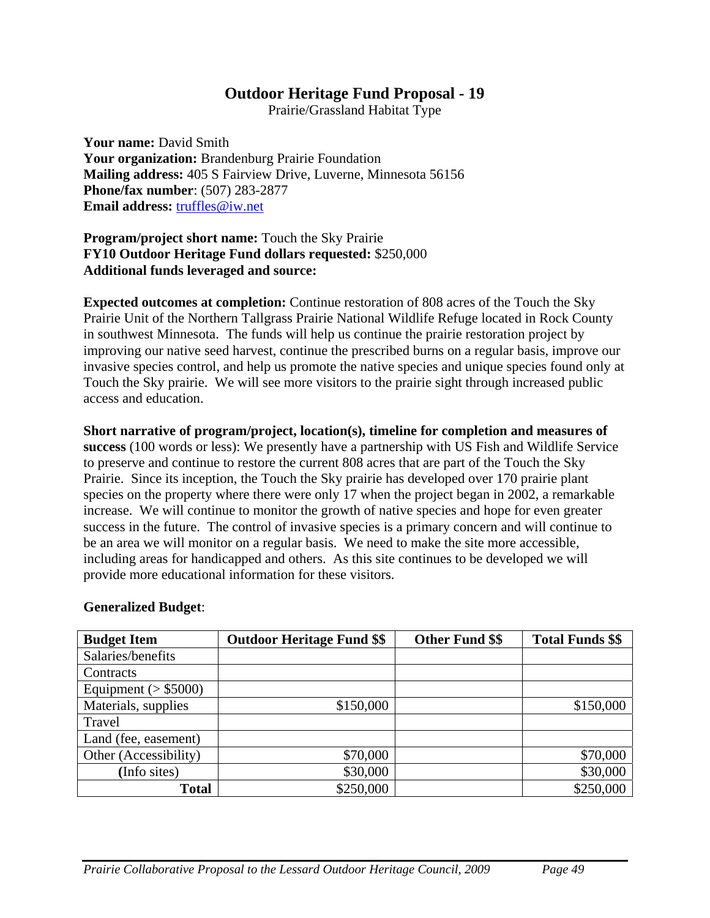# Outdoor Heritage Fund Proposal - 19

Prairie/Grassland Habitat Type

**Your name:** David Smith
**Your organization:** Brandenburg Prairie Foundation
**Mailing address:** 405 S Fairview Drive, Luverne, Minnesota 56156
**Phone/fax number**: (507) 283-2877
**Email address:** truffles@iw.net

**Program/project short name:** Touch the Sky Prairie
**FY10 Outdoor Heritage Fund dollars requested:** $250,000
**Additional funds leveraged and source:**

**Expected outcomes at completion:** Continue restoration of 808 acres of the Touch the Sky Prairie Unit of the Northern Tallgrass Prairie National Wildlife Refuge located in Rock County in southwest Minnesota. The funds will help us continue the prairie restoration project by improving our native seed harvest, continue the prescribed burns on a regular basis, improve our invasive species control, and help us promote the native species and unique species found only at Touch the Sky prairie. We will see more visitors to the prairie sight through increased public access and education.

**Short narrative of program/project, location(s), timeline for completion and measures of success** (100 words or less): We presently have a partnership with US Fish and Wildlife Service to preserve and continue to restore the current 808 acres that are part of the Touch the Sky Prairie. Since its inception, the Touch the Sky prairie has developed over 170 prairie plant species on the property where there were only 17 when the project began in 2002, a remarkable increase. We will continue to monitor the growth of native species and hope for even greater success in the future. The control of invasive species is a primary concern and will continue to be an area we will monitor on a regular basis. We need to make the site more accessible, including areas for handicapped and others. As this site continues to be developed we will provide more educational information for these visitors.

**Generalized Budget**:

| Budget Item | Outdoor Heritage Fund $$ | Other Fund $$ | Total Funds $$ |
|---|---|---|---|
| Salaries/benefits | | | |
| Contracts | | | |
| Equipment (> $5000) | | | |
| Materials, supplies | $150,000 | | $150,000 |
| Travel | | | |
| Land (fee, easement) | | | |
| Other (Accessibility) | $70,000 | | $70,000 |
| (Info sites) | $30,000 | | $30,000 |
| **Total** | $250,000 | | $250,000 |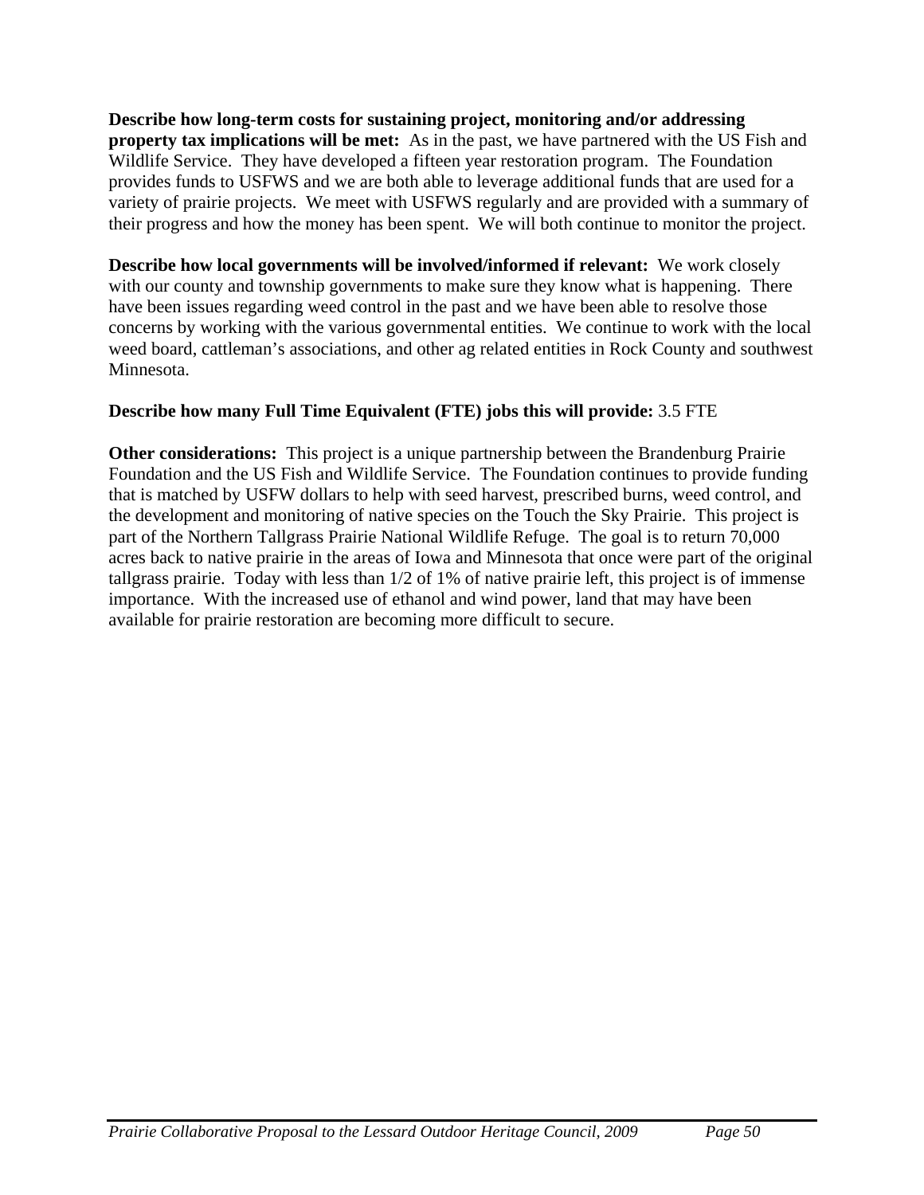**Describe how long-term costs for sustaining project, monitoring and/or addressing property tax implications will be met:** As in the past, we have partnered with the US Fish and Wildlife Service. They have developed a fifteen year restoration program. The Foundation provides funds to USFWS and we are both able to leverage additional funds that are used for a variety of prairie projects. We meet with USFWS regularly and are provided with a summary of their progress and how the money has been spent. We will both continue to monitor the project.

**Describe how local governments will be involved/informed if relevant:** We work closely with our county and township governments to make sure they know what is happening. There have been issues regarding weed control in the past and we have been able to resolve those concerns by working with the various governmental entities. We continue to work with the local weed board, cattleman's associations, and other ag related entities in Rock County and southwest Minnesota.

**Describe how many Full Time Equivalent (FTE) jobs this will provide:** 3.5 FTE

**Other considerations:** This project is a unique partnership between the Brandenburg Prairie Foundation and the US Fish and Wildlife Service. The Foundation continues to provide funding that is matched by USFW dollars to help with seed harvest, prescribed burns, weed control, and the development and monitoring of native species on the Touch the Sky Prairie. This project is part of the Northern Tallgrass Prairie National Wildlife Refuge. The goal is to return 70,000 acres back to native prairie in the areas of Iowa and Minnesota that once were part of the original tallgrass prairie. Today with less than 1/2 of 1% of native prairie left, this project is of immense importance. With the increased use of ethanol and wind power, land that may have been available for prairie restoration are becoming more difficult to secure.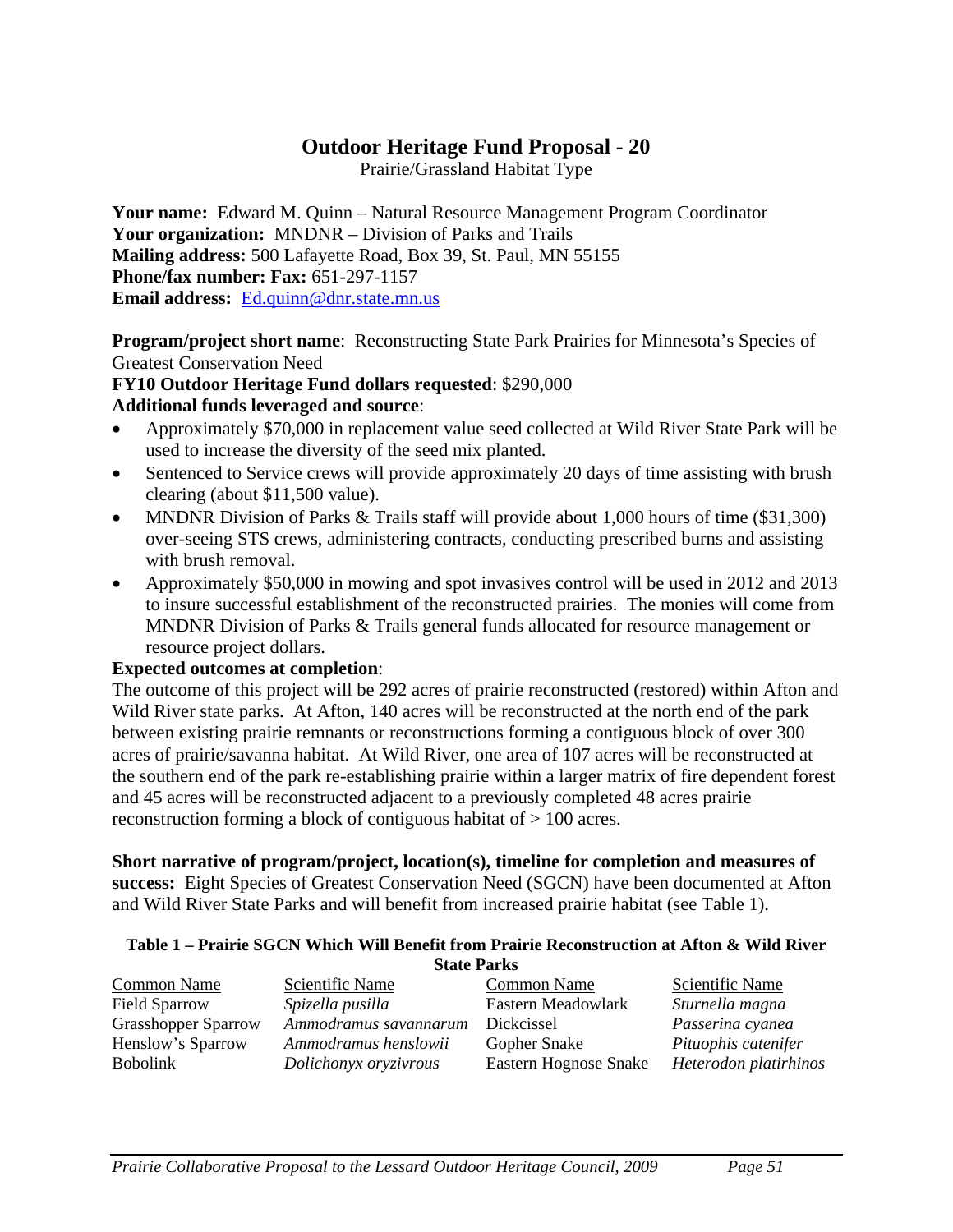# Outdoor Heritage Fund Proposal - 20

Prairie/Grassland Habitat Type

**Your name:** Edward M. Quinn – Natural Resource Management Program Coordinator
**Your organization:** MNDNR – Division of Parks and Trails
**Mailing address:** 500 Lafayette Road, Box 39, St. Paul, MN 55155
**Phone/fax number: Fax:** 651-297-1157
**Email address:** Ed.quinn@dnr.state.mn.us

**Program/project short name**: Reconstructing State Park Prairies for Minnesota's Species of Greatest Conservation Need
**FY10 Outdoor Heritage Fund dollars requested**: $290,000
**Additional funds leveraged and source**:

- Approximately $70,000 in replacement value seed collected at Wild River State Park will be used to increase the diversity of the seed mix planted.
- Sentenced to Service crews will provide approximately 20 days of time assisting with brush clearing (about $11,500 value).
- MNDNR Division of Parks & Trails staff will provide about 1,000 hours of time ($31,300) over-seeing STS crews, administering contracts, conducting prescribed burns and assisting with brush removal.
- Approximately $50,000 in mowing and spot invasives control will be used in 2012 and 2013 to insure successful establishment of the reconstructed prairies. The monies will come from MNDNR Division of Parks & Trails general funds allocated for resource management or resource project dollars.

**Expected outcomes at completion**:
The outcome of this project will be 292 acres of prairie reconstructed (restored) within Afton and Wild River state parks. At Afton, 140 acres will be reconstructed at the north end of the park between existing prairie remnants or reconstructions forming a contiguous block of over 300 acres of prairie/savanna habitat. At Wild River, one area of 107 acres will be reconstructed at the southern end of the park re-establishing prairie within a larger matrix of fire dependent forest and 45 acres will be reconstructed adjacent to a previously completed 48 acres prairie reconstruction forming a block of contiguous habitat of > 100 acres.

**Short narrative of program/project, location(s), timeline for completion and measures of success:** Eight Species of Greatest Conservation Need (SGCN) have been documented at Afton and Wild River State Parks and will benefit from increased prairie habitat (see Table 1).

**Table 1 – Prairie SGCN Which Will Benefit from Prairie Reconstruction at Afton & Wild River State Parks**

| Common Name | Scientific Name | Common Name | Scientific Name |
|---|---|---|---|
| Field Sparrow | *Spizella pusilla* | Eastern Meadowlark | *Sturnella magna* |
| Grasshopper Sparrow | *Ammodramus savannarum* | Dickcissel | *Passerina cyanea* |
| Henslow's Sparrow | *Ammodramus henslowii* | Gopher Snake | *Pituophis catenifer* |
| Bobolink | *Dolichonyx oryzivrous* | Eastern Hognose Snake | *Heterodon platirhinos* |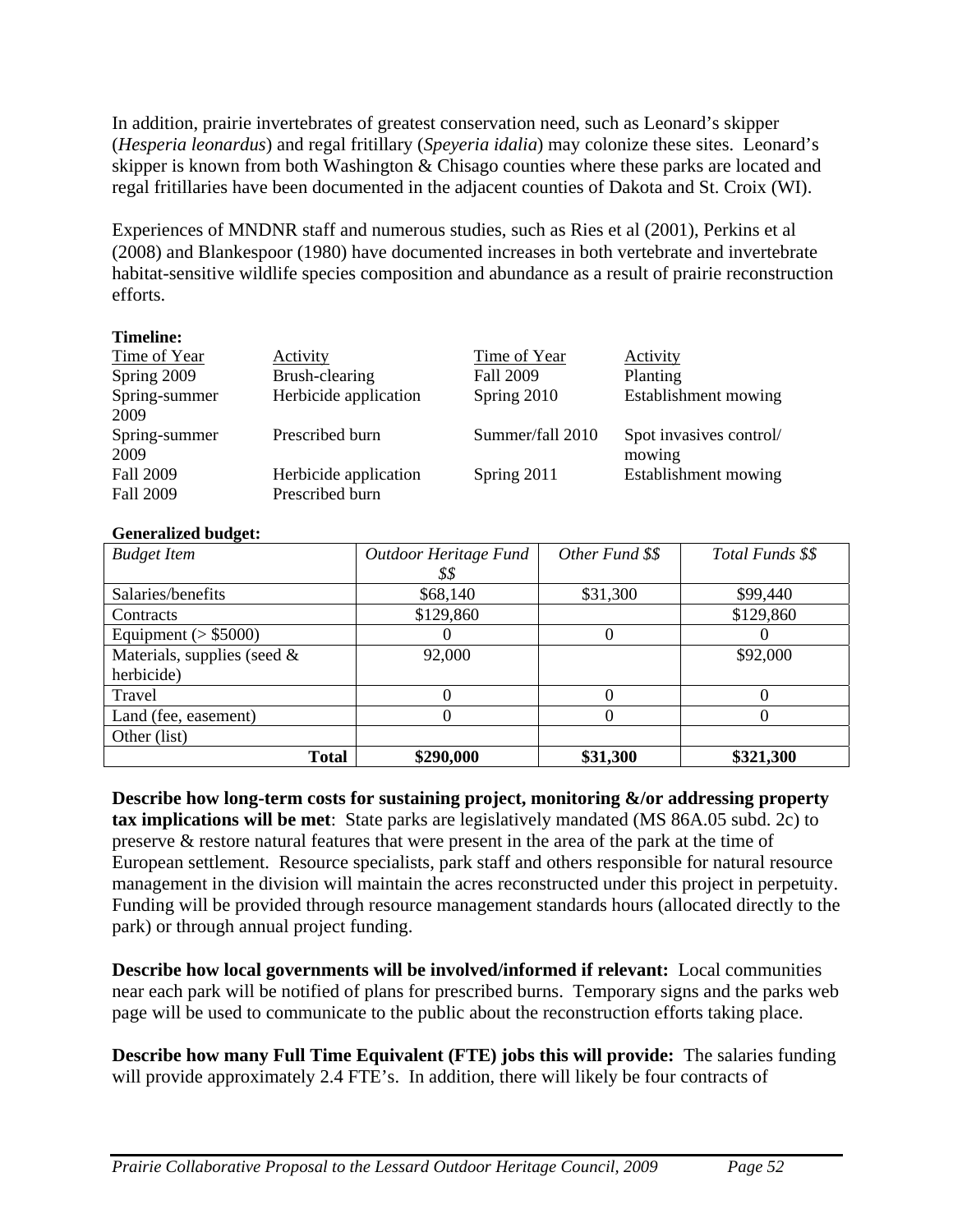In addition, prairie invertebrates of greatest conservation need, such as Leonard's skipper (*Hesperia leonardus*) and regal fritillary (*Speyeria idalia*) may colonize these sites. Leonard's skipper is known from both Washington & Chisago counties where these parks are located and regal fritillaries have been documented in the adjacent counties of Dakota and St. Croix (WI).

Experiences of MNDNR staff and numerous studies, such as Ries et al (2001), Perkins et al (2008) and Blankespoor (1980) have documented increases in both vertebrate and invertebrate habitat-sensitive wildlife species composition and abundance as a result of prairie reconstruction efforts.

**Timeline:**

| Time of Year | Activity | Time of Year | Activity |
|---|---|---|---|
| Spring 2009 | Brush-clearing | Fall 2009 | Planting |
| Spring-summer 2009 | Herbicide application | Spring 2010 | Establishment mowing |
| Spring-summer 2009 | Prescribed burn | Summer/fall 2010 | Spot invasives control/ mowing |
| Fall 2009 | Herbicide application | Spring 2011 | Establishment mowing |
| Fall 2009 | Prescribed burn | | |

**Generalized budget:**

| *Budget Item* | *Outdoor Heritage Fund $$* | *Other Fund $$* | *Total Funds $$* |
|---|---|---|---|
| Salaries/benefits | $68,140 | $31,300 | $99,440 |
| Contracts | $129,860 | | $129,860 |
| Equipment (> $5000) | 0 | 0 | 0 |
| Materials, supplies (seed & herbicide) | 92,000 | | $92,000 |
| Travel | 0 | 0 | 0 |
| Land (fee, easement) | 0 | 0 | 0 |
| Other (list) | | | |
| **Total** | **$290,000** | **$31,300** | **$321,300** |

**Describe how long-term costs for sustaining project, monitoring &/or addressing property tax implications will be met**: State parks are legislatively mandated (MS 86A.05 subd. 2c) to preserve & restore natural features that were present in the area of the park at the time of European settlement. Resource specialists, park staff and others responsible for natural resource management in the division will maintain the acres reconstructed under this project in perpetuity. Funding will be provided through resource management standards hours (allocated directly to the park) or through annual project funding.

**Describe how local governments will be involved/informed if relevant:** Local communities near each park will be notified of plans for prescribed burns. Temporary signs and the parks web page will be used to communicate to the public about the reconstruction efforts taking place.

**Describe how many Full Time Equivalent (FTE) jobs this will provide:** The salaries funding will provide approximately 2.4 FTE's. In addition, there will likely be four contracts of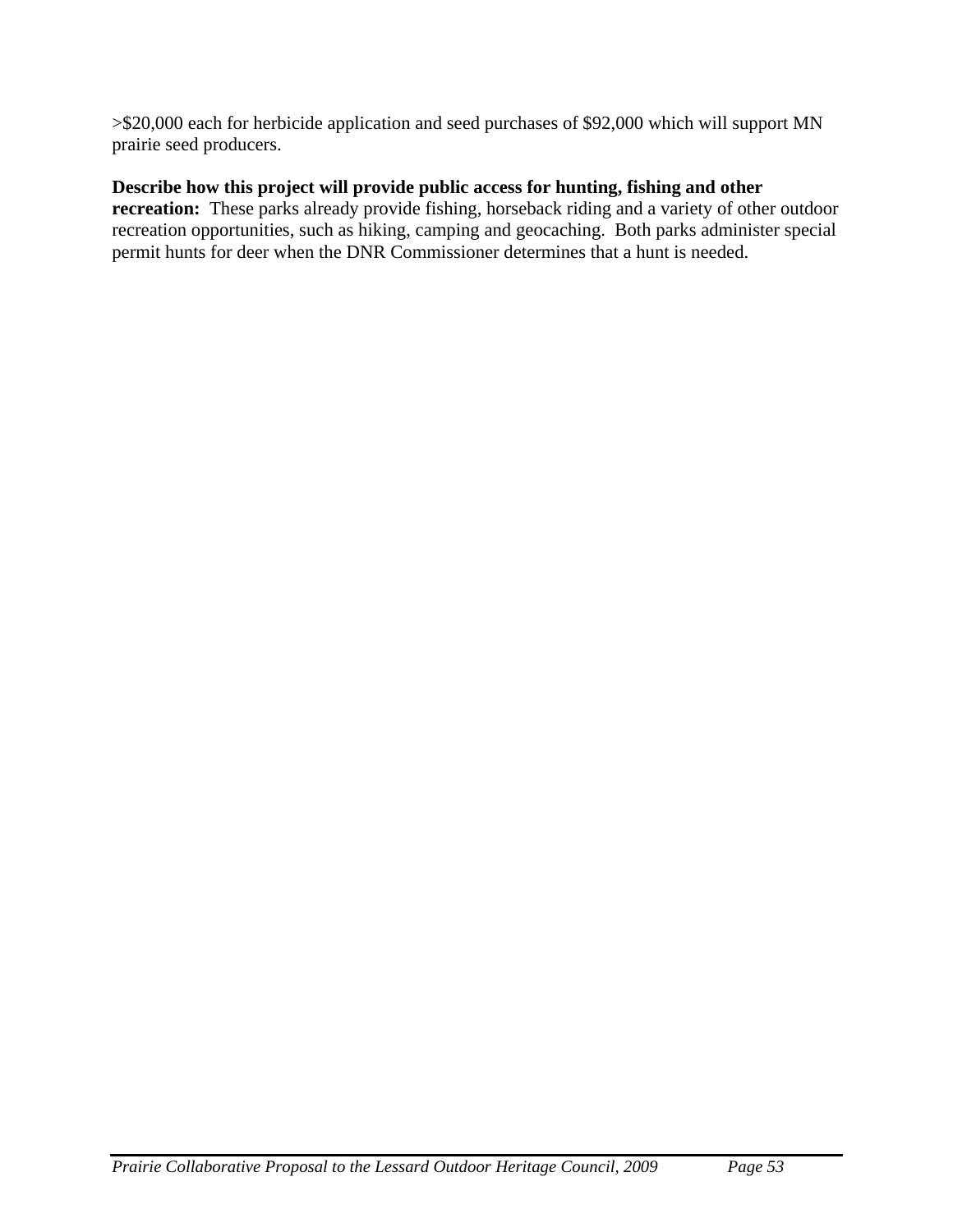>$20,000 each for herbicide application and seed purchases of $92,000 which will support MN prairie seed producers.

**Describe how this project will provide public access for hunting, fishing and other recreation:** These parks already provide fishing, horseback riding and a variety of other outdoor recreation opportunities, such as hiking, camping and geocaching. Both parks administer special permit hunts for deer when the DNR Commissioner determines that a hunt is needed.